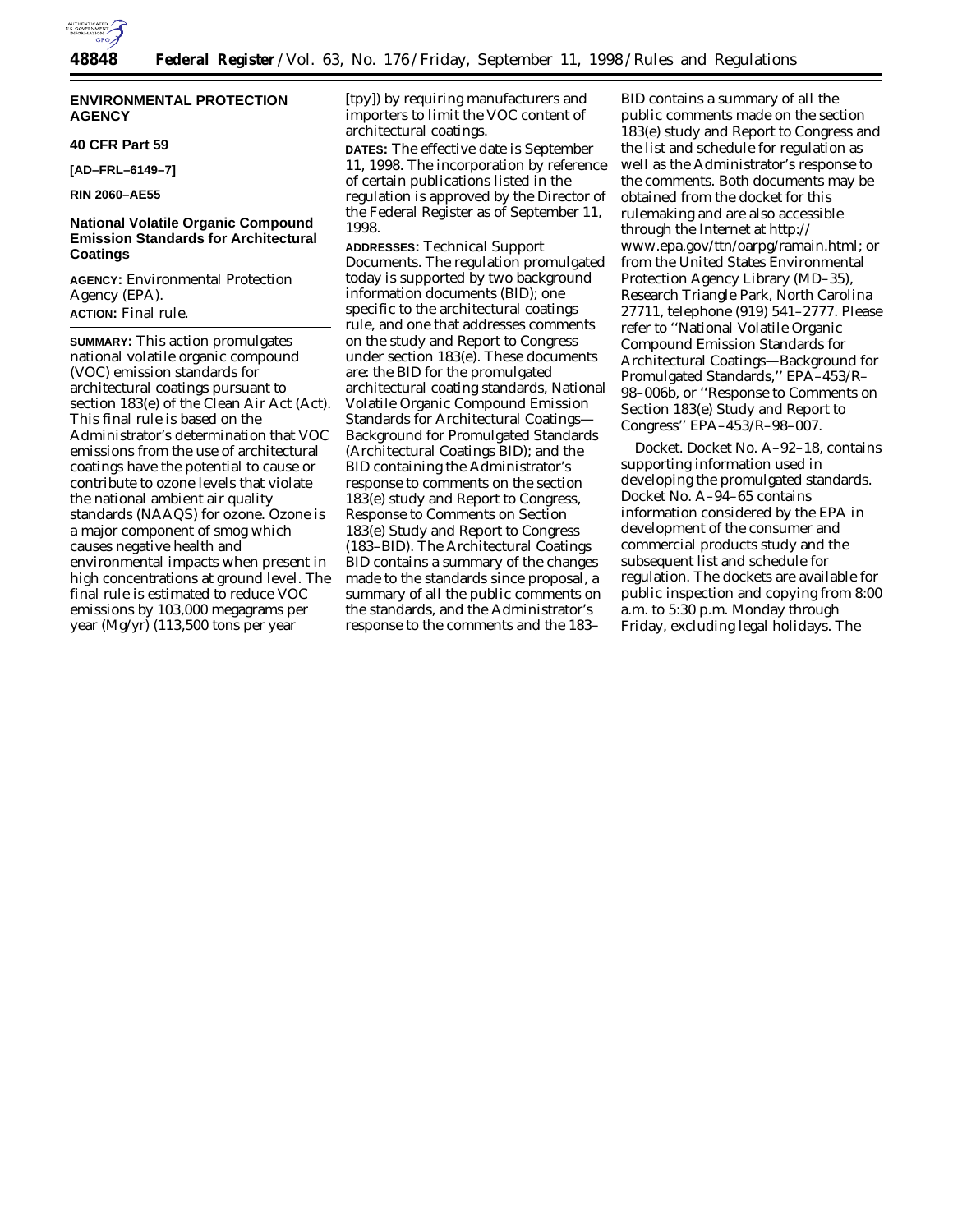## ENVIRONMENTAL PROTECTION AGENCY

**40 CFR Part 59**

**[AD–FRL–6149–7]**

**RIN 2060–AE55**

### National Volatile Organic Compound Emission Standards for Architectural Coatings

**AGENCY:** Environmental Protection Agency (EPA).

**ACTION:** Final rule.

**SUMMARY:** This action promulgates national volatile organic compound (VOC) emission standards for architectural coatings pursuant to section 183(e) of the Clean Air Act (Act). This final rule is based on the Administrator's determination that VOC emissions from the use of architectural coatings have the potential to cause or contribute to ozone levels that violate the national ambient air quality standards (NAAQS) for ozone. Ozone is a major component of smog which causes negative health and environmental impacts when present in high concentrations at ground level. The final rule is estimated to reduce VOC emissions by 103,000 megagrams per year (Mg/yr) (113,500 tons per year [tpy]) by requiring manufacturers and importers to limit the VOC content of architectural coatings.

**DATES:** The effective date is September 11, 1998. The incorporation by reference of certain publications listed in the regulation is approved by the Director of the Federal Register as of September 11, 1998.

**ADDRESSES:** Technical Support Documents. The regulation promulgated today is supported by two background information documents (BID); one specific to the architectural coatings rule, and one that addresses comments on the study and Report to Congress under section 183(e). These documents are: the BID for the promulgated architectural coating standards, National Volatile Organic Compound Emission Standards for Architectural Coatings—Background for Promulgated Standards (Architectural Coatings BID); and the BID containing the Administrator's response to comments on the section 183(e) study and Report to Congress, Response to Comments on Section 183(e) Study and Report to Congress (183–BID). The Architectural Coatings BID contains a summary of the changes made to the standards since proposal, a summary of all the public comments on the standards, and the Administrator's response to the comments and the 183–BID contains a summary of all the public comments made on the section 183(e) study and Report to Congress and the list and schedule for regulation as well as the Administrator's response to the comments. Both documents may be obtained from the docket for this rulemaking and are also accessible through the Internet at http://www.epa.gov/ttn/oarpg/ramain.html; or from the United States Environmental Protection Agency Library (MD–35), Research Triangle Park, North Carolina 27711, telephone (919) 541–2777. Please refer to ''National Volatile Organic Compound Emission Standards for Architectural Coatings—Background for Promulgated Standards,'' EPA–453/R–98–006b, or ''Response to Comments on Section 183(e) Study and Report to Congress'' EPA–453/R–98–007.

Docket. Docket No. A–92–18, contains supporting information used in developing the promulgated standards. Docket No. A–94–65 contains information considered by the EPA in development of the consumer and commercial products study and the subsequent list and schedule for regulation. The dockets are available for public inspection and copying from 8:00 a.m. to 5:30 p.m. Monday through Friday, excluding legal holidays. The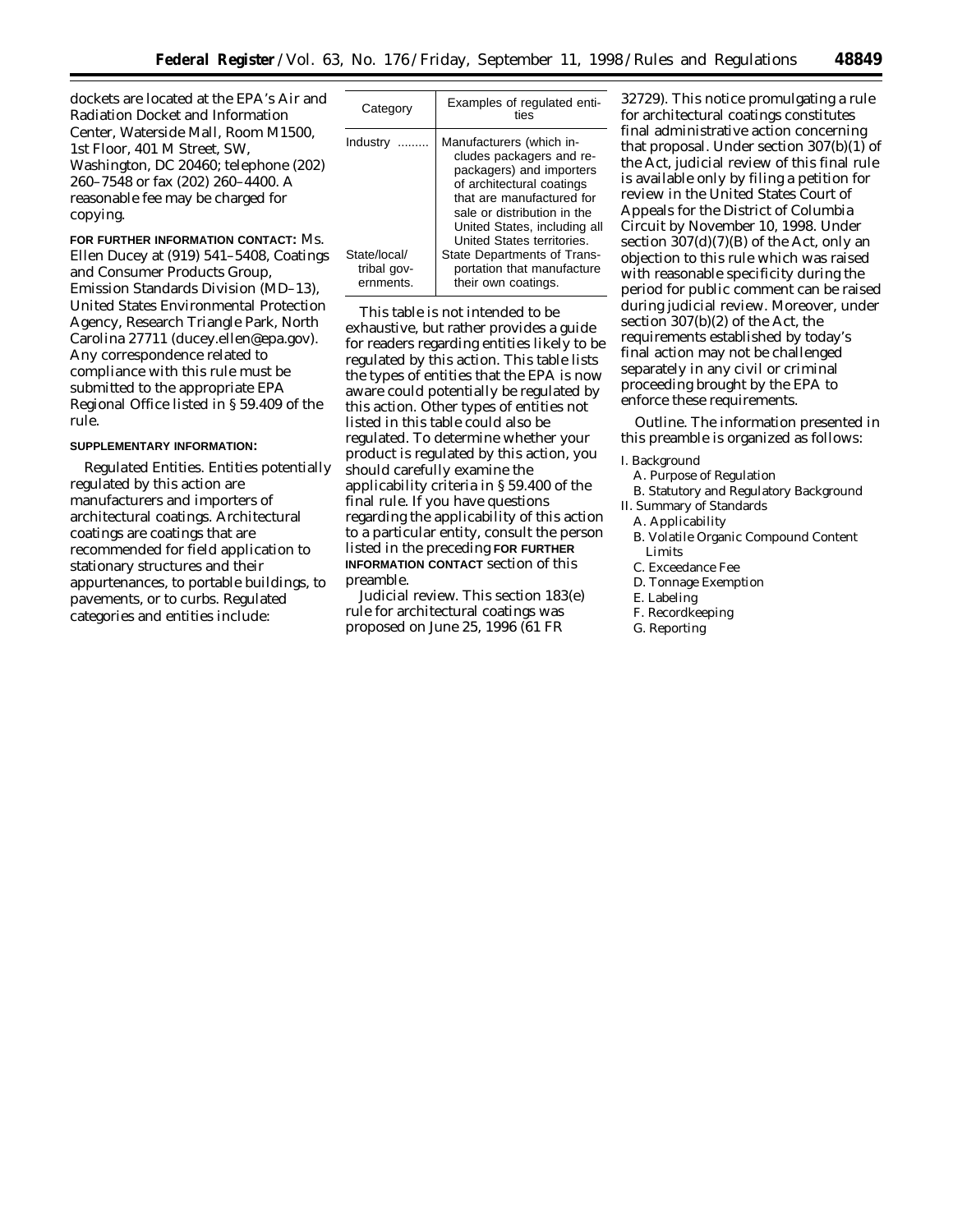dockets are located at the EPA's Air and Radiation Docket and Information Center, Waterside Mall, Room M1500, 1st Floor, 401 M Street, SW, Washington, DC 20460; telephone (202) 260–7548 or fax (202) 260–4400. A reasonable fee may be charged for copying.

**FOR FURTHER INFORMATION CONTACT:** Ms. Ellen Ducey at (919) 541–5408, Coatings and Consumer Products Group, Emission Standards Division (MD–13), United States Environmental Protection Agency, Research Triangle Park, North Carolina 27711 (ducey.ellen@epa.gov). Any correspondence related to compliance with this rule must be submitted to the appropriate EPA Regional Office listed in § 59.409 of the rule.

**SUPPLEMENTARY INFORMATION:**

*Regulated Entities.* Entities potentially regulated by this action are manufacturers and importers of architectural coatings. Architectural coatings are coatings that are recommended for field application to stationary structures and their appurtenances, to portable buildings, to pavements, or to curbs. Regulated categories and entities include:

| Category | Examples of regulated entities |
|---|---|
| Industry | Manufacturers (which includes packagers and repackagers) and importers of architectural coatings that are manufactured for sale or distribution in the United States, including all United States territories. |
| State/local/tribal governments. | State Departments of Transportation that manufacture their own coatings. |

This table is not intended to be exhaustive, but rather provides a guide for readers regarding entities likely to be regulated by this action. This table lists the types of entities that the EPA is now aware could potentially be regulated by this action. Other types of entities not listed in this table could also be regulated. To determine whether your product is regulated by this action, you should carefully examine the applicability criteria in § 59.400 of the final rule. If you have questions regarding the applicability of this action to a particular entity, consult the person listed in the preceding **FOR FURTHER INFORMATION CONTACT** section of this preamble.

*Judicial review.* This section 183(e) rule for architectural coatings was proposed on June 25, 1996 (61 FR 32729). This notice promulgating a rule for architectural coatings constitutes final administrative action concerning that proposal. Under section 307(b)(1) of the Act, judicial review of this final rule is available only by filing a petition for review in the United States Court of Appeals for the District of Columbia Circuit by November 10, 1998. Under section 307(d)(7)(B) of the Act, only an objection to this rule which was raised with reasonable specificity during the period for public comment can be raised during judicial review. Moreover, under section 307(b)(2) of the Act, the requirements established by today's final action may not be challenged separately in any civil or criminal proceeding brought by the EPA to enforce these requirements.

*Outline.* The information presented in this preamble is organized as follows:

- I. Background
  - A. Purpose of Regulation
  - B. Statutory and Regulatory Background
- II. Summary of Standards
  - A. Applicability
  - B. Volatile Organic Compound Content Limits
  - C. Exceedance Fee
  - D. Tonnage Exemption
  - E. Labeling
  - F. Recordkeeping
  - G. Reporting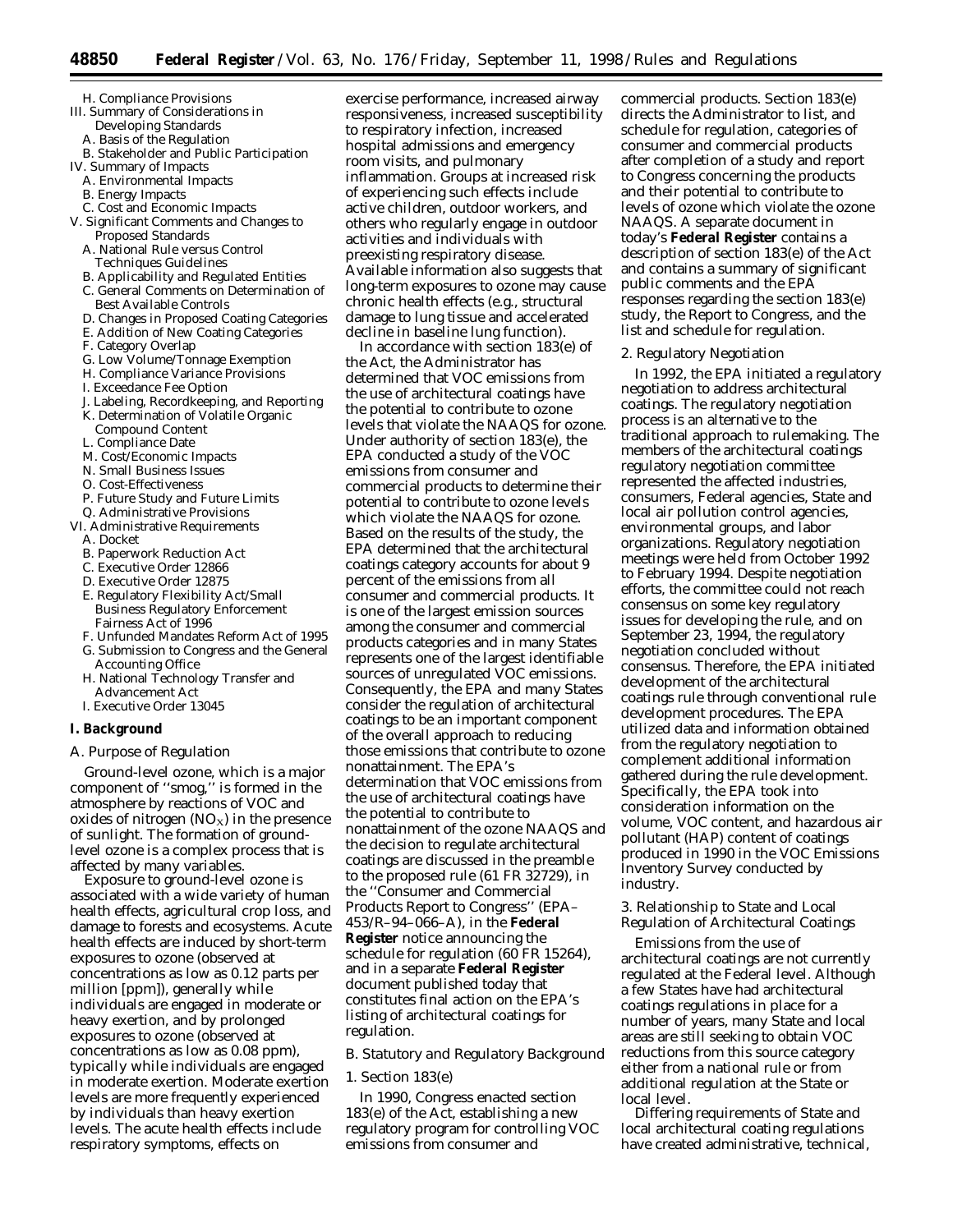H. Compliance Provisions

III. Summary of Considerations in Developing Standards
   A. Basis of the Regulation
   B. Stakeholder and Public Participation

IV. Summary of Impacts
   A. Environmental Impacts
   B. Energy Impacts
   C. Cost and Economic Impacts

V. Significant Comments and Changes to Proposed Standards
   A. National Rule versus Control Techniques Guidelines
   B. Applicability and Regulated Entities
   C. General Comments on Determination of Best Available Controls
   D. Changes in Proposed Coating Categories
   E. Addition of New Coating Categories
   F. Category Overlap
   G. Low Volume/Tonnage Exemption
   H. Compliance Variance Provisions
   I. Exceedance Fee Option
   J. Labeling, Recordkeeping, and Reporting
   K. Determination of Volatile Organic Compound Content
   L. Compliance Date
   M. Cost/Economic Impacts
   N. Small Business Issues
   O. Cost-Effectiveness
   P. Future Study and Future Limits
   Q. Administrative Provisions

VI. Administrative Requirements
   A. Docket
   B. Paperwork Reduction Act
   C. Executive Order 12866
   D. Executive Order 12875
   E. Regulatory Flexibility Act/Small Business Regulatory Enforcement Fairness Act of 1996
   F. Unfunded Mandates Reform Act of 1995
   G. Submission to Congress and the General Accounting Office
   H. National Technology Transfer and Advancement Act
   I. Executive Order 13045

## I. Background

### A. Purpose of Regulation

Ground-level ozone, which is a major component of ''smog,'' is formed in the atmosphere by reactions of VOC and oxides of nitrogen ($NO_X$) in the presence of sunlight. The formation of ground-level ozone is a complex process that is affected by many variables.

Exposure to ground-level ozone is associated with a wide variety of human health effects, agricultural crop loss, and damage to forests and ecosystems. Acute health effects are induced by short-term exposures to ozone (observed at concentrations as low as 0.12 parts per million [ppm]), generally while individuals are engaged in moderate or heavy exertion, and by prolonged exposures to ozone (observed at concentrations as low as 0.08 ppm), typically while individuals are engaged in moderate exertion. Moderate exertion levels are more frequently experienced by individuals than heavy exertion levels. The acute health effects include respiratory symptoms, effects on exercise performance, increased airway responsiveness, increased susceptibility to respiratory infection, increased hospital admissions and emergency room visits, and pulmonary inflammation. Groups at increased risk of experiencing such effects include active children, outdoor workers, and others who regularly engage in outdoor activities and individuals with preexisting respiratory disease. Available information also suggests that long-term exposures to ozone may cause chronic health effects (e.g., structural damage to lung tissue and accelerated decline in baseline lung function).

In accordance with section 183(e) of the Act, the Administrator has determined that VOC emissions from the use of architectural coatings have the potential to contribute to ozone levels that violate the NAAQS for ozone. Under authority of section 183(e), the EPA conducted a study of the VOC emissions from consumer and commercial products to determine their potential to contribute to ozone levels which violate the NAAQS for ozone. Based on the results of the study, the EPA determined that the architectural coatings category accounts for about 9 percent of the emissions from all consumer and commercial products. It is one of the largest emission sources among the consumer and commercial products categories and in many States represents one of the largest identifiable sources of unregulated VOC emissions. Consequently, the EPA and many States consider the regulation of architectural coatings to be an important component of the overall approach to reducing those emissions that contribute to ozone nonattainment. The EPA's determination that VOC emissions from the use of architectural coatings have the potential to contribute to nonattainment of the ozone NAAQS and the decision to regulate architectural coatings are discussed in the preamble to the proposed rule (61 FR 32729), in the ''Consumer and Commercial Products Report to Congress'' (EPA–453/R–94–066–A), in the **Federal Register** notice announcing the schedule for regulation (60 FR 15264), and in a separate **Federal Register** document published today that constitutes final action on the EPA's listing of architectural coatings for regulation.

### B. Statutory and Regulatory Background

#### 1. Section 183(e)

In 1990, Congress enacted section 183(e) of the Act, establishing a new regulatory program for controlling VOC emissions from consumer and commercial products. Section 183(e) directs the Administrator to list, and schedule for regulation, categories of consumer and commercial products after completion of a study and report to Congress concerning the products and their potential to contribute to levels of ozone which violate the ozone NAAQS. A separate document in today's **Federal Register** contains a description of section 183(e) of the Act and contains a summary of significant public comments and the EPA responses regarding the section 183(e) study, the Report to Congress, and the list and schedule for regulation.

#### 2. Regulatory Negotiation

In 1992, the EPA initiated a regulatory negotiation to address architectural coatings. The regulatory negotiation process is an alternative to the traditional approach to rulemaking. The members of the architectural coatings regulatory negotiation committee represented the affected industries, consumers, Federal agencies, State and local air pollution control agencies, environmental groups, and labor organizations. Regulatory negotiation meetings were held from October 1992 to February 1994. Despite negotiation efforts, the committee could not reach consensus on some key regulatory issues for developing the rule, and on September 23, 1994, the regulatory negotiation concluded without consensus. Therefore, the EPA initiated development of the architectural coatings rule through conventional rule development procedures. The EPA utilized data and information obtained from the regulatory negotiation to complement additional information gathered during the rule development. Specifically, the EPA took into consideration information on the volume, VOC content, and hazardous air pollutant (HAP) content of coatings produced in 1990 in the VOC Emissions Inventory Survey conducted by industry.

#### 3. Relationship to State and Local Regulation of Architectural Coatings

Emissions from the use of architectural coatings are not currently regulated at the Federal level. Although a few States have had architectural coatings regulations in place for a number of years, many State and local areas are still seeking to obtain VOC reductions from this source category either from a national rule or from additional regulation at the State or local level.

Differing requirements of State and local architectural coating regulations have created administrative, technical,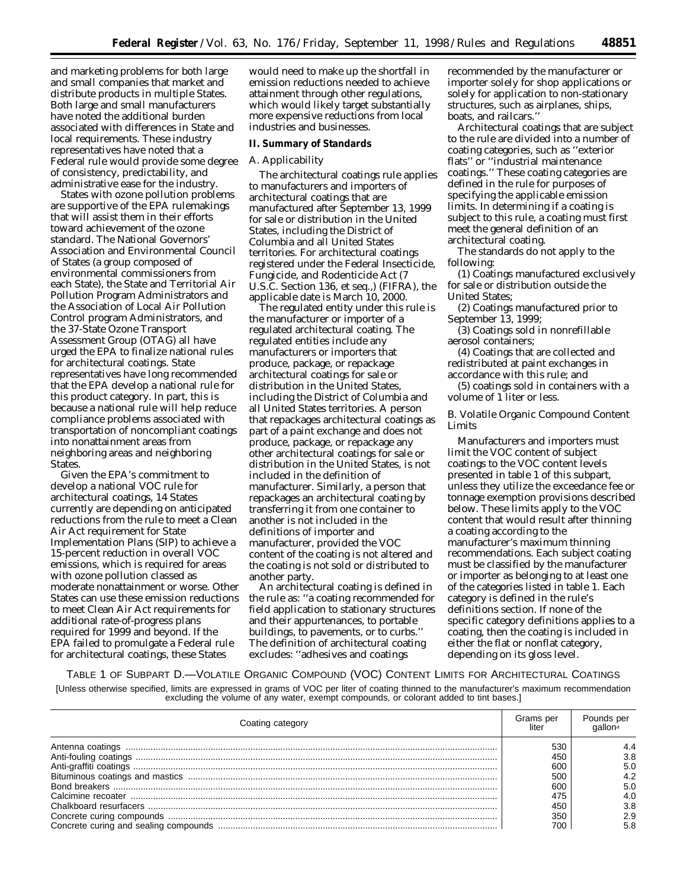and marketing problems for both large and small companies that market and distribute products in multiple States. Both large and small manufacturers have noted the additional burden associated with differences in State and local requirements. These industry representatives have noted that a Federal rule would provide some degree of consistency, predictability, and administrative ease for the industry.

States with ozone pollution problems are supportive of the EPA rulemakings that will assist them in their efforts toward achievement of the ozone standard. The National Governors' Association and Environmental Council of States (a group composed of environmental commissioners from each State), the State and Territorial Air Pollution Program Administrators and the Association of Local Air Pollution Control program Administrators, and the 37-State Ozone Transport Assessment Group (OTAG) all have urged the EPA to finalize national rules for architectural coatings. State representatives have long recommended that the EPA develop a national rule for this product category. In part, this is because a national rule will help reduce compliance problems associated with transportation of noncompliant coatings into nonattainment areas from neighboring areas and neighboring States.

Given the EPA's commitment to develop a national VOC rule for architectural coatings, 14 States currently are depending on anticipated reductions from the rule to meet a Clean Air Act requirement for State Implementation Plans (SIP) to achieve a 15-percent reduction in overall VOC emissions, which is required for areas with ozone pollution classed as moderate nonattainment or worse. Other States can use these emission reductions to meet Clean Air Act requirements for additional rate-of-progress plans required for 1999 and beyond. If the EPA failed to promulgate a Federal rule for architectural coatings, these States would need to make up the shortfall in emission reductions needed to achieve attainment through other regulations, which would likely target substantially more expensive reductions from local industries and businesses.

## II. Summary of Standards

### *A. Applicability*

The architectural coatings rule applies to manufacturers and importers of architectural coatings that are manufactured after September 13, 1999 for sale or distribution in the United States, including the District of Columbia and all United States territories. For architectural coatings registered under the Federal Insecticide, Fungicide, and Rodenticide Act (7 U.S.C. Section 136, et seq.,) (FIFRA), the applicable date is March 10, 2000.

The regulated entity under this rule is the manufacturer or importer of a regulated architectural coating. The regulated entities include any manufacturers or importers that produce, package, or repackage architectural coatings for sale or distribution in the United States, including the District of Columbia and all United States territories. A person that repackages architectural coatings as part of a paint exchange and does not produce, package, or repackage any other architectural coatings for sale or distribution in the United States, is not included in the definition of manufacturer. Similarly, a person that repackages an architectural coating by transferring it from one container to another is not included in the definitions of importer and manufacturer, provided the VOC content of the coating is not altered and the coating is not sold or distributed to another party.

An architectural coating is defined in the rule as: ''a coating recommended for field application to stationary structures and their appurtenances, to portable buildings, to pavements, or to curbs.'' The definition of architectural coating excludes: ''adhesives and coatings recommended by the manufacturer or importer solely for shop applications or solely for application to non-stationary structures, such as airplanes, ships, boats, and railcars.''

Architectural coatings that are subject to the rule are divided into a number of coating categories, such as ''exterior flats'' or ''industrial maintenance coatings.'' These coating categories are defined in the rule for purposes of specifying the applicable emission limits. In determining if a coating is subject to this rule, a coating must first meet the general definition of an architectural coating.

The standards do not apply to the following:

(1) Coatings manufactured exclusively for sale or distribution outside the United States;

(2) Coatings manufactured prior to September 13, 1999;

(3) Coatings sold in nonrefillable aerosol containers;

(4) Coatings that are collected and redistributed at paint exchanges in accordance with this rule; and

(5) coatings sold in containers with a volume of 1 liter or less.

### *B. Volatile Organic Compound Content Limits*

Manufacturers and importers must limit the VOC content of subject coatings to the VOC content levels presented in table 1 of this subpart, unless they utilize the exceedance fee or tonnage exemption provisions described below. These limits apply to the VOC content that would result after thinning a coating according to the manufacturer's maximum thinning recommendations. Each subject coating must be classified by the manufacturer or importer as belonging to at least one of the categories listed in table 1. Each category is defined in the rule's definitions section. If none of the specific category definitions applies to a coating, then the coating is included in either the flat or nonflat category, depending on its gloss level.

TABLE 1 OF SUBPART D.—VOLATILE ORGANIC COMPOUND (VOC) CONTENT LIMITS FOR ARCHITECTURAL COATINGS

[Unless otherwise specified, limits are expressed in grams of VOC per liter of coating thinned to the manufacturer's maximum recommendation excluding the volume of any water, exempt compounds, or colorant added to tint bases.]

| Coating category | Grams per liter | Pounds per gallon[a] |
|---|---|---|
| Antenna coatings | 530 | 4.4 |
| Anti-fouling coatings | 450 | 3.8 |
| Anti-graffiti coatings | 600 | 5.0 |
| Bituminous coatings and mastics | 500 | 4.2 |
| Bond breakers | 600 | 5.0 |
| Calcimine recoater | 475 | 4.0 |
| Chalkboard resurfacers | 450 | 3.8 |
| Concrete curing compounds | 350 | 2.9 |
| Concrete curing and sealing compounds | 700 | 5.8 |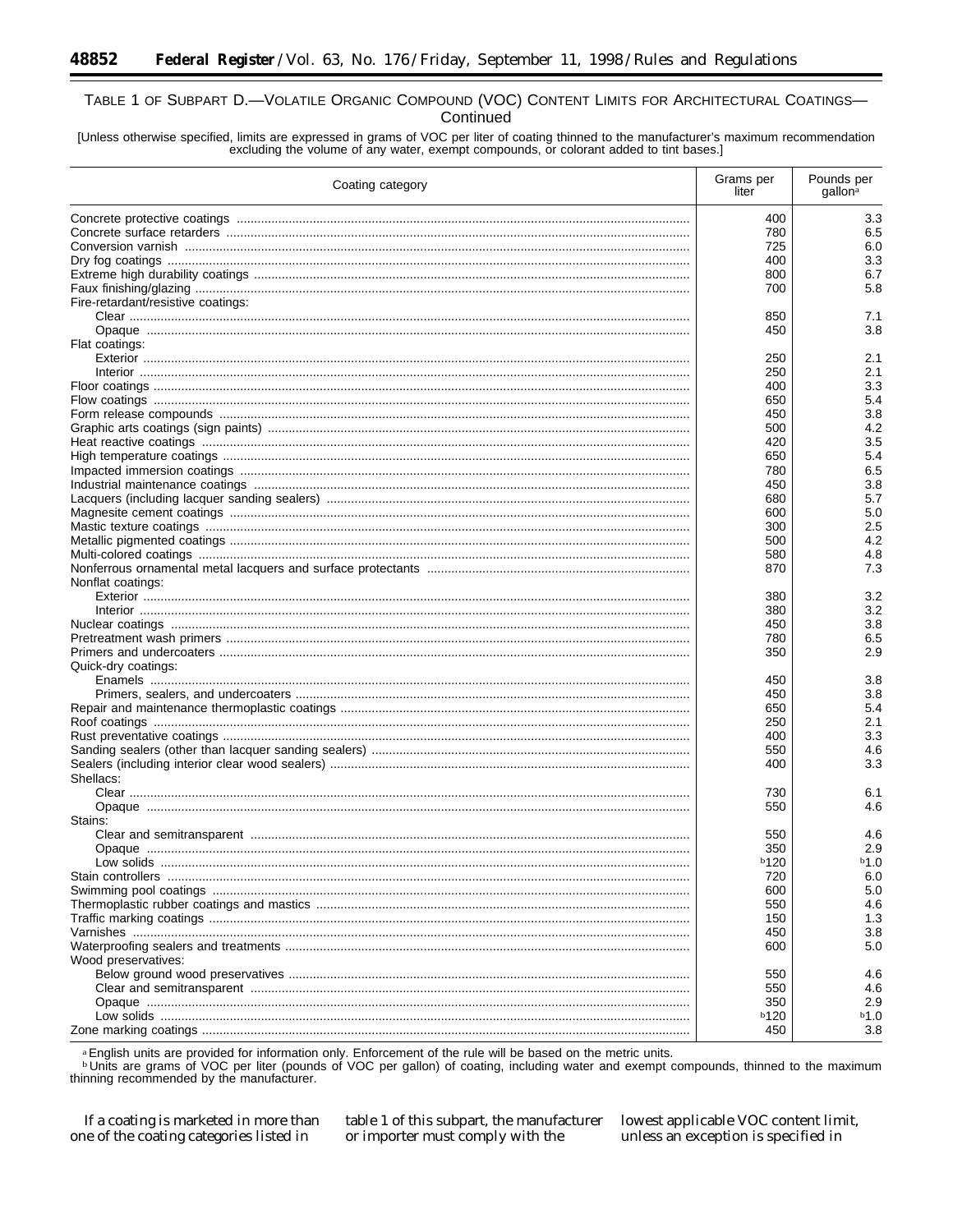TABLE 1 OF SUBPART D.—VOLATILE ORGANIC COMPOUND (VOC) CONTENT LIMITS FOR ARCHITECTURAL COATINGS—Continued

[Unless otherwise specified, limits are expressed in grams of VOC per liter of coating thinned to the manufacturer's maximum recommendation excluding the volume of any water, exempt compounds, or colorant added to tint bases.]

| Coating category | Grams per liter | Pounds per gallon[a] |
|---|---|---|
| Concrete protective coatings | 400 | 3.3 |
| Concrete surface retarders | 780 | 6.5 |
| Conversion varnish | 725 | 6.0 |
| Dry fog coatings | 400 | 3.3 |
| Extreme high durability coatings | 800 | 6.7 |
| Faux finishing/glazing | 700 | 5.8 |
| Fire-retardant/resistive coatings: | | |
| Clear | 850 | 7.1 |
| Opaque | 450 | 3.8 |
| Flat coatings: | | |
| Exterior | 250 | 2.1 |
| Interior | 250 | 2.1 |
| Floor coatings | 400 | 3.3 |
| Flow coatings | 650 | 5.4 |
| Form release compounds | 450 | 3.8 |
| Graphic arts coatings (sign paints) | 500 | 4.2 |
| Heat reactive coatings | 420 | 3.5 |
| High temperature coatings | 650 | 5.4 |
| Impacted immersion coatings | 780 | 6.5 |
| Industrial maintenance coatings | 450 | 3.8 |
| Lacquers (including lacquer sanding sealers) | 680 | 5.7 |
| Magnesite cement coatings | 600 | 5.0 |
| Mastic texture coatings | 300 | 2.5 |
| Metallic pigmented coatings | 500 | 4.2 |
| Multi-colored coatings | 580 | 4.8 |
| Nonferrous ornamental metal lacquers and surface protectants | 870 | 7.3 |
| Nonflat coatings: | | |
| Exterior | 380 | 3.2 |
| Interior | 380 | 3.2 |
| Nuclear coatings | 450 | 3.8 |
| Pretreatment wash primers | 780 | 6.5 |
| Primers and undercoaters | 350 | 2.9 |
| Quick-dry coatings: | | |
| Enamels | 450 | 3.8 |
| Primers, sealers, and undercoaters | 450 | 3.8 |
| Repair and maintenance thermoplastic coatings | 650 | 5.4 |
| Roof coatings | 250 | 2.1 |
| Rust preventative coatings | 400 | 3.3 |
| Sanding sealers (other than lacquer sanding sealers) | 550 | 4.6 |
| Sealers (including interior clear wood sealers) | 400 | 3.3 |
| Shellacs: | | |
| Clear | 730 | 6.1 |
| Opaque | 550 | 4.6 |
| Stains: | | |
| Clear and semitransparent | 550 | 4.6 |
| Opaque | 350 | 2.9 |
| Low solids | [b]120 | [b]1.0 |
| Stain controllers | 720 | 6.0 |
| Swimming pool coatings | 600 | 5.0 |
| Thermoplastic rubber coatings and mastics | 550 | 4.6 |
| Traffic marking coatings | 150 | 1.3 |
| Varnishes | 450 | 3.8 |
| Waterproofing sealers and treatments | 600 | 5.0 |
| Wood preservatives: | | |
| Below ground wood preservatives | 550 | 4.6 |
| Clear and semitransparent | 550 | 4.6 |
| Opaque | 350 | 2.9 |
| Low solids | [b]120 | [b]1.0 |
| Zone marking coatings | 450 | 3.8 |

[a] English units are provided for information only. Enforcement of the rule will be based on the metric units.
[b] Units are grams of VOC per liter (pounds of VOC per gallon) of coating, including water and exempt compounds, thinned to the maximum thinning recommended by the manufacturer.

If a coating is marketed in more than one of the coating categories listed in table 1 of this subpart, the manufacturer or importer must comply with the lowest applicable VOC content limit, unless an exception is specified in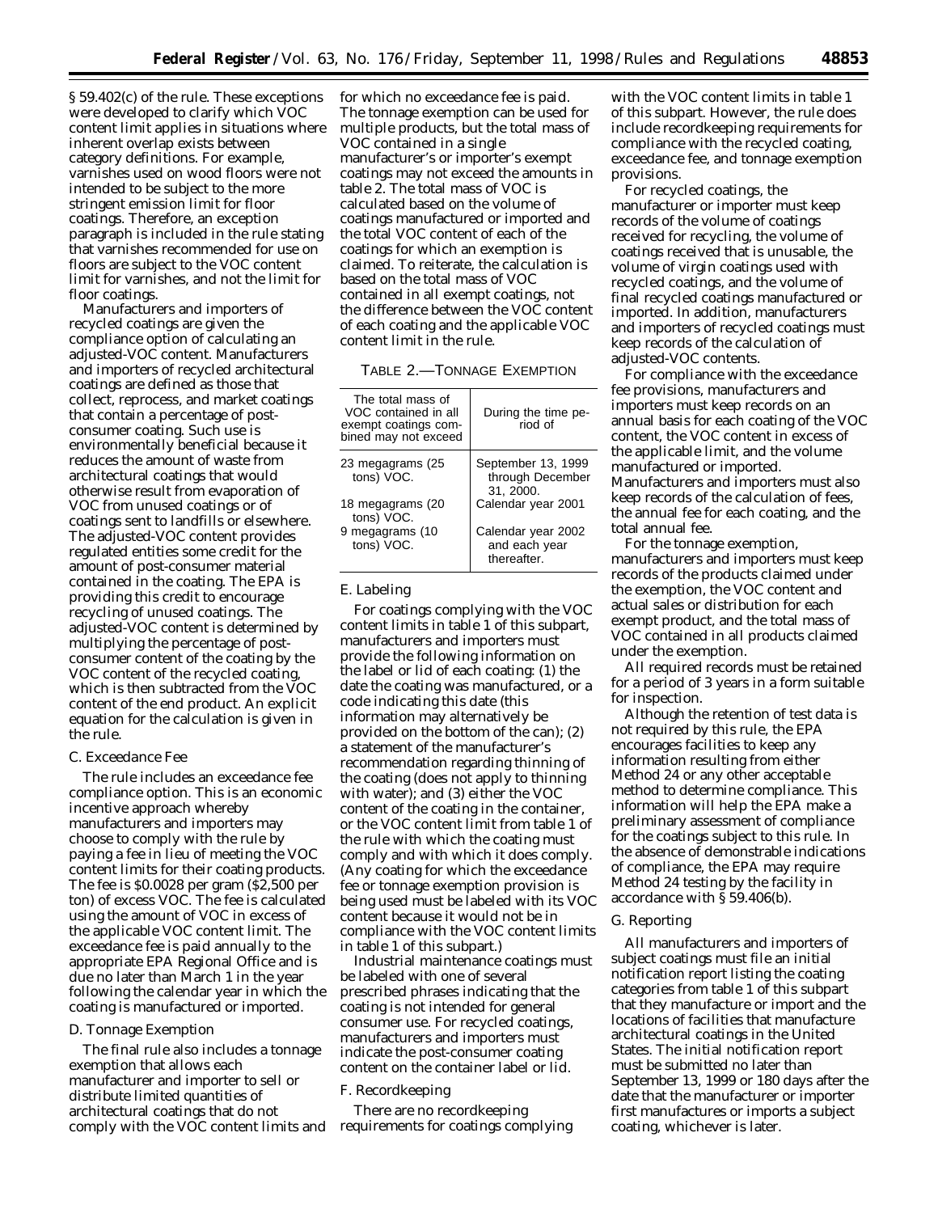§ 59.402(c) of the rule. These exceptions were developed to clarify which VOC content limit applies in situations where inherent overlap exists between category definitions. For example, varnishes used on wood floors were not intended to be subject to the more stringent emission limit for floor coatings. Therefore, an exception paragraph is included in the rule stating that varnishes recommended for use on floors are subject to the VOC content limit for varnishes, and not the limit for floor coatings.

Manufacturers and importers of recycled coatings are given the compliance option of calculating an adjusted-VOC content. Manufacturers and importers of recycled architectural coatings are defined as those that collect, reprocess, and market coatings that contain a percentage of post-consumer coating. Such use is environmentally beneficial because it reduces the amount of waste from architectural coatings that would otherwise result from evaporation of VOC from unused coatings or of coatings sent to landfills or elsewhere. The adjusted-VOC content provides regulated entities some credit for the amount of post-consumer material contained in the coating. The EPA is providing this credit to encourage recycling of unused coatings. The adjusted-VOC content is determined by multiplying the percentage of post-consumer content of the coating by the VOC content of the recycled coating, which is then subtracted from the VOC content of the end product. An explicit equation for the calculation is given in the rule.

*C. Exceedance Fee*

The rule includes an exceedance fee compliance option. This is an economic incentive approach whereby manufacturers and importers may choose to comply with the rule by paying a fee in lieu of meeting the VOC content limits for their coating products. The fee is $0.0028 per gram ($2,500 per ton) of excess VOC. The fee is calculated using the amount of VOC in excess of the applicable VOC content limit. The exceedance fee is paid annually to the appropriate EPA Regional Office and is due no later than March 1 in the year following the calendar year in which the coating is manufactured or imported.

*D. Tonnage Exemption*

The final rule also includes a tonnage exemption that allows each manufacturer and importer to sell or distribute limited quantities of architectural coatings that do not comply with the VOC content limits and for which no exceedance fee is paid. The tonnage exemption can be used for multiple products, but the total mass of VOC contained in a single manufacturer's or importer's exempt coatings may not exceed the amounts in table 2. The total mass of VOC is calculated based on the volume of coatings manufactured or imported and the total VOC content of each of the coatings for which an exemption is claimed. To reiterate, the calculation is based on the total mass of VOC contained in all exempt coatings, not the difference between the VOC content of each coating and the applicable VOC content limit in the rule.

TABLE 2.—TONNAGE EXEMPTION

| The total mass of VOC contained in all exempt coatings combined may not exceed | During the time period of |
|---|---|
| 23 megagrams (25 tons) VOC. | September 13, 1999 through December 31, 2000. |
| 18 megagrams (20 tons) VOC. | Calendar year 2001 |
| 9 megagrams (10 tons) VOC. | Calendar year 2002 and each year thereafter. |

*E. Labeling*

For coatings complying with the VOC content limits in table 1 of this subpart, manufacturers and importers must provide the following information on the label or lid of each coating: (1) the date the coating was manufactured, or a code indicating this date (this information may alternatively be provided on the bottom of the can); (2) a statement of the manufacturer's recommendation regarding thinning of the coating (does not apply to thinning with water); and (3) either the VOC content of the coating in the container, or the VOC content limit from table 1 of the rule with which the coating must comply and with which it does comply. (Any coating for which the exceedance fee or tonnage exemption provision is being used must be labeled with its VOC content because it would not be in compliance with the VOC content limits in table 1 of this subpart.)

Industrial maintenance coatings must be labeled with one of several prescribed phrases indicating that the coating is not intended for general consumer use. For recycled coatings, manufacturers and importers must indicate the post-consumer coating content on the container label or lid.

*F. Recordkeeping*

There are no recordkeeping requirements for coatings complying with the VOC content limits in table 1 of this subpart. However, the rule does include recordkeeping requirements for compliance with the recycled coating, exceedance fee, and tonnage exemption provisions.

For recycled coatings, the manufacturer or importer must keep records of the volume of coatings received for recycling, the volume of coatings received that is unusable, the volume of virgin coatings used with recycled coatings, and the volume of final recycled coatings manufactured or imported. In addition, manufacturers and importers of recycled coatings must keep records of the calculation of adjusted-VOC contents.

For compliance with the exceedance fee provisions, manufacturers and importers must keep records on an annual basis for each coating of the VOC content, the VOC content in excess of the applicable limit, and the volume manufactured or imported. Manufacturers and importers must also keep records of the calculation of fees, the annual fee for each coating, and the total annual fee.

For the tonnage exemption, manufacturers and importers must keep records of the products claimed under the exemption, the VOC content and actual sales or distribution for each exempt product, and the total mass of VOC contained in all products claimed under the exemption.

All required records must be retained for a period of 3 years in a form suitable for inspection.

Although the retention of test data is not required by this rule, the EPA encourages facilities to keep any information resulting from either Method 24 or any other acceptable method to determine compliance. This information will help the EPA make a preliminary assessment of compliance for the coatings subject to this rule. In the absence of demonstrable indications of compliance, the EPA may require Method 24 testing by the facility in accordance with § 59.406(b).

*G. Reporting*

All manufacturers and importers of subject coatings must file an initial notification report listing the coating categories from table 1 of this subpart that they manufacture or import and the locations of facilities that manufacture architectural coatings in the United States. The initial notification report must be submitted no later than September 13, 1999 or 180 days after the date that the manufacturer or importer first manufactures or imports a subject coating, whichever is later.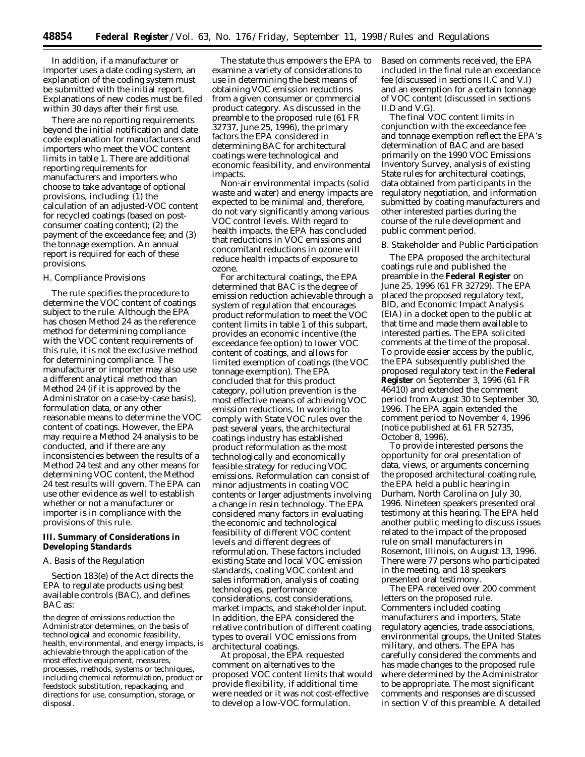In addition, if a manufacturer or importer uses a date coding system, an explanation of the coding system must be submitted with the initial report. Explanations of new codes must be filed within 30 days after their first use.

There are no reporting requirements beyond the initial notification and date code explanation for manufacturers and importers who meet the VOC content limits in table 1. There are additional reporting requirements for manufacturers and importers who choose to take advantage of optional provisions, including: (1) the calculation of an adjusted-VOC content for recycled coatings (based on post-consumer coating content); (2) the payment of the exceedance fee; and (3) the tonnage exemption. An annual report is required for each of these provisions.

*H. Compliance Provisions*

The rule specifies the procedure to determine the VOC content of coatings subject to the rule. Although the EPA has chosen Method 24 as the reference method for determining compliance with the VOC content requirements of this rule, it is not the exclusive method for determining compliance. The manufacturer or importer may also use a different analytical method than Method 24 (if it is approved by the Administrator on a case-by-case basis), formulation data, or any other reasonable means to determine the VOC content of coatings. However, the EPA may require a Method 24 analysis to be conducted, and if there are any inconsistencies between the results of a Method 24 test and any other means for determining VOC content, the Method 24 test results will govern. The EPA can use other evidence as well to establish whether or not a manufacturer or importer is in compliance with the provisions of this rule.

## III. Summary of Considerations in Developing Standards

*A. Basis of the Regulation*

Section 183(e) of the Act directs the EPA to regulate products using best available controls (BAC), and defines BAC as:

> the degree of emissions reduction the Administrator determines, on the basis of technological and economic feasibility, health, environmental, and energy impacts, is achievable through the application of the most effective equipment, measures, processes, methods, systems or techniques, including chemical reformulation, product or feedstock substitution, repackaging, and directions for use, consumption, storage, or disposal.

The statute thus empowers the EPA to examine a variety of considerations to use in determining the best means of obtaining VOC emission reductions from a given consumer or commercial product category. As discussed in the preamble to the proposed rule (61 FR 32737, June 25, 1996), the primary factors the EPA considered in determining BAC for architectural coatings were technological and economic feasibility, and environmental impacts.

Non-air environmental impacts (solid waste and water) and energy impacts are expected to be minimal and, therefore, do not vary significantly among various VOC control levels. With regard to health impacts, the EPA has concluded that reductions in VOC emissions and concomitant reductions in ozone will reduce health impacts of exposure to ozone.

For architectural coatings, the EPA determined that BAC is the degree of emission reduction achievable through a system of regulation that encourages product reformulation to meet the VOC content limits in table 1 of this subpart, provides an economic incentive (the exceedance fee option) to lower VOC content of coatings, and allows for limited exemption of coatings (the VOC tonnage exemption). The EPA concluded that for this product category, pollution prevention is the most effective means of achieving VOC emission reductions. In working to comply with State VOC rules over the past several years, the architectural coatings industry has established product reformulation as the most technologically and economically feasible strategy for reducing VOC emissions. Reformulation can consist of minor adjustments in coating VOC contents or larger adjustments involving a change in resin technology. The EPA considered many factors in evaluating the economic and technological feasibility of different VOC content levels and different degrees of reformulation. These factors included existing State and local VOC emission standards, coating VOC content and sales information, analysis of coating technologies, performance considerations, cost considerations, market impacts, and stakeholder input. In addition, the EPA considered the relative contribution of different coating types to overall VOC emissions from architectural coatings.

At proposal, the EPA requested comment on alternatives to the proposed VOC content limits that would provide flexibility, if additional time were needed or it was not cost-effective to develop a low-VOC formulation. Based on comments received, the EPA included in the final rule an exceedance fee (discussed in sections II.C and V.I) and an exemption for a certain tonnage of VOC content (discussed in sections II.D and V.G).

The final VOC content limits in conjunction with the exceedance fee and tonnage exemption reflect the EPA's determination of BAC and are based primarily on the 1990 VOC Emissions Inventory Survey, analysis of existing State rules for architectural coatings, data obtained from participants in the regulatory negotiation, and information submitted by coating manufacturers and other interested parties during the course of the rule development and public comment period.

*B. Stakeholder and Public Participation*

The EPA proposed the architectural coatings rule and published the preamble in the **Federal Register** on June 25, 1996 (61 FR 32729). The EPA placed the proposed regulatory text, BID, and Economic Impact Analysis (EIA) in a docket open to the public at that time and made them available to interested parties. The EPA solicited comments at the time of the proposal. To provide easier access by the public, the EPA subsequently published the proposed regulatory text in the **Federal Register** on September 3, 1996 (61 FR 46410) and extended the comment period from August 30 to September 30, 1996. The EPA again extended the comment period to November 4, 1996 (notice published at 61 FR 52735, October 8, 1996).

To provide interested persons the opportunity for oral presentation of data, views, or arguments concerning the proposed architectural coating rule, the EPA held a public hearing in Durham, North Carolina on July 30, 1996. Nineteen speakers presented oral testimony at this hearing. The EPA held another public meeting to discuss issues related to the impact of the proposed rule on small manufacturers in Rosemont, Illinois, on August 13, 1996. There were 77 persons who participated in the meeting, and 18 speakers presented oral testimony.

The EPA received over 200 comment letters on the proposed rule. Commenters included coating manufacturers and importers, State regulatory agencies, trade associations, environmental groups, the United States military, and others. The EPA has carefully considered the comments and has made changes to the proposed rule where determined by the Administrator to be appropriate. The most significant comments and responses are discussed in section V of this preamble. A detailed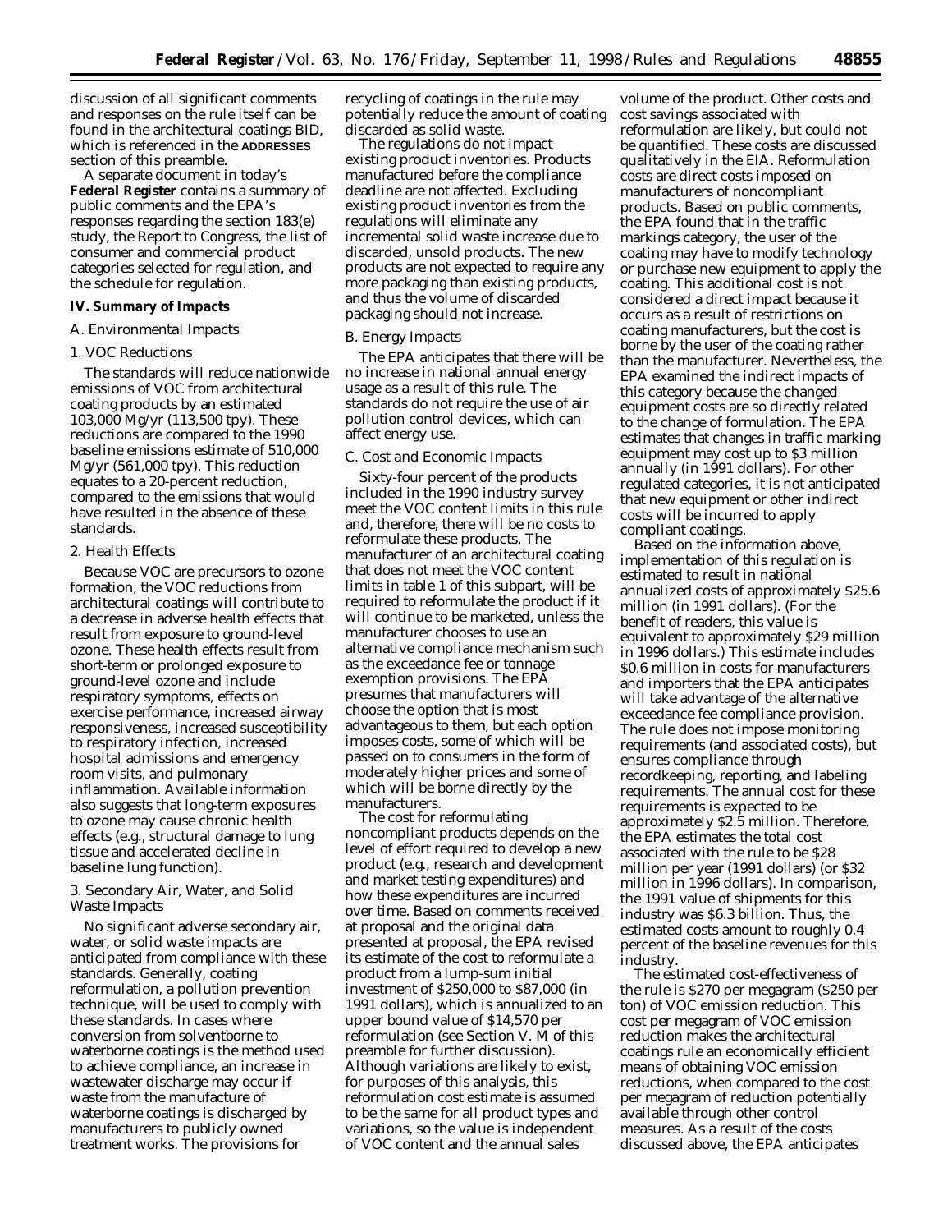discussion of all significant comments and responses on the rule itself can be found in the architectural coatings BID, which is referenced in the **ADDRESSES** section of this preamble.

A separate document in today's **Federal Register** contains a summary of public comments and the EPA's responses regarding the section 183(e) study, the Report to Congress, the list of consumer and commercial product categories selected for regulation, and the schedule for regulation.

## IV. Summary of Impacts

### A. Environmental Impacts

#### 1. VOC Reductions

The standards will reduce nationwide emissions of VOC from architectural coating products by an estimated 103,000 Mg/yr (113,500 tpy). These reductions are compared to the 1990 baseline emissions estimate of 510,000 Mg/yr (561,000 tpy). This reduction equates to a 20-percent reduction, compared to the emissions that would have resulted in the absence of these standards.

#### 2. Health Effects

Because VOC are precursors to ozone formation, the VOC reductions from architectural coatings will contribute to a decrease in adverse health effects that result from exposure to ground-level ozone. These health effects result from short-term or prolonged exposure to ground-level ozone and include respiratory symptoms, effects on exercise performance, increased airway responsiveness, increased susceptibility to respiratory infection, increased hospital admissions and emergency room visits, and pulmonary inflammation. Available information also suggests that long-term exposures to ozone may cause chronic health effects (e.g., structural damage to lung tissue and accelerated decline in baseline lung function).

#### 3. Secondary Air, Water, and Solid Waste Impacts

No significant adverse secondary air, water, or solid waste impacts are anticipated from compliance with these standards. Generally, coating reformulation, a pollution prevention technique, will be used to comply with these standards. In cases where conversion from solventborne to waterborne coatings is the method used to achieve compliance, an increase in wastewater discharge may occur if waste from the manufacture of waterborne coatings is discharged by manufacturers to publicly owned treatment works. The provisions for recycling of coatings in the rule may potentially reduce the amount of coating discarded as solid waste.

The regulations do not impact existing product inventories. Products manufactured before the compliance deadline are not affected. Excluding existing product inventories from the regulations will eliminate any incremental solid waste increase due to discarded, unsold products. The new products are not expected to require any more packaging than existing products, and thus the volume of discarded packaging should not increase.

### B. Energy Impacts

The EPA anticipates that there will be no increase in national annual energy usage as a result of this rule. The standards do not require the use of air pollution control devices, which can affect energy use.

### C. Cost and Economic Impacts

Sixty-four percent of the products included in the 1990 industry survey meet the VOC content limits in this rule and, therefore, there will be no costs to reformulate these products. The manufacturer of an architectural coating that does not meet the VOC content limits in table 1 of this subpart, will be required to reformulate the product if it will continue to be marketed, unless the manufacturer chooses to use an alternative compliance mechanism such as the exceedance fee or tonnage exemption provisions. The EPA presumes that manufacturers will choose the option that is most advantageous to them, but each option imposes costs, some of which will be passed on to consumers in the form of moderately higher prices and some of which will be borne directly by the manufacturers.

The cost for reformulating noncompliant products depends on the level of effort required to develop a new product (e.g., research and development and market testing expenditures) and how these expenditures are incurred over time. Based on comments received at proposal and the original data presented at proposal, the EPA revised its estimate of the cost to reformulate a product from a lump-sum initial investment of $250,000 to $87,000 (in 1991 dollars), which is annualized to an upper bound value of $14,570 per reformulation (see Section V. M of this preamble for further discussion). Although variations are likely to exist, for purposes of this analysis, this reformulation cost estimate is assumed to be the same for all product types and variations, so the value is independent of VOC content and the annual sales volume of the product. Other costs and cost savings associated with reformulation are likely, but could not be quantified. These costs are discussed qualitatively in the EIA. Reformulation costs are direct costs imposed on manufacturers of noncompliant products. Based on public comments, the EPA found that in the traffic markings category, the user of the coating may have to modify technology or purchase new equipment to apply the coating. This additional cost is not considered a direct impact because it occurs as a result of restrictions on coating manufacturers, but the cost is borne by the user of the coating rather than the manufacturer. Nevertheless, the EPA examined the indirect impacts of this category because the changed equipment costs are so directly related to the change of formulation. The EPA estimates that changes in traffic marking equipment may cost up to $3 million annually (in 1991 dollars). For other regulated categories, it is not anticipated that new equipment or other indirect costs will be incurred to apply compliant coatings.

Based on the information above, implementation of this regulation is estimated to result in national annualized costs of approximately $25.6 million (in 1991 dollars). (For the benefit of readers, this value is equivalent to approximately $29 million in 1996 dollars.) This estimate includes $0.6 million in costs for manufacturers and importers that the EPA anticipates will take advantage of the alternative exceedance fee compliance provision. The rule does not impose monitoring requirements (and associated costs), but ensures compliance through recordkeeping, reporting, and labeling requirements. The annual cost for these requirements is expected to be approximately $2.5 million. Therefore, the EPA estimates the total cost associated with the rule to be $28 million per year (1991 dollars) (or $32 million in 1996 dollars). In comparison, the 1991 value of shipments for this industry was $6.3 billion. Thus, the estimated costs amount to roughly 0.4 percent of the baseline revenues for this industry.

The estimated cost-effectiveness of the rule is $270 per megagram ($250 per ton) of VOC emission reduction. This cost per megagram of VOC emission reduction makes the architectural coatings rule an economically efficient means of obtaining VOC emission reductions, when compared to the cost per megagram of reduction potentially available through other control measures. As a result of the costs discussed above, the EPA anticipates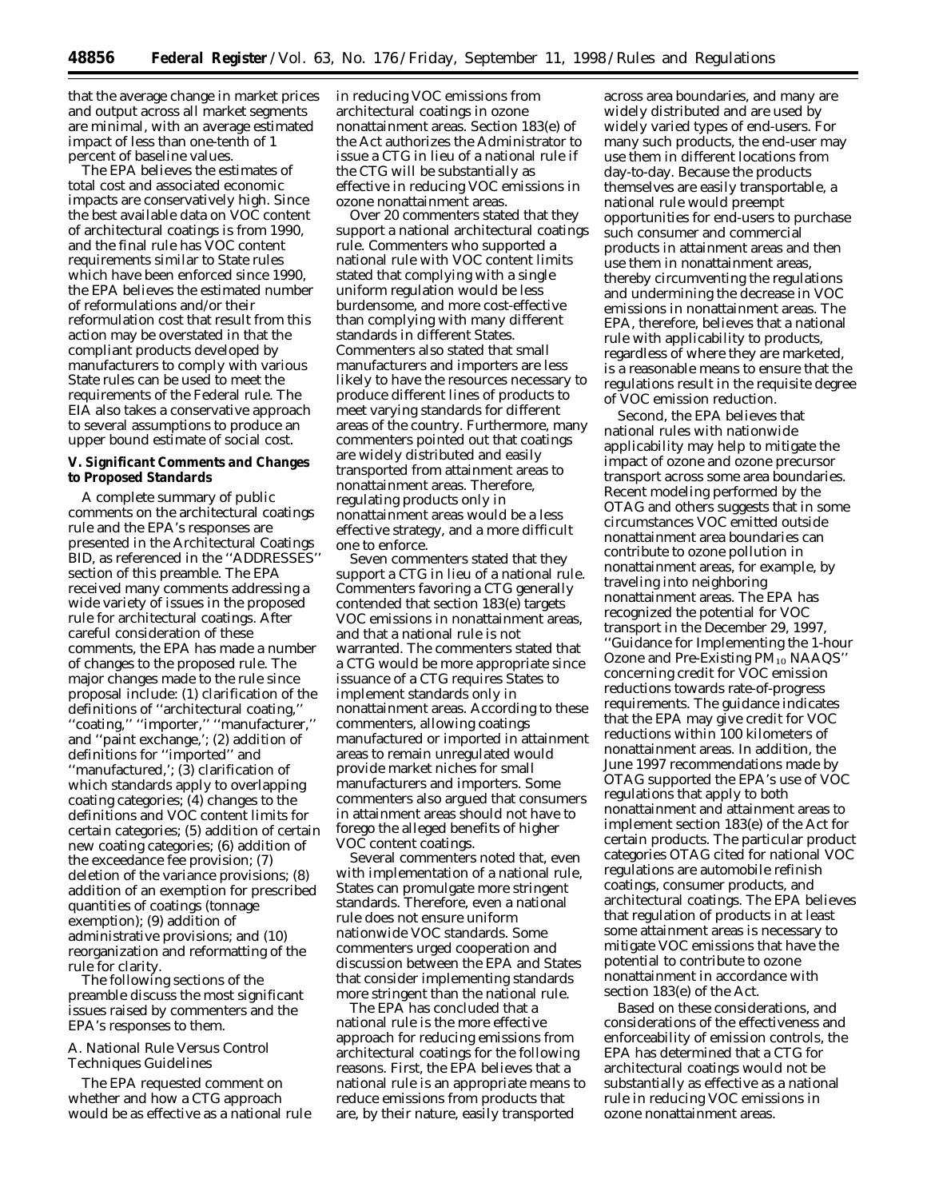that the average change in market prices and output across all market segments are minimal, with an average estimated impact of less than one-tenth of 1 percent of baseline values.

The EPA believes the estimates of total cost and associated economic impacts are conservatively high. Since the best available data on VOC content of architectural coatings is from 1990, and the final rule has VOC content requirements similar to State rules which have been enforced since 1990, the EPA believes the estimated number of reformulations and/or their reformulation cost that result from this action may be overstated in that the compliant products developed by manufacturers to comply with various State rules can be used to meet the requirements of the Federal rule. The EIA also takes a conservative approach to several assumptions to produce an upper bound estimate of social cost.

## V. Significant Comments and Changes to Proposed Standards

A complete summary of public comments on the architectural coatings rule and the EPA's responses are presented in the Architectural Coatings BID, as referenced in the "ADDRESSES" section of this preamble. The EPA received many comments addressing a wide variety of issues in the proposed rule for architectural coatings. After careful consideration of these comments, the EPA has made a number of changes to the proposed rule. The major changes made to the rule since proposal include: (1) clarification of the definitions of "architectural coating," "coating," "importer," "manufacturer," and "paint exchange,'; (2) addition of definitions for "imported" and "manufactured,'; (3) clarification of which standards apply to overlapping coating categories; (4) changes to the definitions and VOC content limits for certain categories; (5) addition of certain new coating categories; (6) addition of the exceedance fee provision; (7) deletion of the variance provisions; (8) addition of an exemption for prescribed quantities of coatings (tonnage exemption); (9) addition of administrative provisions; and (10) reorganization and reformatting of the rule for clarity.

The following sections of the preamble discuss the most significant issues raised by commenters and the EPA's responses to them.

### A. National Rule Versus Control Techniques Guidelines

The EPA requested comment on whether and how a CTG approach would be as effective as a national rule in reducing VOC emissions from architectural coatings in ozone nonattainment areas. Section 183(e) of the Act authorizes the Administrator to issue a CTG in lieu of a national rule if the CTG will be substantially as effective in reducing VOC emissions in ozone nonattainment areas.

Over 20 commenters stated that they support a national architectural coatings rule. Commenters who supported a national rule with VOC content limits stated that complying with a single uniform regulation would be less burdensome, and more cost-effective than complying with many different standards in different States. Commenters also stated that small manufacturers and importers are less likely to have the resources necessary to produce different lines of products to meet varying standards for different areas of the country. Furthermore, many commenters pointed out that coatings are widely distributed and easily transported from attainment areas to nonattainment areas. Therefore, regulating products only in nonattainment areas would be a less effective strategy, and a more difficult one to enforce.

Seven commenters stated that they support a CTG in lieu of a national rule. Commenters favoring a CTG generally contended that section 183(e) targets VOC emissions in nonattainment areas, and that a national rule is not warranted. The commenters stated that a CTG would be more appropriate since issuance of a CTG requires States to implement standards only in nonattainment areas. According to these commenters, allowing coatings manufactured or imported in attainment areas to remain unregulated would provide market niches for small manufacturers and importers. Some commenters also argued that consumers in attainment areas should not have to forego the alleged benefits of higher VOC content coatings.

Several commenters noted that, even with implementation of a national rule, States can promulgate more stringent standards. Therefore, even a national rule does not ensure uniform nationwide VOC standards. Some commenters urged cooperation and discussion between the EPA and States that consider implementing standards more stringent than the national rule.

The EPA has concluded that a national rule is the more effective approach for reducing emissions from architectural coatings for the following reasons. First, the EPA believes that a national rule is an appropriate means to reduce emissions from products that are, by their nature, easily transported across area boundaries, and many are widely distributed and are used by widely varied types of end-users. For many such products, the end-user may use them in different locations from day-to-day. Because the products themselves are easily transportable, a national rule would preempt opportunities for end-users to purchase such consumer and commercial products in attainment areas and then use them in nonattainment areas, thereby circumventing the regulations and undermining the decrease in VOC emissions in nonattainment areas. The EPA, therefore, believes that a national rule with applicability to products, regardless of where they are marketed, is a reasonable means to ensure that the regulations result in the requisite degree of VOC emission reduction.

Second, the EPA believes that national rules with nationwide applicability may help to mitigate the impact of ozone and ozone precursor transport across some area boundaries. Recent modeling performed by the OTAG and others suggests that in some circumstances VOC emitted outside nonattainment area boundaries can contribute to ozone pollution in nonattainment areas, for example, by traveling into neighboring nonattainment areas. The EPA has recognized the potential for VOC transport in the December 29, 1997, "Guidance for Implementing the 1-hour Ozone and Pre-Existing $PM_{10}$ NAAQS" concerning credit for VOC emission reductions towards rate-of-progress requirements. The guidance indicates that the EPA may give credit for VOC reductions within 100 kilometers of nonattainment areas. In addition, the June 1997 recommendations made by OTAG supported the EPA's use of VOC regulations that apply to both nonattainment and attainment areas to implement section 183(e) of the Act for certain products. The particular product categories OTAG cited for national VOC regulations are automobile refinish coatings, consumer products, and architectural coatings. The EPA believes that regulation of products in at least some attainment areas is necessary to mitigate VOC emissions that have the potential to contribute to ozone nonattainment in accordance with section 183(e) of the Act.

Based on these considerations, and considerations of the effectiveness and enforceability of emission controls, the EPA has determined that a CTG for architectural coatings would not be substantially as effective as a national rule in reducing VOC emissions in ozone nonattainment areas.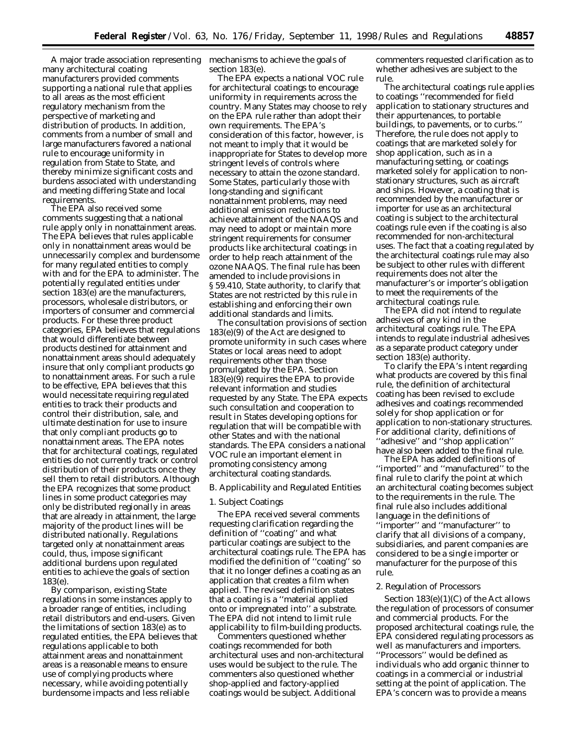A major trade association representing many architectural coating manufacturers provided comments supporting a national rule that applies to all areas as the most efficient regulatory mechanism from the perspective of marketing and distribution of products. In addition, comments from a number of small and large manufacturers favored a national rule to encourage uniformity in regulation from State to State, and thereby minimize significant costs and burdens associated with understanding and meeting differing State and local requirements.

The EPA also received some comments suggesting that a national rule apply only in nonattainment areas. The EPA believes that rules applicable only in nonattainment areas would be unnecessarily complex and burdensome for many regulated entities to comply with and for the EPA to administer. The potentially regulated entities under section 183(e) are the manufacturers, processors, wholesale distributors, or importers of consumer and commercial products. For these three product categories, EPA believes that regulations that would differentiate between products destined for attainment and nonattainment areas should adequately insure that only compliant products go to nonattainment areas. For such a rule to be effective, EPA believes that this would necessitate requiring regulated entities to track their products and control their distribution, sale, and ultimate destination for use to insure that only compliant products go to nonattainment areas. The EPA notes that for architectural coatings, regulated entities do not currently track or control distribution of their products once they sell them to retail distributors. Although the EPA recognizes that some product lines in some product categories may only be distributed regionally in areas that are already in attainment, the large majority of the product lines will be distributed nationally. Regulations targeted only at nonattainment areas could, thus, impose significant additional burdens upon regulated entities to achieve the goals of section 183(e).

By comparison, existing State regulations in some instances apply to a broader range of entities, including retail distributors and end-users. Given the limitations of section 183(e) as to regulated entities, the EPA believes that regulations applicable to both attainment areas and nonattainment areas is a reasonable means to ensure use of complying products where necessary, while avoiding potentially burdensome impacts and less reliable mechanisms to achieve the goals of section 183(e).

The EPA expects a national VOC rule for architectural coatings to encourage uniformity in requirements across the country. Many States may choose to rely on the EPA rule rather than adopt their own requirements. The EPA's consideration of this factor, however, is not meant to imply that it would be inappropriate for States to develop more stringent levels of controls where necessary to attain the ozone standard. Some States, particularly those with long-standing and significant nonattainment problems, may need additional emission reductions to achieve attainment of the NAAQS and may need to adopt or maintain more stringent requirements for consumer products like architectural coatings in order to help reach attainment of the ozone NAAQS. The final rule has been amended to include provisions in § 59.410, State authority, to clarify that States are not restricted by this rule in establishing and enforcing their own additional standards and limits.

The consultation provisions of section 183(e)(9) of the Act are designed to promote uniformity in such cases where States or local areas need to adopt requirements other than those promulgated by the EPA. Section 183(e)(9) requires the EPA to provide relevant information and studies requested by any State. The EPA expects such consultation and cooperation to result in States developing options for regulation that will be compatible with other States and with the national standards. The EPA considers a national VOC rule an important element in promoting consistency among architectural coating standards.

### *B. Applicability and Regulated Entities*

#### 1. Subject Coatings

The EPA received several comments requesting clarification regarding the definition of "coating" and what particular coatings are subject to the architectural coatings rule. The EPA has modified the definition of "coating" so that it no longer defines a coating as an application that creates a film when applied. The revised definition states that a coating is a "material applied onto or impregnated into" a substrate. The EPA did not intend to limit rule applicability to film-building products.

Commenters questioned whether coatings recommended for both architectural uses and non-architectural uses would be subject to the rule. The commenters also questioned whether shop-applied and factory-applied coatings would be subject. Additional commenters requested clarification as to whether adhesives are subject to the rule.

The architectural coatings rule applies to coatings "recommended for field application to stationary structures and their appurtenances, to portable buildings, to pavements, or to curbs." Therefore, the rule does not apply to coatings that are marketed solely for shop application, such as in a manufacturing setting, or coatings marketed solely for application to non-stationary structures, such as aircraft and ships. However, a coating that is recommended by the manufacturer or importer for use as an architectural coating is subject to the architectural coatings rule even if the coating is also recommended for non-architectural uses. The fact that a coating regulated by the architectural coatings rule may also be subject to other rules with different requirements does not alter the manufacturer's or importer's obligation to meet the requirements of the architectural coatings rule.

The EPA did not intend to regulate adhesives of any kind in the architectural coatings rule. The EPA intends to regulate industrial adhesives as a separate product category under section 183(e) authority.

To clarify the EPA's intent regarding what products are covered by this final rule, the definition of architectural coating has been revised to exclude adhesives and coatings recommended solely for shop application or for application to non-stationary structures. For additional clarity, definitions of "adhesive" and "shop application" have also been added to the final rule.

The EPA has added definitions of "imported" and "manufactured" to the final rule to clarify the point at which an architectural coating becomes subject to the requirements in the rule. The final rule also includes additional language in the definitions of "importer" and "manufacturer" to clarify that all divisions of a company, subsidiaries, and parent companies are considered to be a single importer or manufacturer for the purpose of this rule.

#### 2. Regulation of Processors

Section 183(e)(1)(C) of the Act allows the regulation of processors of consumer and commercial products. For the proposed architectural coatings rule, the EPA considered regulating processors as well as manufacturers and importers. "Processors" would be defined as individuals who add organic thinner to coatings in a commercial or industrial setting at the point of application. The EPA's concern was to provide a means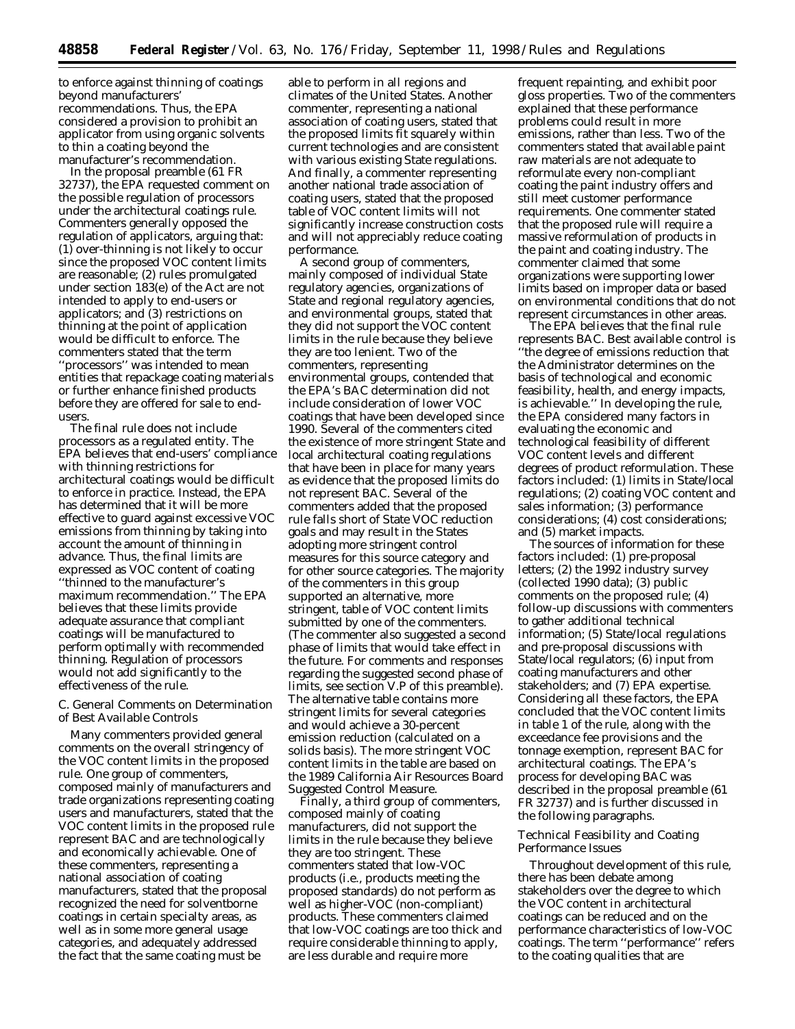to enforce against thinning of coatings beyond manufacturers' recommendations. Thus, the EPA considered a provision to prohibit an applicator from using organic solvents to thin a coating beyond the manufacturer's recommendation.

In the proposal preamble (61 FR 32737), the EPA requested comment on the possible regulation of processors under the architectural coatings rule. Commenters generally opposed the regulation of applicators, arguing that: (1) over-thinning is not likely to occur since the proposed VOC content limits are reasonable; (2) rules promulgated under section 183(e) of the Act are not intended to apply to end-users or applicators; and (3) restrictions on thinning at the point of application would be difficult to enforce. The commenters stated that the term ''processors'' was intended to mean entities that repackage coating materials or further enhance finished products before they are offered for sale to end-users.

The final rule does not include processors as a regulated entity. The EPA believes that end-users' compliance with thinning restrictions for architectural coatings would be difficult to enforce in practice. Instead, the EPA has determined that it will be more effective to guard against excessive VOC emissions from thinning by taking into account the amount of thinning in advance. Thus, the final limits are expressed as VOC content of coating ''thinned to the manufacturer's maximum recommendation.'' The EPA believes that these limits provide adequate assurance that compliant coatings will be manufactured to perform optimally with recommended thinning. Regulation of processors would not add significantly to the effectiveness of the rule.

*C. General Comments on Determination of Best Available Controls*

Many commenters provided general comments on the overall stringency of the VOC content limits in the proposed rule. One group of commenters, composed mainly of manufacturers and trade organizations representing coating users and manufacturers, stated that the VOC content limits in the proposed rule represent BAC and are technologically and economically achievable. One of these commenters, representing a national association of coating manufacturers, stated that the proposal recognized the need for solventborne coatings in certain specialty areas, as well as in some more general usage categories, and adequately addressed the fact that the same coating must be able to perform in all regions and climates of the United States. Another commenter, representing a national association of coating users, stated that the proposed limits fit squarely within current technologies and are consistent with various existing State regulations. And finally, a commenter representing another national trade association of coating users, stated that the proposed table of VOC content limits will not significantly increase construction costs and will not appreciably reduce coating performance.

A second group of commenters, mainly composed of individual State regulatory agencies, organizations of State and regional regulatory agencies, and environmental groups, stated that they did not support the VOC content limits in the rule because they believe they are too lenient. Two of the commenters, representing environmental groups, contended that the EPA's BAC determination did not include consideration of lower VOC coatings that have been developed since 1990. Several of the commenters cited the existence of more stringent State and local architectural coating regulations that have been in place for many years as evidence that the proposed limits do not represent BAC. Several of the commenters added that the proposed rule falls short of State VOC reduction goals and may result in the States adopting more stringent control measures for this source category and for other source categories. The majority of the commenters in this group supported an alternative, more stringent, table of VOC content limits submitted by one of the commenters. (The commenter also suggested a second phase of limits that would take effect in the future. For comments and responses regarding the suggested second phase of limits, see section V.P of this preamble). The alternative table contains more stringent limits for several categories and would achieve a 30-percent emission reduction (calculated on a solids basis). The more stringent VOC content limits in the table are based on the 1989 California Air Resources Board Suggested Control Measure.

Finally, a third group of commenters, composed mainly of coating manufacturers, did not support the limits in the rule because they believe they are too stringent. These commenters stated that low-VOC products (i.e., products meeting the proposed standards) do not perform as well as higher-VOC (non-compliant) products. These commenters claimed that low-VOC coatings are too thick and require considerable thinning to apply, are less durable and require more frequent repainting, and exhibit poor gloss properties. Two of the commenters explained that these performance problems could result in more emissions, rather than less. Two of the commenters stated that available paint raw materials are not adequate to reformulate every non-compliant coating the paint industry offers and still meet customer performance requirements. One commenter stated that the proposed rule will require a massive reformulation of products in the paint and coating industry. The commenter claimed that some organizations were supporting lower limits based on improper data or based on environmental conditions that do not represent circumstances in other areas.

The EPA believes that the final rule represents BAC. Best available control is ''the degree of emissions reduction that the Administrator determines on the basis of technological and economic feasibility, health, and energy impacts, is achievable.'' In developing the rule, the EPA considered many factors in evaluating the economic and technological feasibility of different VOC content levels and different degrees of product reformulation. These factors included: (1) limits in State/local regulations; (2) coating VOC content and sales information; (3) performance considerations; (4) cost considerations; and (5) market impacts.

The sources of information for these factors included: (1) pre-proposal letters; (2) the 1992 industry survey (collected 1990 data); (3) public comments on the proposed rule; (4) follow-up discussions with commenters to gather additional technical information; (5) State/local regulations and pre-proposal discussions with State/local regulators; (6) input from coating manufacturers and other stakeholders; and (7) EPA expertise. Considering all these factors, the EPA concluded that the VOC content limits in table 1 of the rule, along with the exceedance fee provisions and the tonnage exemption, represent BAC for architectural coatings. The EPA's process for developing BAC was described in the proposal preamble (61 FR 32737) and is further discussed in the following paragraphs.

*Technical Feasibility and Coating Performance Issues*

Throughout development of this rule, there has been debate among stakeholders over the degree to which the VOC content in architectural coatings can be reduced and on the performance characteristics of low-VOC coatings. The term ''performance'' refers to the coating qualities that are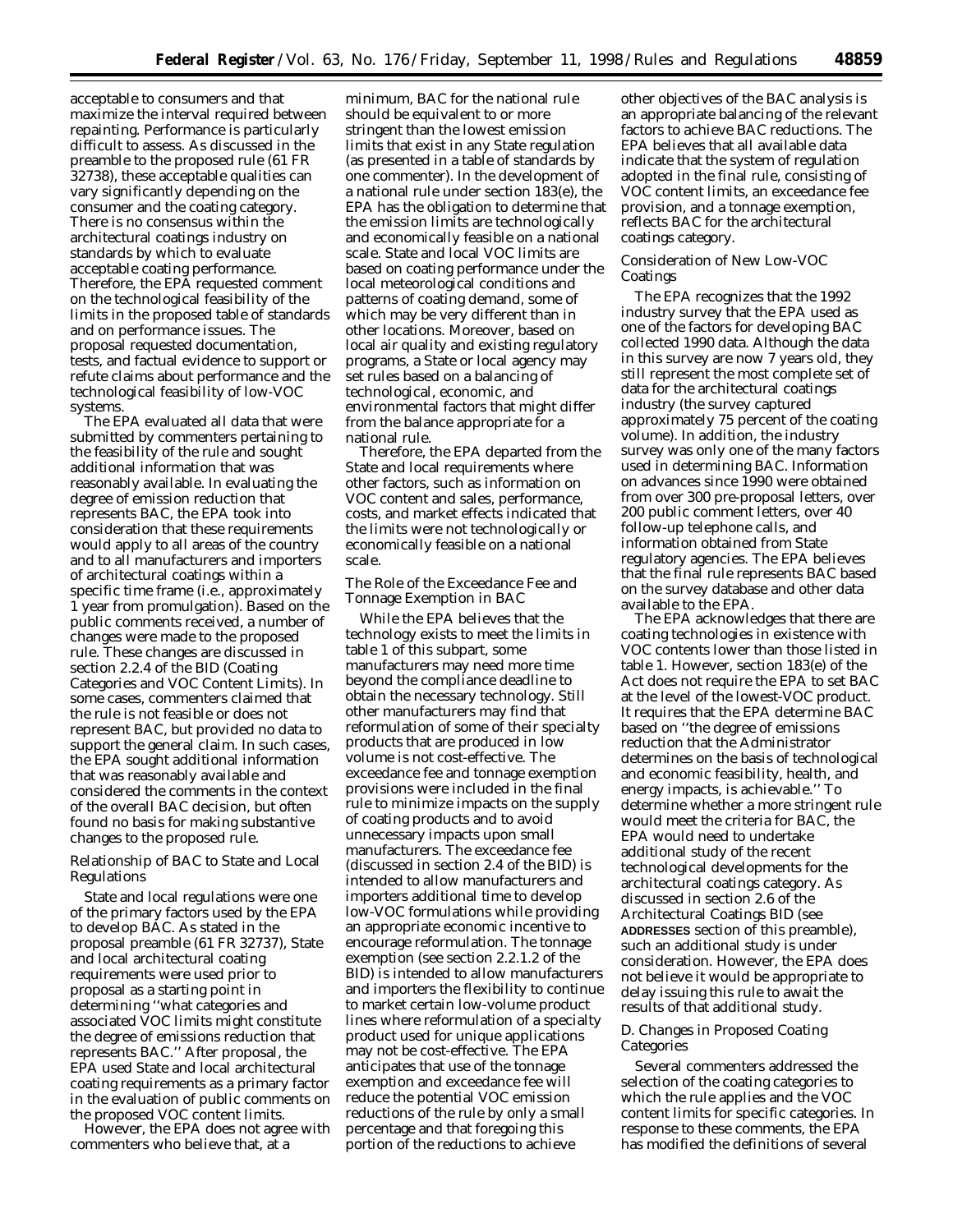acceptable to consumers and that maximize the interval required between repainting. Performance is particularly difficult to assess. As discussed in the preamble to the proposed rule (61 FR 32738), these acceptable qualities can vary significantly depending on the consumer and the coating category. There is no consensus within the architectural coatings industry on standards by which to evaluate acceptable coating performance. Therefore, the EPA requested comment on the technological feasibility of the limits in the proposed table of standards and on performance issues. The proposal requested documentation, tests, and factual evidence to support or refute claims about performance and the technological feasibility of low-VOC systems.

The EPA evaluated all data that were submitted by commenters pertaining to the feasibility of the rule and sought additional information that was reasonably available. In evaluating the degree of emission reduction that represents BAC, the EPA took into consideration that these requirements would apply to all areas of the country and to all manufacturers and importers of architectural coatings within a specific time frame (i.e., approximately 1 year from promulgation). Based on the public comments received, a number of changes were made to the proposed rule. These changes are discussed in section 2.2.4 of the BID (Coating Categories and VOC Content Limits). In some cases, commenters claimed that the rule is not feasible or does not represent BAC, but provided no data to support the general claim. In such cases, the EPA sought additional information that was reasonably available and considered the comments in the context of the overall BAC decision, but often found no basis for making substantive changes to the proposed rule.

*Relationship of BAC to State and Local Regulations*

State and local regulations were one of the primary factors used by the EPA to develop BAC. As stated in the proposal preamble (61 FR 32737), State and local architectural coating requirements were used prior to proposal as a starting point in determining ''what categories and associated VOC limits might constitute the degree of emissions reduction that represents BAC.'' After proposal, the EPA used State and local architectural coating requirements as a primary factor in the evaluation of public comments on the proposed VOC content limits.

However, the EPA does not agree with commenters who believe that, at a minimum, BAC for the national rule should be equivalent to or more stringent than the lowest emission limits that exist in any State regulation (as presented in a table of standards by one commenter). In the development of a national rule under section 183(e), the EPA has the obligation to determine that the emission limits are technologically and economically feasible on a national scale. State and local VOC limits are based on coating performance under the local meteorological conditions and patterns of coating demand, some of which may be very different than in other locations. Moreover, based on local air quality and existing regulatory programs, a State or local agency may set rules based on a balancing of technological, economic, and environmental factors that might differ from the balance appropriate for a national rule.

Therefore, the EPA departed from the State and local requirements where other factors, such as information on VOC content and sales, performance, costs, and market effects indicated that the limits were not technologically or economically feasible on a national scale.

*The Role of the Exceedance Fee and Tonnage Exemption in BAC*

While the EPA believes that the technology exists to meet the limits in table 1 of this subpart, some manufacturers may need more time beyond the compliance deadline to obtain the necessary technology. Still other manufacturers may find that reformulation of some of their specialty products that are produced in low volume is not cost-effective. The exceedance fee and tonnage exemption provisions were included in the final rule to minimize impacts on the supply of coating products and to avoid unnecessary impacts upon small manufacturers. The exceedance fee (discussed in section 2.4 of the BID) is intended to allow manufacturers and importers additional time to develop low-VOC formulations while providing an appropriate economic incentive to encourage reformulation. The tonnage exemption (see section 2.2.1.2 of the BID) is intended to allow manufacturers and importers the flexibility to continue to market certain low-volume product lines where reformulation of a specialty product used for unique applications may not be cost-effective. The EPA anticipates that use of the tonnage exemption and exceedance fee will reduce the potential VOC emission reductions of the rule by only a small percentage and that foregoing this portion of the reductions to achieve other objectives of the BAC analysis is an appropriate balancing of the relevant factors to achieve BAC reductions. The EPA believes that all available data indicate that the system of regulation adopted in the final rule, consisting of VOC content limits, an exceedance fee provision, and a tonnage exemption, reflects BAC for the architectural coatings category.

*Consideration of New Low-VOC Coatings*

The EPA recognizes that the 1992 industry survey that the EPA used as one of the factors for developing BAC collected 1990 data. Although the data in this survey are now 7 years old, they still represent the most complete set of data for the architectural coatings industry (the survey captured approximately 75 percent of the coating volume). In addition, the industry survey was only one of the many factors used in determining BAC. Information on advances since 1990 were obtained from over 300 pre-proposal letters, over 200 public comment letters, over 40 follow-up telephone calls, and information obtained from State regulatory agencies. The EPA believes that the final rule represents BAC based on the survey database and other data available to the EPA.

The EPA acknowledges that there are coating technologies in existence with VOC contents lower than those listed in table 1. However, section 183(e) of the Act does not require the EPA to set BAC at the level of the lowest-VOC product. It requires that the EPA determine BAC based on ''the degree of emissions reduction that the Administrator determines on the basis of technological and economic feasibility, health, and energy impacts, is achievable.'' To determine whether a more stringent rule would meet the criteria for BAC, the EPA would need to undertake additional study of the recent technological developments for the architectural coatings category. As discussed in section 2.6 of the Architectural Coatings BID (see **ADDRESSES** section of this preamble), such an additional study is under consideration. However, the EPA does not believe it would be appropriate to delay issuing this rule to await the results of that additional study.

*D. Changes in Proposed Coating Categories*

Several commenters addressed the selection of the coating categories to which the rule applies and the VOC content limits for specific categories. In response to these comments, the EPA has modified the definitions of several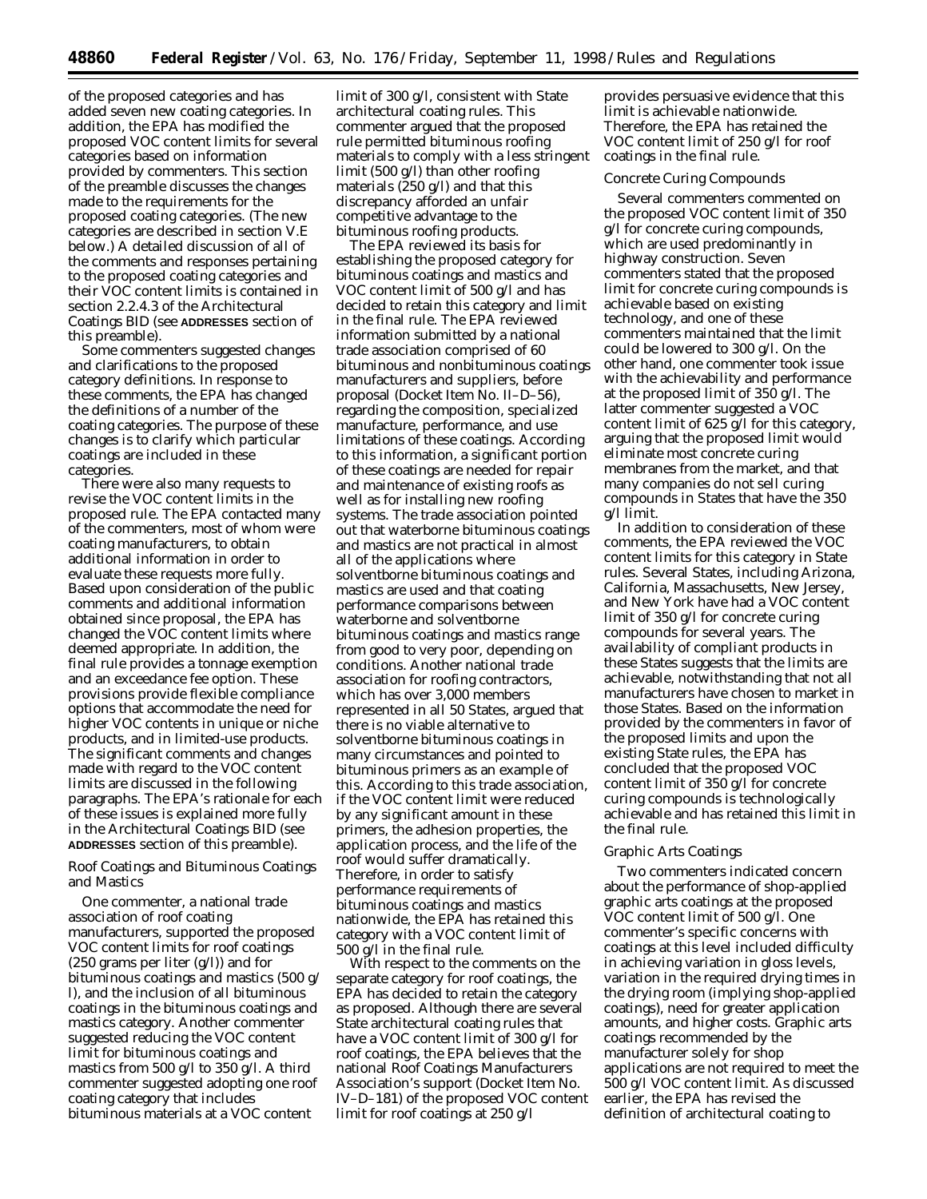of the proposed categories and has added seven new coating categories. In addition, the EPA has modified the proposed VOC content limits for several categories based on information provided by commenters. This section of the preamble discusses the changes made to the requirements for the proposed coating categories. (The new categories are described in section V.E below.) A detailed discussion of all of the comments and responses pertaining to the proposed coating categories and their VOC content limits is contained in section 2.2.4.3 of the Architectural Coatings BID (see **ADDRESSES** section of this preamble).

Some commenters suggested changes and clarifications to the proposed category definitions. In response to these comments, the EPA has changed the definitions of a number of the coating categories. The purpose of these changes is to clarify which particular coatings are included in these categories.

There were also many requests to revise the VOC content limits in the proposed rule. The EPA contacted many of the commenters, most of whom were coating manufacturers, to obtain additional information in order to evaluate these requests more fully. Based upon consideration of the public comments and additional information obtained since proposal, the EPA has changed the VOC content limits where deemed appropriate. In addition, the final rule provides a tonnage exemption and an exceedance fee option. These provisions provide flexible compliance options that accommodate the need for higher VOC contents in unique or niche products, and in limited-use products. The significant comments and changes made with regard to the VOC content limits are discussed in the following paragraphs. The EPA's rationale for each of these issues is explained more fully in the Architectural Coatings BID (see **ADDRESSES** section of this preamble).

*Roof Coatings and Bituminous Coatings and Mastics*

One commenter, a national trade association of roof coating manufacturers, supported the proposed VOC content limits for roof coatings (250 grams per liter (g/l)) and for bituminous coatings and mastics (500 g/l), and the inclusion of all bituminous coatings in the bituminous coatings and mastics category. Another commenter suggested reducing the VOC content limit for bituminous coatings and mastics from 500 g/l to 350 g/l. A third commenter suggested adopting one roof coating category that includes bituminous materials at a VOC content limit of 300 g/l, consistent with State architectural coating rules. This commenter argued that the proposed rule permitted bituminous roofing materials to comply with a less stringent limit (500 g/l) than other roofing materials (250 g/l) and that this discrepancy afforded an unfair competitive advantage to the bituminous roofing products.

The EPA reviewed its basis for establishing the proposed category for bituminous coatings and mastics and VOC content limit of 500 g/l and has decided to retain this category and limit in the final rule. The EPA reviewed information submitted by a national trade association comprised of 60 bituminous and nonbituminous coatings manufacturers and suppliers, before proposal (Docket Item No. II–D–56), regarding the composition, specialized manufacture, performance, and use limitations of these coatings. According to this information, a significant portion of these coatings are needed for repair and maintenance of existing roofs as well as for installing new roofing systems. The trade association pointed out that waterborne bituminous coatings and mastics are not practical in almost all of the applications where solventborne bituminous coatings and mastics are used and that coating performance comparisons between waterborne and solventborne bituminous coatings and mastics range from good to very poor, depending on conditions. Another national trade association for roofing contractors, which has over 3,000 members represented in all 50 States, argued that there is no viable alternative to solventborne bituminous coatings in many circumstances and pointed to bituminous primers as an example of this. According to this trade association, if the VOC content limit were reduced by any significant amount in these primers, the adhesion properties, the application process, and the life of the roof would suffer dramatically. Therefore, in order to satisfy performance requirements of bituminous coatings and mastics nationwide, the EPA has retained this category with a VOC content limit of 500 g/l in the final rule.

With respect to the comments on the separate category for roof coatings, the EPA has decided to retain the category as proposed. Although there are several State architectural coating rules that have a VOC content limit of 300 g/l for roof coatings, the EPA believes that the national Roof Coatings Manufacturers Association's support (Docket Item No. IV–D–181) of the proposed VOC content limit for roof coatings at 250 g/l provides persuasive evidence that this limit is achievable nationwide. Therefore, the EPA has retained the VOC content limit of 250 g/l for roof coatings in the final rule.

*Concrete Curing Compounds*

Several commenters commented on the proposed VOC content limit of 350 g/l for concrete curing compounds, which are used predominantly in highway construction. Seven commenters stated that the proposed limit for concrete curing compounds is achievable based on existing technology, and one of these commenters maintained that the limit could be lowered to 300 g/l. On the other hand, one commenter took issue with the achievability and performance at the proposed limit of 350 g/l. The latter commenter suggested a VOC content limit of 625 g/l for this category, arguing that the proposed limit would eliminate most concrete curing membranes from the market, and that many companies do not sell curing compounds in States that have the 350 g/l limit.

In addition to consideration of these comments, the EPA reviewed the VOC content limits for this category in State rules. Several States, including Arizona, California, Massachusetts, New Jersey, and New York have had a VOC content limit of 350 g/l for concrete curing compounds for several years. The availability of compliant products in these States suggests that the limits are achievable, notwithstanding that not all manufacturers have chosen to market in those States. Based on the information provided by the commenters in favor of the proposed limits and upon the existing State rules, the EPA has concluded that the proposed VOC content limit of 350 g/l for concrete curing compounds is technologically achievable and has retained this limit in the final rule.

*Graphic Arts Coatings*

Two commenters indicated concern about the performance of shop-applied graphic arts coatings at the proposed VOC content limit of 500 g/l. One commenter's specific concerns with coatings at this level included difficulty in achieving variation in gloss levels, variation in the required drying times in the drying room (implying shop-applied coatings), need for greater application amounts, and higher costs. Graphic arts coatings recommended by the manufacturer solely for shop applications are not required to meet the 500 g/l VOC content limit. As discussed earlier, the EPA has revised the definition of architectural coating to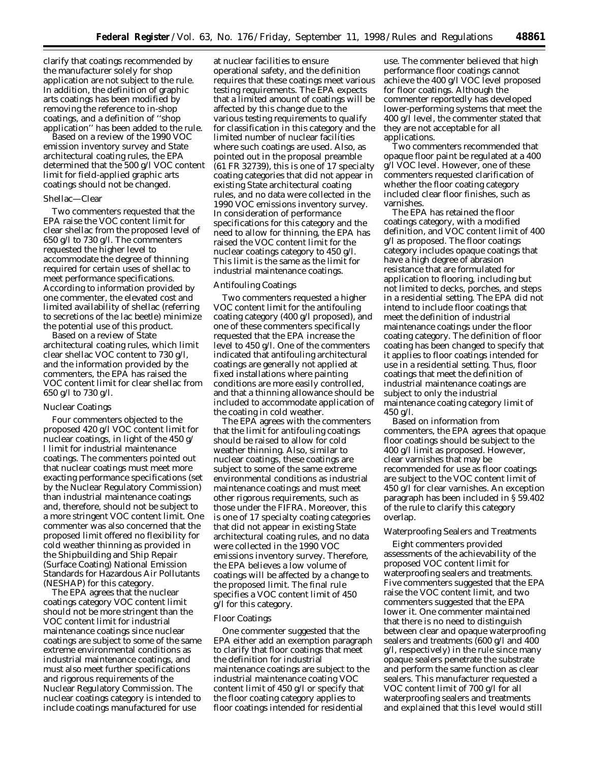clarify that coatings recommended by the manufacturer solely for shop application are not subject to the rule. In addition, the definition of graphic arts coatings has been modified by removing the reference to in-shop coatings, and a definition of ''shop application'' has been added to the rule.

Based on a review of the 1990 VOC emission inventory survey and State architectural coating rules, the EPA determined that the 500 g/l VOC content limit for field-applied graphic arts coatings should not be changed.

*Shellac—Clear*

Two commenters requested that the EPA raise the VOC content limit for clear shellac from the proposed level of 650 g/l to 730 g/l. The commenters requested the higher level to accommodate the degree of thinning required for certain uses of shellac to meet performance specifications. According to information provided by one commenter, the elevated cost and limited availability of shellac (referring to secretions of the lac beetle) minimize the potential use of this product.

Based on a review of State architectural coating rules, which limit clear shellac VOC content to 730 g/l, and the information provided by the commenters, the EPA has raised the VOC content limit for clear shellac from 650 g/l to 730 g/l.

*Nuclear Coatings*

Four commenters objected to the proposed 420 g/l VOC content limit for nuclear coatings, in light of the 450 g/l limit for industrial maintenance coatings. The commenters pointed out that nuclear coatings must meet more exacting performance specifications (set by the Nuclear Regulatory Commission) than industrial maintenance coatings and, therefore, should not be subject to a more stringent VOC content limit. One commenter was also concerned that the proposed limit offered no flexibility for cold weather thinning as provided in the Shipbuilding and Ship Repair (Surface Coating) National Emission Standards for Hazardous Air Pollutants (NESHAP) for this category.

The EPA agrees that the nuclear coatings category VOC content limit should not be more stringent than the VOC content limit for industrial maintenance coatings since nuclear coatings are subject to some of the same extreme environmental conditions as industrial maintenance coatings, and must also meet further specifications and rigorous requirements of the Nuclear Regulatory Commission. The nuclear coatings category is intended to include coatings manufactured for use at nuclear facilities to ensure operational safety, and the definition requires that these coatings meet various testing requirements. The EPA expects that a limited amount of coatings will be affected by this change due to the various testing requirements to qualify for classification in this category and the limited number of nuclear facilities where such coatings are used. Also, as pointed out in the proposal preamble (61 FR 32739), this is one of 17 specialty coating categories that did not appear in existing State architectural coating rules, and no data were collected in the 1990 VOC emissions inventory survey. In consideration of performance specifications for this category and the need to allow for thinning, the EPA has raised the VOC content limit for the nuclear coatings category to 450 g/l. This limit is the same as the limit for industrial maintenance coatings.

*Antifouling Coatings*

Two commenters requested a higher VOC content limit for the antifouling coating category (400 g/l proposed), and one of these commenters specifically requested that the EPA increase the level to 450 g/l. One of the commenters indicated that antifouling architectural coatings are generally not applied at fixed installations where painting conditions are more easily controlled, and that a thinning allowance should be included to accommodate application of the coating in cold weather.

The EPA agrees with the commenters that the limit for antifouling coatings should be raised to allow for cold weather thinning. Also, similar to nuclear coatings, these coatings are subject to some of the same extreme environmental conditions as industrial maintenance coatings and must meet other rigorous requirements, such as those under the FIFRA. Moreover, this is one of 17 specialty coating categories that did not appear in existing State architectural coating rules, and no data were collected in the 1990 VOC emissions inventory survey. Therefore, the EPA believes a low volume of coatings will be affected by a change to the proposed limit. The final rule specifies a VOC content limit of 450 g/l for this category.

*Floor Coatings*

One commenter suggested that the EPA either add an exemption paragraph to clarify that floor coatings that meet the definition for industrial maintenance coatings are subject to the industrial maintenance coating VOC content limit of 450 g/l or specify that the floor coating category applies to floor coatings intended for residential use. The commenter believed that high performance floor coatings cannot achieve the 400 g/l VOC level proposed for floor coatings. Although the commenter reportedly has developed lower-performing systems that meet the 400 g/l level, the commenter stated that they are not acceptable for all applications.

Two commenters recommended that opaque floor paint be regulated at a 400 g/l VOC level. However, one of these commenters requested clarification of whether the floor coating category included clear floor finishes, such as varnishes.

The EPA has retained the floor coatings category, with a modified definition, and VOC content limit of 400 g/l as proposed. The floor coatings category includes opaque coatings that have a high degree of abrasion resistance that are formulated for application to flooring, including but not limited to decks, porches, and steps in a residential setting. The EPA did not intend to include floor coatings that meet the definition of industrial maintenance coatings under the floor coating category. The definition of floor coating has been changed to specify that it applies to floor coatings intended for use in a residential setting. Thus, floor coatings that meet the definition of industrial maintenance coatings are subject to only the industrial maintenance coating category limit of 450 g/l.

Based on information from commenters, the EPA agrees that opaque floor coatings should be subject to the 400 g/l limit as proposed. However, clear varnishes that may be recommended for use as floor coatings are subject to the VOC content limit of 450 g/l for clear varnishes. An exception paragraph has been included in § 59.402 of the rule to clarify this category overlap.

*Waterproofing Sealers and Treatments*

Eight commenters provided assessments of the achievability of the proposed VOC content limit for waterproofing sealers and treatments. Five commenters suggested that the EPA raise the VOC content limit, and two commenters suggested that the EPA lower it. One commenter maintained that there is no need to distinguish between clear and opaque waterproofing sealers and treatments (600 g/l and 400 g/l, respectively) in the rule since many opaque sealers penetrate the substrate and perform the same function as clear sealers. This manufacturer requested a VOC content limit of 700 g/l for all waterproofing sealers and treatments and explained that this level would still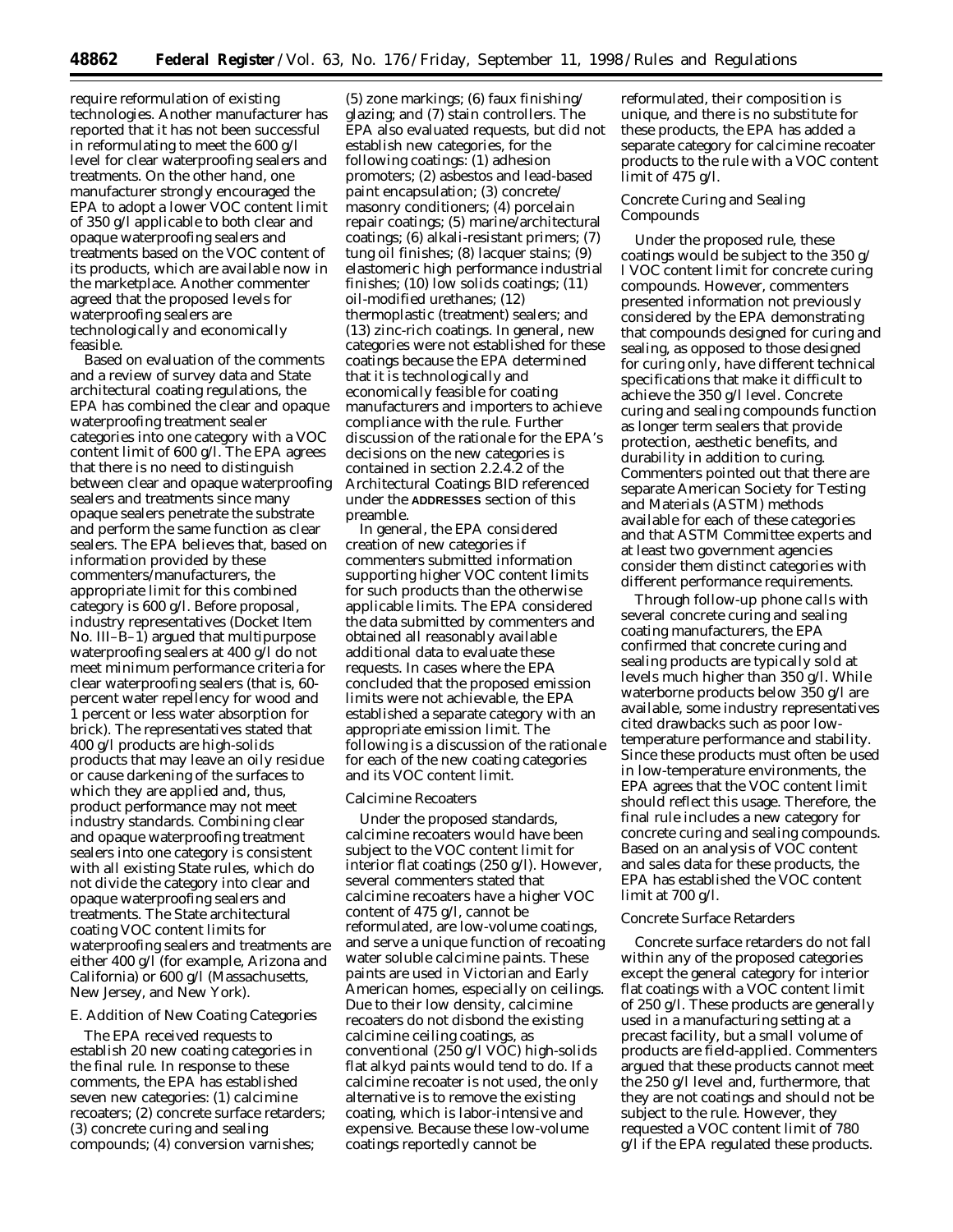require reformulation of existing technologies. Another manufacturer has reported that it has not been successful in reformulating to meet the 600 g/l level for clear waterproofing sealers and treatments. On the other hand, one manufacturer strongly encouraged the EPA to adopt a lower VOC content limit of 350 g/l applicable to both clear and opaque waterproofing sealers and treatments based on the VOC content of its products, which are available now in the marketplace. Another commenter agreed that the proposed levels for waterproofing sealers are technologically and economically feasible.

Based on evaluation of the comments and a review of survey data and State architectural coating regulations, the EPA has combined the clear and opaque waterproofing treatment sealer categories into one category with a VOC content limit of 600 g/l. The EPA agrees that there is no need to distinguish between clear and opaque waterproofing sealers and treatments since many opaque sealers penetrate the substrate and perform the same function as clear sealers. The EPA believes that, based on information provided by these commenters/manufacturers, the appropriate limit for this combined category is 600 g/l. Before proposal, industry representatives (Docket Item No. III–B–1) argued that multipurpose waterproofing sealers at 400 g/l do not meet minimum performance criteria for clear waterproofing sealers (that is, 60-percent water repellency for wood and 1 percent or less water absorption for brick). The representatives stated that 400 g/l products are high-solids products that may leave an oily residue or cause darkening of the surfaces to which they are applied and, thus, product performance may not meet industry standards. Combining clear and opaque waterproofing treatment sealers into one category is consistent with all existing State rules, which do not divide the category into clear and opaque waterproofing sealers and treatments. The State architectural coating VOC content limits for waterproofing sealers and treatments are either 400 g/l (for example, Arizona and California) or 600 g/l (Massachusetts, New Jersey, and New York).

### E. Addition of New Coating Categories

The EPA received requests to establish 20 new coating categories in the final rule. In response to these comments, the EPA has established seven new categories: (1) calcimine recoaters; (2) concrete surface retarders; (3) concrete curing and sealing compounds; (4) conversion varnishes; (5) zone markings; (6) faux finishing/glazing; and (7) stain controllers. The EPA also evaluated requests, but did not establish new categories, for the following coatings: (1) adhesion promoters; (2) asbestos and lead-based paint encapsulation; (3) concrete/masonry conditioners; (4) porcelain repair coatings; (5) marine/architectural coatings; (6) alkali-resistant primers; (7) tung oil finishes; (8) lacquer stains; (9) elastomeric high performance industrial finishes; (10) low solids coatings; (11) oil-modified urethanes; (12) thermoplastic (treatment) sealers; and (13) zinc-rich coatings. In general, new categories were not established for these coatings because the EPA determined that it is technologically and economically feasible for coating manufacturers and importers to achieve compliance with the rule. Further discussion of the rationale for the EPA's decisions on the new categories is contained in section 2.2.4.2 of the Architectural Coatings BID referenced under the **ADDRESSES** section of this preamble.

In general, the EPA considered creation of new categories if commenters submitted information supporting higher VOC content limits for such products than the otherwise applicable limits. The EPA considered the data submitted by commenters and obtained all reasonably available additional data to evaluate these requests. In cases where the EPA concluded that the proposed emission limits were not achievable, the EPA established a separate category with an appropriate emission limit. The following is a discussion of the rationale for each of the new coating categories and its VOC content limit.

#### Calcimine Recoaters

Under the proposed standards, calcimine recoaters would have been subject to the VOC content limit for interior flat coatings (250 g/l). However, several commenters stated that calcimine recoaters have a higher VOC content of 475 g/l, cannot be reformulated, are low-volume coatings, and serve a unique function of recoating water soluble calcimine paints. These paints are used in Victorian and Early American homes, especially on ceilings. Due to their low density, calcimine recoaters do not disbond the existing calcimine ceiling coatings, as conventional (250 g/l VOC) high-solids flat alkyd paints would tend to do. If a calcimine recoater is not used, the only alternative is to remove the existing coating, which is labor-intensive and expensive. Because these low-volume coatings reportedly cannot be reformulated, their composition is unique, and there is no substitute for these products, the EPA has added a separate category for calcimine recoater products to the rule with a VOC content limit of 475 g/l.

#### Concrete Curing and Sealing Compounds

Under the proposed rule, these coatings would be subject to the 350 g/l VOC content limit for concrete curing compounds. However, commenters presented information not previously considered by the EPA demonstrating that compounds designed for curing and sealing, as opposed to those designed for curing only, have different technical specifications that make it difficult to achieve the 350 g/l level. Concrete curing and sealing compounds function as longer term sealers that provide protection, aesthetic benefits, and durability in addition to curing. Commenters pointed out that there are separate American Society for Testing and Materials (ASTM) methods available for each of these categories and that ASTM Committee experts and at least two government agencies consider them distinct categories with different performance requirements.

Through follow-up phone calls with several concrete curing and sealing coating manufacturers, the EPA confirmed that concrete curing and sealing products are typically sold at levels much higher than 350 g/l. While waterborne products below 350 g/l are available, some industry representatives cited drawbacks such as poor low-temperature performance and stability. Since these products must often be used in low-temperature environments, the EPA agrees that the VOC content limit should reflect this usage. Therefore, the final rule includes a new category for concrete curing and sealing compounds. Based on an analysis of VOC content and sales data for these products, the EPA has established the VOC content limit at 700 g/l.

#### Concrete Surface Retarders

Concrete surface retarders do not fall within any of the proposed categories except the general category for interior flat coatings with a VOC content limit of 250 g/l. These products are generally used in a manufacturing setting at a precast facility, but a small volume of products are field-applied. Commenters argued that these products cannot meet the 250 g/l level and, furthermore, that they are not coatings and should not be subject to the rule. However, they requested a VOC content limit of 780 g/l if the EPA regulated these products.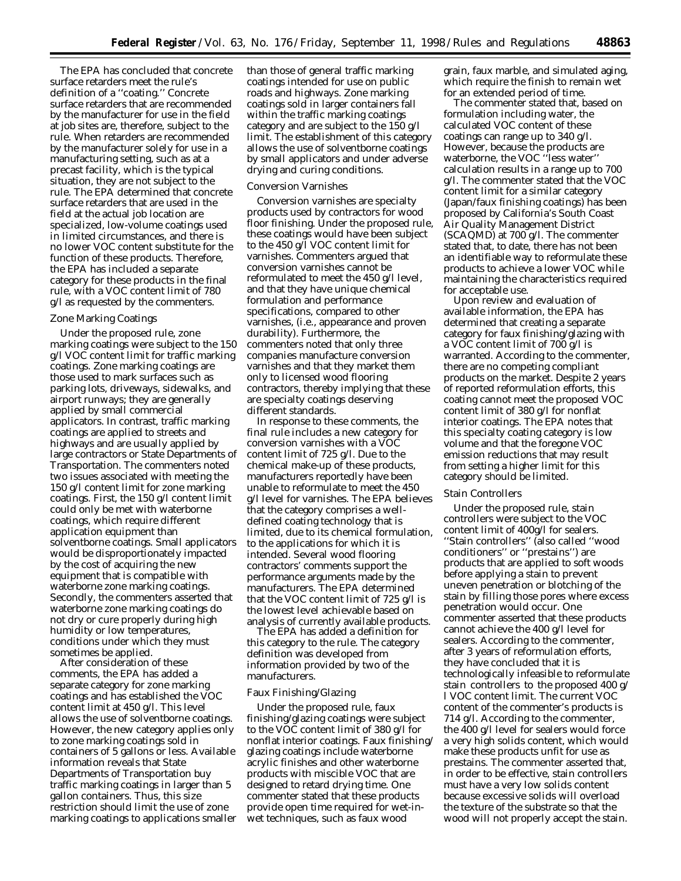The EPA has concluded that concrete surface retarders meet the rule's definition of a ''coating.'' Concrete surface retarders that are recommended by the manufacturer for use in the field at job sites are, therefore, subject to the rule. When retarders are recommended by the manufacturer solely for use in a manufacturing setting, such as at a precast facility, which is the typical situation, they are not subject to the rule. The EPA determined that concrete surface retarders that are used in the field at the actual job location are specialized, low-volume coatings used in limited circumstances, and there is no lower VOC content substitute for the function of these products. Therefore, the EPA has included a separate category for these products in the final rule, with a VOC content limit of 780 g/l as requested by the commenters.

### Zone Marking Coatings

Under the proposed rule, zone marking coatings were subject to the 150 g/l VOC content limit for traffic marking coatings. Zone marking coatings are those used to mark surfaces such as parking lots, driveways, sidewalks, and airport runways; they are generally applied by small commercial applicators. In contrast, traffic marking coatings are applied to streets and highways and are usually applied by large contractors or State Departments of Transportation. The commenters noted two issues associated with meeting the 150 g/l content limit for zone marking coatings. First, the 150 g/l content limit could only be met with waterborne coatings, which require different application equipment than solventborne coatings. Small applicators would be disproportionately impacted by the cost of acquiring the new equipment that is compatible with waterborne zone marking coatings. Secondly, the commenters asserted that waterborne zone marking coatings do not dry or cure properly during high humidity or low temperatures, conditions under which they must sometimes be applied.

After consideration of these comments, the EPA has added a separate category for zone marking coatings and has established the VOC content limit at 450 g/l. This level allows the use of solventborne coatings. However, the new category applies only to zone marking coatings sold in containers of 5 gallons or less. Available information reveals that State Departments of Transportation buy traffic marking coatings in larger than 5 gallon containers. Thus, this size restriction should limit the use of zone marking coatings to applications smaller than those of general traffic marking coatings intended for use on public roads and highways. Zone marking coatings sold in larger containers fall within the traffic marking coatings category and are subject to the 150 g/l limit. The establishment of this category allows the use of solventborne coatings by small applicators and under adverse drying and curing conditions.

### Conversion Varnishes

Conversion varnishes are specialty products used by contractors for wood floor finishing. Under the proposed rule, these coatings would have been subject to the 450 g/l VOC content limit for varnishes. Commenters argued that conversion varnishes cannot be reformulated to meet the 450 g/l level, and that they have unique chemical formulation and performance specifications, compared to other varnishes, (i.e., appearance and proven durability). Furthermore, the commenters noted that only three companies manufacture conversion varnishes and that they market them only to licensed wood flooring contractors, thereby implying that these are specialty coatings deserving different standards.

In response to these comments, the final rule includes a new category for conversion varnishes with a VOC content limit of 725 g/l. Due to the chemical make-up of these products, manufacturers reportedly have been unable to reformulate to meet the 450 g/l level for varnishes. The EPA believes that the category comprises a well-defined coating technology that is limited, due to its chemical formulation, to the applications for which it is intended. Several wood flooring contractors' comments support the performance arguments made by the manufacturers. The EPA determined that the VOC content limit of 725 g/l is the lowest level achievable based on analysis of currently available products.

The EPA has added a definition for this category to the rule. The category definition was developed from information provided by two of the manufacturers.

### Faux Finishing/Glazing

Under the proposed rule, faux finishing/glazing coatings were subject to the VOC content limit of 380 g/l for nonflat interior coatings. Faux finishing/glazing coatings include waterborne acrylic finishes and other waterborne products with miscible VOC that are designed to retard drying time. One commenter stated that these products provide open time required for wet-in-wet techniques, such as faux wood grain, faux marble, and simulated aging, which require the finish to remain wet for an extended period of time.

The commenter stated that, based on formulation including water, the calculated VOC content of these coatings can range up to 340 g/l. However, because the products are waterborne, the VOC ''less water'' calculation results in a range up to 700 g/l. The commenter stated that the VOC content limit for a similar category (Japan/faux finishing coatings) has been proposed by California's South Coast Air Quality Management District (SCAQMD) at 700 g/l. The commenter stated that, to date, there has not been an identifiable way to reformulate these products to achieve a lower VOC while maintaining the characteristics required for acceptable use.

Upon review and evaluation of available information, the EPA has determined that creating a separate category for faux finishing/glazing with a VOC content limit of 700 g/l is warranted. According to the commenter, there are no competing compliant products on the market. Despite 2 years of reported reformulation efforts, this coating cannot meet the proposed VOC content limit of 380 g/l for nonflat interior coatings. The EPA notes that this specialty coating category is low volume and that the foregone VOC emission reductions that may result from setting a higher limit for this category should be limited.

### Stain Controllers

Under the proposed rule, stain controllers were subject to the VOC content limit of 400g/l for sealers. ''Stain controllers'' (also called ''wood conditioners'' or ''prestains'') are products that are applied to soft woods before applying a stain to prevent uneven penetration or blotching of the stain by filling those pores where excess penetration would occur. One commenter asserted that these products cannot achieve the 400 g/l level for sealers. According to the commenter, after 3 years of reformulation efforts, they have concluded that it is technologically infeasible to reformulate stain controllers to the proposed 400 g/l VOC content limit. The current VOC content of the commenter's products is 714 g/l. According to the commenter, the 400 g/l level for sealers would force a very high solids content, which would make these products unfit for use as prestains. The commenter asserted that, in order to be effective, stain controllers must have a very low solids content because excessive solids will overload the texture of the substrate so that the wood will not properly accept the stain.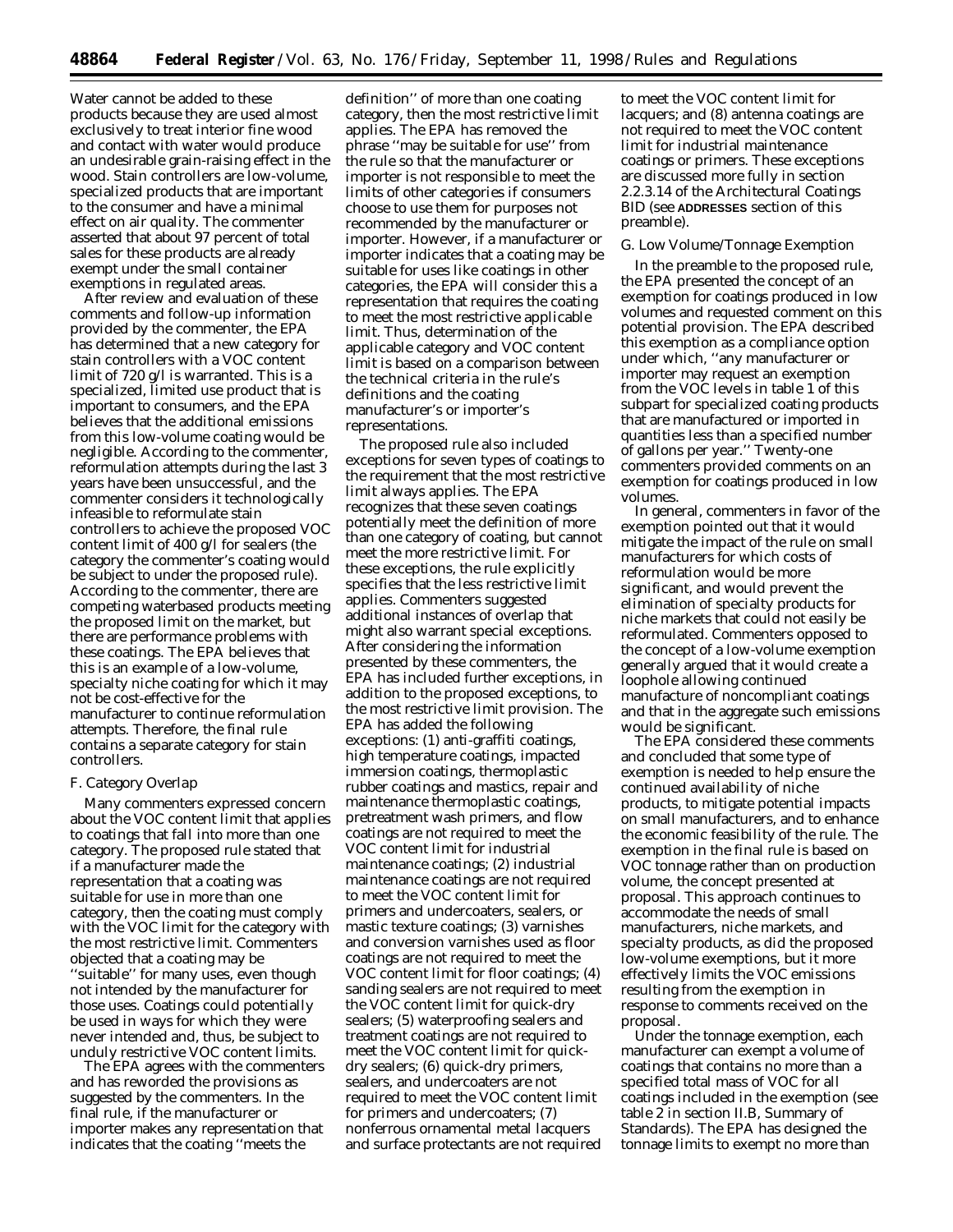Water cannot be added to these products because they are used almost exclusively to treat interior fine wood and contact with water would produce an undesirable grain-raising effect in the wood. Stain controllers are low-volume, specialized products that are important to the consumer and have a minimal effect on air quality. The commenter asserted that about 97 percent of total sales for these products are already exempt under the small container exemptions in regulated areas.

After review and evaluation of these comments and follow-up information provided by the commenter, the EPA has determined that a new category for stain controllers with a VOC content limit of 720 g/l is warranted. This is a specialized, limited use product that is important to consumers, and the EPA believes that the additional emissions from this low-volume coating would be negligible. According to the commenter, reformulation attempts during the last 3 years have been unsuccessful, and the commenter considers it technologically infeasible to reformulate stain controllers to achieve the proposed VOC content limit of 400 g/l for sealers (the category the commenter's coating would be subject to under the proposed rule). According to the commenter, there are competing waterbased products meeting the proposed limit on the market, but there are performance problems with these coatings. The EPA believes that this is an example of a low-volume, specialty niche coating for which it may not be cost-effective for the manufacturer to continue reformulation attempts. Therefore, the final rule contains a separate category for stain controllers.

### *F. Category Overlap*

Many commenters expressed concern about the VOC content limit that applies to coatings that fall into more than one category. The proposed rule stated that if a manufacturer made the representation that a coating was suitable for use in more than one category, then the coating must comply with the VOC limit for the category with the most restrictive limit. Commenters objected that a coating may be ''suitable'' for many uses, even though not intended by the manufacturer for those uses. Coatings could potentially be used in ways for which they were never intended and, thus, be subject to unduly restrictive VOC content limits.

The EPA agrees with the commenters and has reworded the provisions as suggested by the commenters. In the final rule, if the manufacturer or importer makes any representation that indicates that the coating ''meets the definition'' of more than one coating category, then the most restrictive limit applies. The EPA has removed the phrase ''may be suitable for use'' from the rule so that the manufacturer or importer is not responsible to meet the limits of other categories if consumers choose to use them for purposes not recommended by the manufacturer or importer. However, if a manufacturer or importer indicates that a coating may be suitable for uses like coatings in other categories, the EPA will consider this a representation that requires the coating to meet the most restrictive applicable limit. Thus, determination of the applicable category and VOC content limit is based on a comparison between the technical criteria in the rule's definitions and the coating manufacturer's or importer's representations.

The proposed rule also included exceptions for seven types of coatings to the requirement that the most restrictive limit always applies. The EPA recognizes that these seven coatings potentially meet the definition of more than one category of coating, but cannot meet the more restrictive limit. For these exceptions, the rule explicitly specifies that the less restrictive limit applies. Commenters suggested additional instances of overlap that might also warrant special exceptions. After considering the information presented by these commenters, the EPA has included further exceptions, in addition to the proposed exceptions, to the most restrictive limit provision. The EPA has added the following exceptions: (1) anti-graffiti coatings, high temperature coatings, impacted immersion coatings, thermoplastic rubber coatings and mastics, repair and maintenance thermoplastic coatings, pretreatment wash primers, and flow coatings are not required to meet the VOC content limit for industrial maintenance coatings; (2) industrial maintenance coatings are not required to meet the VOC content limit for primers and undercoaters, sealers, or mastic texture coatings; (3) varnishes and conversion varnishes used as floor coatings are not required to meet the VOC content limit for floor coatings; (4) sanding sealers are not required to meet the VOC content limit for quick-dry sealers; (5) waterproofing sealers and treatment coatings are not required to meet the VOC content limit for quick-dry sealers; (6) quick-dry primers, sealers, and undercoaters are not required to meet the VOC content limit for primers and undercoaters; (7) nonferrous ornamental metal lacquers and surface protectants are not required to meet the VOC content limit for lacquers; and (8) antenna coatings are not required to meet the VOC content limit for industrial maintenance coatings or primers. These exceptions are discussed more fully in section 2.2.3.14 of the Architectural Coatings BID (see ADDRESSES section of this preamble).

### *G. Low Volume/Tonnage Exemption*

In the preamble to the proposed rule, the EPA presented the concept of an exemption for coatings produced in low volumes and requested comment on this potential provision. The EPA described this exemption as a compliance option under which, ''any manufacturer or importer may request an exemption from the VOC levels in table 1 of this subpart for specialized coating products that are manufactured or imported in quantities less than a specified number of gallons per year.'' Twenty-one commenters provided comments on an exemption for coatings produced in low volumes.

In general, commenters in favor of the exemption pointed out that it would mitigate the impact of the rule on small manufacturers for which costs of reformulation would be more significant, and would prevent the elimination of specialty products for niche markets that could not easily be reformulated. Commenters opposed to the concept of a low-volume exemption generally argued that it would create a loophole allowing continued manufacture of noncompliant coatings and that in the aggregate such emissions would be significant.

The EPA considered these comments and concluded that some type of exemption is needed to help ensure the continued availability of niche products, to mitigate potential impacts on small manufacturers, and to enhance the economic feasibility of the rule. The exemption in the final rule is based on VOC tonnage rather than on production volume, the concept presented at proposal. This approach continues to accommodate the needs of small manufacturers, niche markets, and specialty products, as did the proposed low-volume exemptions, but it more effectively limits the VOC emissions resulting from the exemption in response to comments received on the proposal.

Under the tonnage exemption, each manufacturer can exempt a volume of coatings that contains no more than a specified total mass of VOC for all coatings included in the exemption (see table 2 in section II.B, Summary of Standards). The EPA has designed the tonnage limits to exempt no more than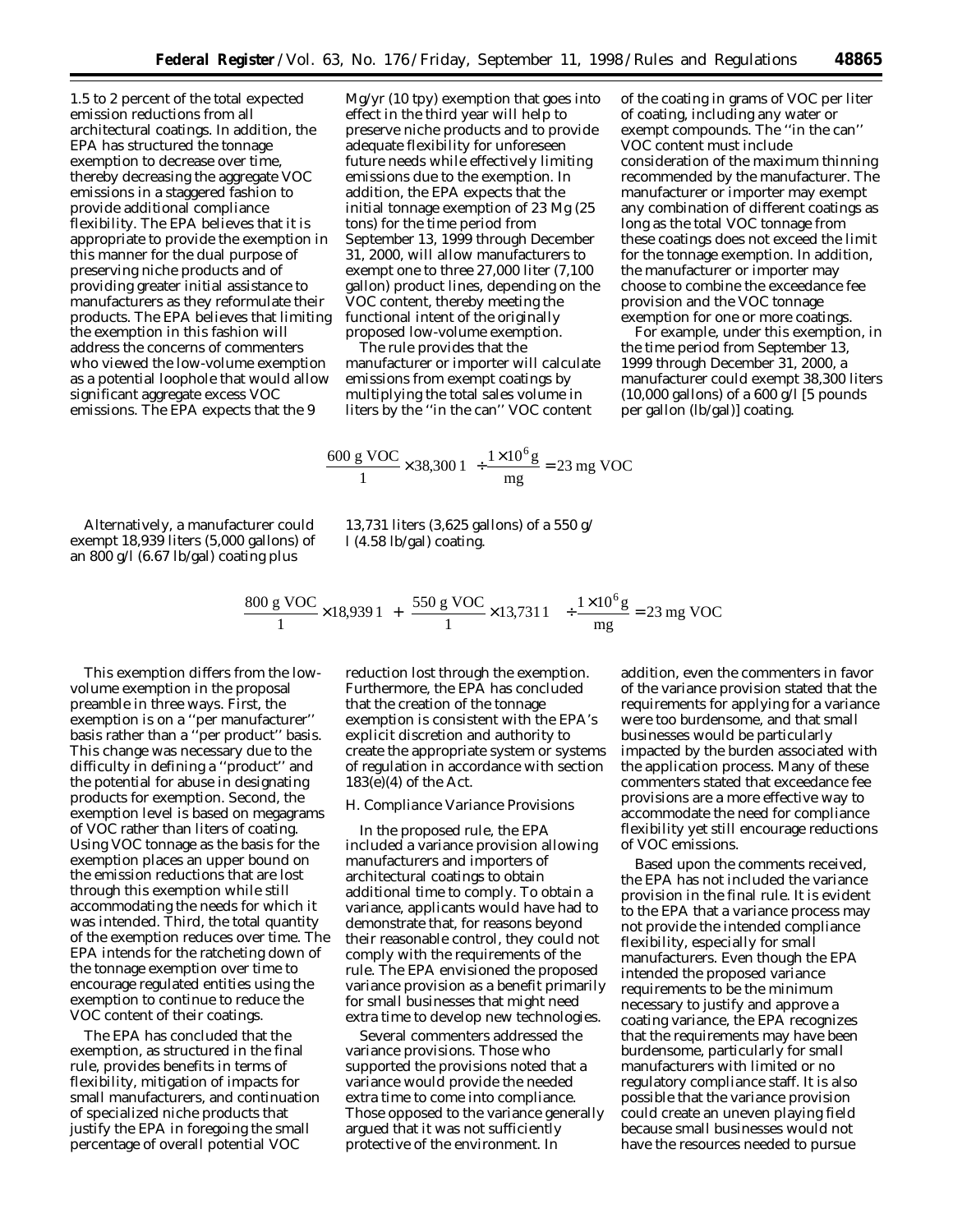1.5 to 2 percent of the total expected emission reductions from all architectural coatings. In addition, the EPA has structured the tonnage exemption to decrease over time, thereby decreasing the aggregate VOC emissions in a staggered fashion to provide additional compliance flexibility. The EPA believes that it is appropriate to provide the exemption in this manner for the dual purpose of preserving niche products and of providing greater initial assistance to manufacturers as they reformulate their products. The EPA believes that limiting the exemption in this fashion will address the concerns of commenters who viewed the low-volume exemption as a potential loophole that would allow significant aggregate excess VOC emissions. The EPA expects that the 9 Mg/yr (10 tpy) exemption that goes into effect in the third year will help to preserve niche products and to provide adequate flexibility for unforeseen future needs while effectively limiting emissions due to the exemption. In addition, the EPA expects that the initial tonnage exemption of 23 Mg (25 tons) for the time period from September 13, 1999 through December 31, 2000, will allow manufacturers to exempt one to three 27,000 liter (7,100 gallon) product lines, depending on the VOC content, thereby meeting the functional intent of the originally proposed low-volume exemption.

The rule provides that the manufacturer or importer will calculate emissions from exempt coatings by multiplying the total sales volume in liters by the ''in the can'' VOC content of the coating in grams of VOC per liter of coating, including any water or exempt compounds. The ''in the can'' VOC content must include consideration of the maximum thinning recommended by the manufacturer. The manufacturer or importer may exempt any combination of different coatings as long as the total VOC tonnage from these coatings does not exceed the limit for the tonnage exemption. In addition, the manufacturer or importer may choose to combine the exceedance fee provision and the VOC tonnage exemption for one or more coatings.

For example, under this exemption, in the time period from September 13, 1999 through December 31, 2000, a manufacturer could exempt 38,300 liters (10,000 gallons) of a 600 g/l [5 pounds per gallon (lb/gal)] coating.

$$\frac{600 \text{ g VOC}}{\text{l}} \times 38{,}300 \text{ l} \div \frac{1 \times 10^6 \text{ g}}{\text{mg}} = 23 \text{ mg VOC}$$

Alternatively, a manufacturer could exempt 18,939 liters (5,000 gallons) of an 800 g/l (6.67 lb/gal) coating plus 13,731 liters (3,625 gallons) of a 550 g/l (4.58 lb/gal) coating.

$$\left(\frac{800 \text{ g VOC}}{\text{l}} \times 18{,}939 \text{ l} + \frac{550 \text{ g VOC}}{\text{l}} \times 13{,}731 \text{ l}\right) \div \frac{1 \times 10^6 \text{ g}}{\text{mg}} = 23 \text{ mg VOC}$$

This exemption differs from the low-volume exemption in the proposal preamble in three ways. First, the exemption is on a ''per manufacturer'' basis rather than a ''per product'' basis. This change was necessary due to the difficulty in defining a ''product'' and the potential for abuse in designating products for exemption. Second, the exemption level is based on megagrams of VOC rather than liters of coating. Using VOC tonnage as the basis for the exemption places an upper bound on the emission reductions that are lost through this exemption while still accommodating the needs for which it was intended. Third, the total quantity of the exemption reduces over time. The EPA intends for the ratcheting down of the tonnage exemption over time to encourage regulated entities using the exemption to continue to reduce the VOC content of their coatings.

The EPA has concluded that the exemption, as structured in the final rule, provides benefits in terms of flexibility, mitigation of impacts for small manufacturers, and continuation of specialized niche products that justify the EPA in foregoing the small percentage of overall potential VOC reduction lost through the exemption. Furthermore, the EPA has concluded that the creation of the tonnage exemption is consistent with the EPA's explicit discretion and authority to create the appropriate system or systems of regulation in accordance with section 183(e)(4) of the Act.

*H. Compliance Variance Provisions*

In the proposed rule, the EPA included a variance provision allowing manufacturers and importers of architectural coatings to obtain additional time to comply. To obtain a variance, applicants would have had to demonstrate that, for reasons beyond their reasonable control, they could not comply with the requirements of the rule. The EPA envisioned the proposed variance provision as a benefit primarily for small businesses that might need extra time to develop new technologies.

Several commenters addressed the variance provisions. Those who supported the provisions noted that a variance would provide the needed extra time to come into compliance. Those opposed to the variance generally argued that it was not sufficiently protective of the environment. In addition, even the commenters in favor of the variance provision stated that the requirements for applying for a variance were too burdensome, and that small businesses would be particularly impacted by the burden associated with the application process. Many of these commenters stated that exceedance fee provisions are a more effective way to accommodate the need for compliance flexibility yet still encourage reductions of VOC emissions.

Based upon the comments received, the EPA has not included the variance provision in the final rule. It is evident to the EPA that a variance process may not provide the intended compliance flexibility, especially for small manufacturers. Even though the EPA intended the proposed variance requirements to be the minimum necessary to justify and approve a coating variance, the EPA recognizes that the requirements may have been burdensome, particularly for small manufacturers with limited or no regulatory compliance staff. It is also possible that the variance provision could create an uneven playing field because small businesses would not have the resources needed to pursue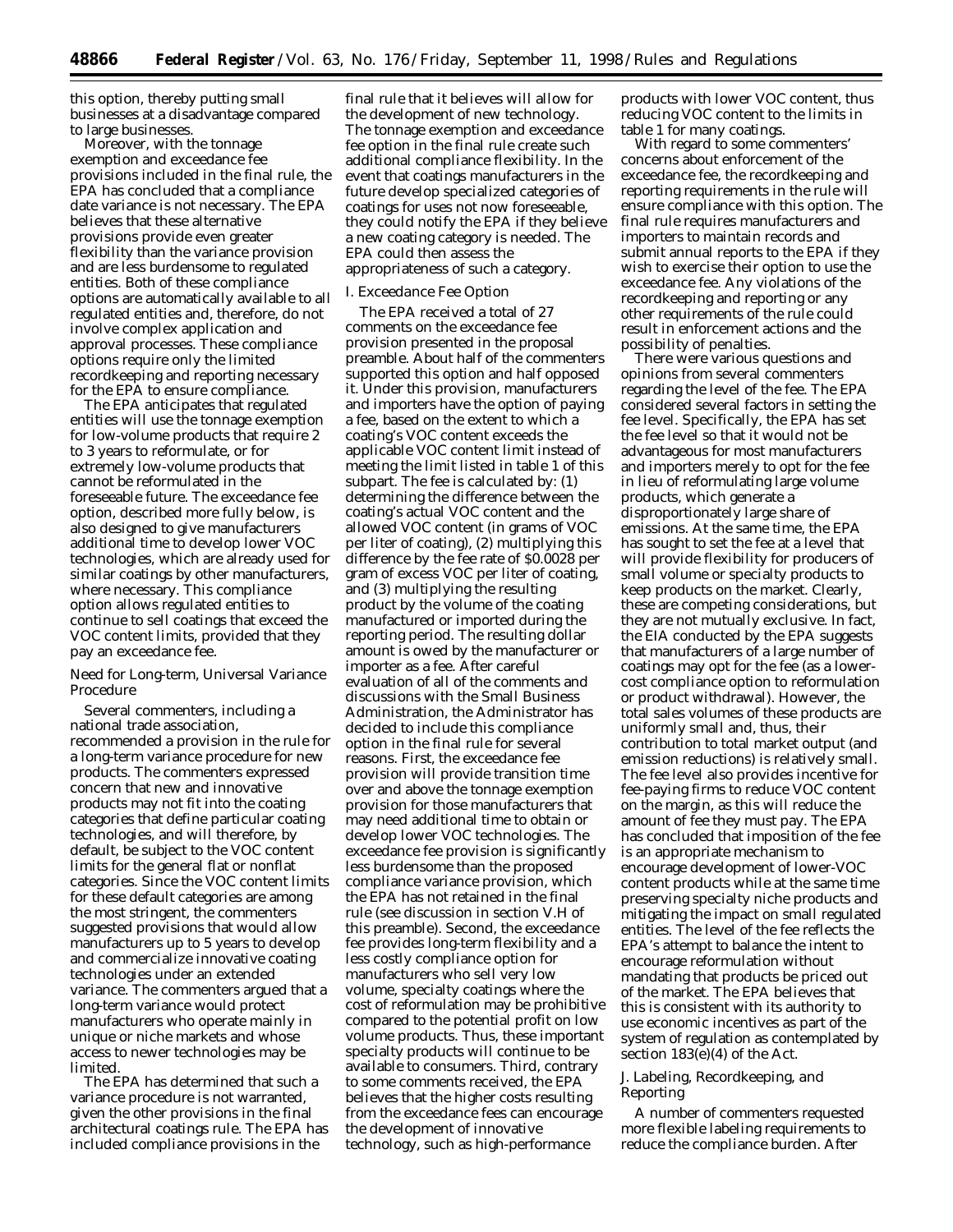this option, thereby putting small businesses at a disadvantage compared to large businesses.

Moreover, with the tonnage exemption and exceedance fee provisions included in the final rule, the EPA has concluded that a compliance date variance is not necessary. The EPA believes that these alternative provisions provide even greater flexibility than the variance provision and are less burdensome to regulated entities. Both of these compliance options are automatically available to all regulated entities and, therefore, do not involve complex application and approval processes. These compliance options require only the limited recordkeeping and reporting necessary for the EPA to ensure compliance.

The EPA anticipates that regulated entities will use the tonnage exemption for low-volume products that require 2 to 3 years to reformulate, or for extremely low-volume products that cannot be reformulated in the foreseeable future. The exceedance fee option, described more fully below, is also designed to give manufacturers additional time to develop lower VOC technologies, which are already used for similar coatings by other manufacturers, where necessary. This compliance option allows regulated entities to continue to sell coatings that exceed the VOC content limits, provided that they pay an exceedance fee.

*Need for Long-term, Universal Variance Procedure*

Several commenters, including a national trade association, recommended a provision in the rule for a long-term variance procedure for new products. The commenters expressed concern that new and innovative products may not fit into the coating categories that define particular coating technologies, and will therefore, by default, be subject to the VOC content limits for the general flat or nonflat categories. Since the VOC content limits for these default categories are among the most stringent, the commenters suggested provisions that would allow manufacturers up to 5 years to develop and commercialize innovative coating technologies under an extended variance. The commenters argued that a long-term variance would protect manufacturers who operate mainly in unique or niche markets and whose access to newer technologies may be limited.

The EPA has determined that such a variance procedure is not warranted, given the other provisions in the final architectural coatings rule. The EPA has included compliance provisions in the final rule that it believes will allow for the development of new technology. The tonnage exemption and exceedance fee option in the final rule create such additional compliance flexibility. In the event that coatings manufacturers in the future develop specialized categories of coatings for uses not now foreseeable, they could notify the EPA if they believe a new coating category is needed. The EPA could then assess the appropriateness of such a category.

*I. Exceedance Fee Option*

The EPA received a total of 27 comments on the exceedance fee provision presented in the proposal preamble. About half of the commenters supported this option and half opposed it. Under this provision, manufacturers and importers have the option of paying a fee, based on the extent to which a coating's VOC content exceeds the applicable VOC content limit instead of meeting the limit listed in table 1 of this subpart. The fee is calculated by: (1) determining the difference between the coating's actual VOC content and the allowed VOC content (in grams of VOC per liter of coating), (2) multiplying this difference by the fee rate of $0.0028 per gram of excess VOC per liter of coating, and (3) multiplying the resulting product by the volume of the coating manufactured or imported during the reporting period. The resulting dollar amount is owed by the manufacturer or importer as a fee. After careful evaluation of all of the comments and discussions with the Small Business Administration, the Administrator has decided to include this compliance option in the final rule for several reasons. First, the exceedance fee provision will provide transition time over and above the tonnage exemption provision for those manufacturers that may need additional time to obtain or develop lower VOC technologies. The exceedance fee provision is significantly less burdensome than the proposed compliance variance provision, which the EPA has not retained in the final rule (see discussion in section V.H of this preamble). Second, the exceedance fee provides long-term flexibility and a less costly compliance option for manufacturers who sell very low volume, specialty coatings where the cost of reformulation may be prohibitive compared to the potential profit on low volume products. Thus, these important specialty products will continue to be available to consumers. Third, contrary to some comments received, the EPA believes that the higher costs resulting from the exceedance fees can encourage the development of innovative technology, such as high-performance products with lower VOC content, thus reducing VOC content to the limits in table 1 for many coatings.

With regard to some commenters' concerns about enforcement of the exceedance fee, the recordkeeping and reporting requirements in the rule will ensure compliance with this option. The final rule requires manufacturers and importers to maintain records and submit annual reports to the EPA if they wish to exercise their option to use the exceedance fee. Any violations of the recordkeeping and reporting or any other requirements of the rule could result in enforcement actions and the possibility of penalties.

There were various questions and opinions from several commenters regarding the level of the fee. The EPA considered several factors in setting the fee level. Specifically, the EPA has set the fee level so that it would not be advantageous for most manufacturers and importers merely to opt for the fee in lieu of reformulating large volume products, which generate a disproportionately large share of emissions. At the same time, the EPA has sought to set the fee at a level that will provide flexibility for producers of small volume or specialty products to keep products on the market. Clearly, these are competing considerations, but they are not mutually exclusive. In fact, the EIA conducted by the EPA suggests that manufacturers of a large number of coatings may opt for the fee (as a lower-cost compliance option to reformulation or product withdrawal). However, the total sales volumes of these products are uniformly small and, thus, their contribution to total market output (and emission reductions) is relatively small. The fee level also provides incentive for fee-paying firms to reduce VOC content on the margin, as this will reduce the amount of fee they must pay. The EPA has concluded that imposition of the fee is an appropriate mechanism to encourage development of lower-VOC content products while at the same time preserving specialty niche products and mitigating the impact on small regulated entities. The level of the fee reflects the EPA's attempt to balance the intent to encourage reformulation without mandating that products be priced out of the market. The EPA believes that this is consistent with its authority to use economic incentives as part of the system of regulation as contemplated by section 183(e)(4) of the Act.

*J. Labeling, Recordkeeping, and Reporting*

A number of commenters requested more flexible labeling requirements to reduce the compliance burden. After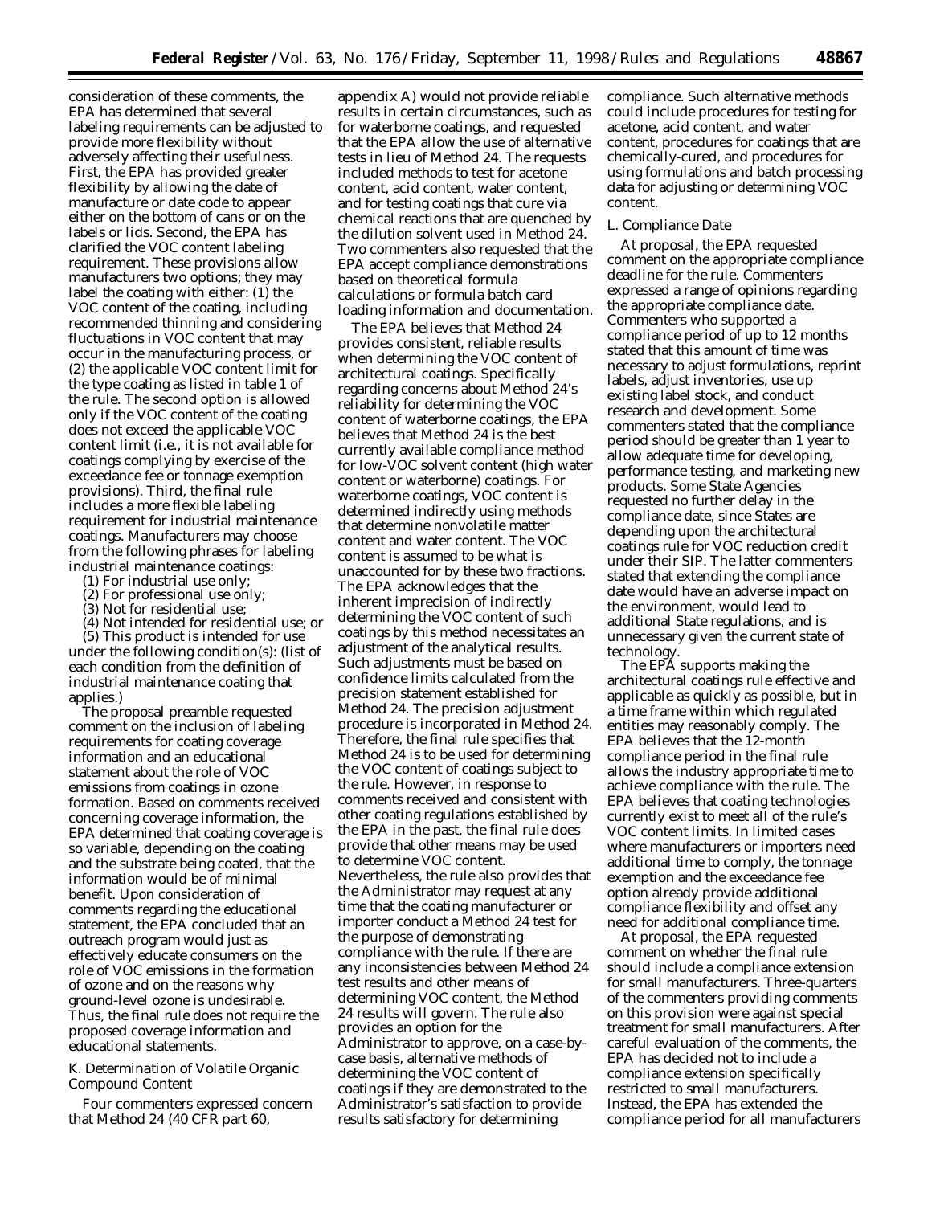consideration of these comments, the EPA has determined that several labeling requirements can be adjusted to provide more flexibility without adversely affecting their usefulness. First, the EPA has provided greater flexibility by allowing the date of manufacture or date code to appear either on the bottom of cans or on the labels or lids. Second, the EPA has clarified the VOC content labeling requirement. These provisions allow manufacturers two options; they may label the coating with either: (1) the VOC content of the coating, including recommended thinning and considering fluctuations in VOC content that may occur in the manufacturing process, or (2) the applicable VOC content limit for the type coating as listed in table 1 of the rule. The second option is allowed only if the VOC content of the coating does not exceed the applicable VOC content limit (i.e., it is not available for coatings complying by exercise of the exceedance fee or tonnage exemption provisions). Third, the final rule includes a more flexible labeling requirement for industrial maintenance coatings. Manufacturers may choose from the following phrases for labeling industrial maintenance coatings:

(1) For industrial use only;
(2) For professional use only;
(3) Not for residential use;
(4) Not intended for residential use; or
(5) This product is intended for use under the following condition(s): (list of each condition from the definition of industrial maintenance coating that applies.)

The proposal preamble requested comment on the inclusion of labeling requirements for coating coverage information and an educational statement about the role of VOC emissions from coatings in ozone formation. Based on comments received concerning coverage information, the EPA determined that coating coverage is so variable, depending on the coating and the substrate being coated, that the information would be of minimal benefit. Upon consideration of comments regarding the educational statement, the EPA concluded that an outreach program would just as effectively educate consumers on the role of VOC emissions in the formation of ozone and on the reasons why ground-level ozone is undesirable. Thus, the final rule does not require the proposed coverage information and educational statements.

### K. Determination of Volatile Organic Compound Content

Four commenters expressed concern that Method 24 (40 CFR part 60, appendix A) would not provide reliable results in certain circumstances, such as for waterborne coatings, and requested that the EPA allow the use of alternative tests in lieu of Method 24. The requests included methods to test for acetone content, acid content, water content, and for testing coatings that cure via chemical reactions that are quenched by the dilution solvent used in Method 24. Two commenters also requested that the EPA accept compliance demonstrations based on theoretical formula calculations or formula batch card loading information and documentation.

The EPA believes that Method 24 provides consistent, reliable results when determining the VOC content of architectural coatings. Specifically regarding concerns about Method 24's reliability for determining the VOC content of waterborne coatings, the EPA believes that Method 24 is the best currently available compliance method for low-VOC solvent content (high water content or waterborne) coatings. For waterborne coatings, VOC content is determined indirectly using methods that determine nonvolatile matter content and water content. The VOC content is assumed to be what is unaccounted for by these two fractions. The EPA acknowledges that the inherent imprecision of indirectly determining the VOC content of such coatings by this method necessitates an adjustment of the analytical results. Such adjustments must be based on confidence limits calculated from the precision statement established for Method 24. The precision adjustment procedure is incorporated in Method 24. Therefore, the final rule specifies that Method 24 is to be used for determining the VOC content of coatings subject to the rule. However, in response to comments received and consistent with other coating regulations established by the EPA in the past, the final rule does provide that other means may be used to determine VOC content. Nevertheless, the rule also provides that the Administrator may request at any time that the coating manufacturer or importer conduct a Method 24 test for the purpose of demonstrating compliance with the rule. If there are any inconsistencies between Method 24 test results and other means of determining VOC content, the Method 24 results will govern. The rule also provides an option for the Administrator to approve, on a case-by-case basis, alternative methods of determining the VOC content of coatings if they are demonstrated to the Administrator's satisfaction to provide results satisfactory for determining compliance. Such alternative methods could include procedures for testing for acetone, acid content, and water content, procedures for coatings that are chemically-cured, and procedures for using formulations and batch processing data for adjusting or determining VOC content.

### L. Compliance Date

At proposal, the EPA requested comment on the appropriate compliance deadline for the rule. Commenters expressed a range of opinions regarding the appropriate compliance date. Commenters who supported a compliance period of up to 12 months stated that this amount of time was necessary to adjust formulations, reprint labels, adjust inventories, use up existing label stock, and conduct research and development. Some commenters stated that the compliance period should be greater than 1 year to allow adequate time for developing, performance testing, and marketing new products. Some State Agencies requested no further delay in the compliance date, since States are depending upon the architectural coatings rule for VOC reduction credit under their SIP. The latter commenters stated that extending the compliance date would have an adverse impact on the environment, would lead to additional State regulations, and is unnecessary given the current state of technology.

The EPA supports making the architectural coatings rule effective and applicable as quickly as possible, but in a time frame within which regulated entities may reasonably comply. The EPA believes that the 12-month compliance period in the final rule allows the industry appropriate time to achieve compliance with the rule. The EPA believes that coating technologies currently exist to meet all of the rule's VOC content limits. In limited cases where manufacturers or importers need additional time to comply, the tonnage exemption and the exceedance fee option already provide additional compliance flexibility and offset any need for additional compliance time.

At proposal, the EPA requested comment on whether the final rule should include a compliance extension for small manufacturers. Three-quarters of the commenters providing comments on this provision were against special treatment for small manufacturers. After careful evaluation of the comments, the EPA has decided not to include a compliance extension specifically restricted to small manufacturers. Instead, the EPA has extended the compliance period for all manufacturers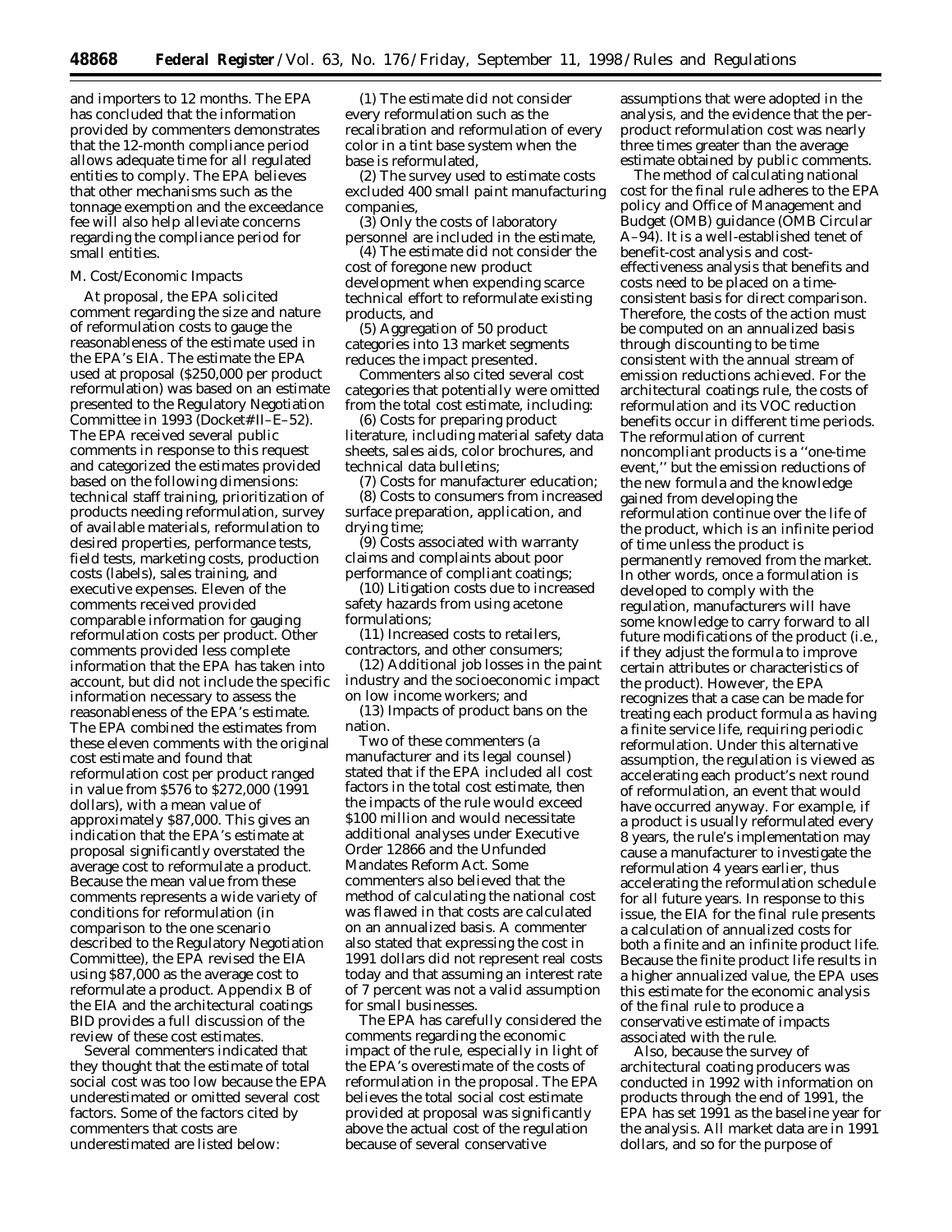and importers to 12 months. The EPA has concluded that the information provided by commenters demonstrates that the 12-month compliance period allows adequate time for all regulated entities to comply. The EPA believes that other mechanisms such as the tonnage exemption and the exceedance fee will also help alleviate concerns regarding the compliance period for small entities.

### M. Cost/Economic Impacts

At proposal, the EPA solicited comment regarding the size and nature of reformulation costs to gauge the reasonableness of the estimate used in the EPA's EIA. The estimate the EPA used at proposal ($250,000 per product reformulation) was based on an estimate presented to the Regulatory Negotiation Committee in 1993 (Docket#II–E–52). The EPA received several public comments in response to this request and categorized the estimates provided based on the following dimensions: technical staff training, prioritization of products needing reformulation, survey of available materials, reformulation to desired properties, performance tests, field tests, marketing costs, production costs (labels), sales training, and executive expenses. Eleven of the comments received provided comparable information for gauging reformulation costs per product. Other comments provided less complete information that the EPA has taken into account, but did not include the specific information necessary to assess the reasonableness of the EPA's estimate. The EPA combined the estimates from these eleven comments with the original cost estimate and found that reformulation cost per product ranged in value from $576 to $272,000 (1991 dollars), with a mean value of approximately $87,000. This gives an indication that the EPA's estimate at proposal significantly overstated the average cost to reformulate a product. Because the mean value from these comments represents a wide variety of conditions for reformulation (in comparison to the one scenario described to the Regulatory Negotiation Committee), the EPA revised the EIA using $87,000 as the average cost to reformulate a product. Appendix B of the EIA and the architectural coatings BID provides a full discussion of the review of these cost estimates.

Several commenters indicated that they thought that the estimate of total social cost was too low because the EPA underestimated or omitted several cost factors. Some of the factors cited by commenters that costs are underestimated are listed below:

(1) The estimate did not consider every reformulation such as the recalibration and reformulation of every color in a tint base system when the base is reformulated,

(2) The survey used to estimate costs excluded 400 small paint manufacturing companies,

(3) Only the costs of laboratory personnel are included in the estimate,

(4) The estimate did not consider the cost of foregone new product development when expending scarce technical effort to reformulate existing products, and

(5) Aggregation of 50 product categories into 13 market segments reduces the impact presented.

Commenters also cited several cost categories that potentially were omitted from the total cost estimate, including:

(6) Costs for preparing product literature, including material safety data sheets, sales aids, color brochures, and technical data bulletins;

(7) Costs for manufacturer education;

(8) Costs to consumers from increased surface preparation, application, and drying time;

(9) Costs associated with warranty claims and complaints about poor performance of compliant coatings;

(10) Litigation costs due to increased safety hazards from using acetone formulations;

(11) Increased costs to retailers, contractors, and other consumers;

(12) Additional job losses in the paint industry and the socioeconomic impact on low income workers; and

(13) Impacts of product bans on the nation.

Two of these commenters (a manufacturer and its legal counsel) stated that if the EPA included all cost factors in the total cost estimate, then the impacts of the rule would exceed $100 million and would necessitate additional analyses under Executive Order 12866 and the Unfunded Mandates Reform Act. Some commenters also believed that the method of calculating the national cost was flawed in that costs are calculated on an annualized basis. A commenter also stated that expressing the cost in 1991 dollars did not represent real costs today and that assuming an interest rate of 7 percent was not a valid assumption for small businesses.

The EPA has carefully considered the comments regarding the economic impact of the rule, especially in light of the EPA's overestimate of the costs of reformulation in the proposal. The EPA believes the total social cost estimate provided at proposal was significantly above the actual cost of the regulation because of several conservative assumptions that were adopted in the analysis, and the evidence that the per-product reformulation cost was nearly three times greater than the average estimate obtained by public comments.

The method of calculating national cost for the final rule adheres to the EPA policy and Office of Management and Budget (OMB) guidance (OMB Circular A–94). It is a well-established tenet of benefit-cost analysis and cost-effectiveness analysis that benefits and costs need to be placed on a time-consistent basis for direct comparison. Therefore, the costs of the action must be computed on an annualized basis through discounting to be time consistent with the annual stream of emission reductions achieved. For the architectural coatings rule, the costs of reformulation and its VOC reduction benefits occur in different time periods. The reformulation of current noncompliant products is a "one-time event," but the emission reductions of the new formula and the knowledge gained from developing the reformulation continue over the life of the product, which is an infinite period of time unless the product is permanently removed from the market. In other words, once a formulation is developed to comply with the regulation, manufacturers will have some knowledge to carry forward to all future modifications of the product (i.e., if they adjust the formula to improve certain attributes or characteristics of the product). However, the EPA recognizes that a case can be made for treating each product formula as having a finite service life, requiring periodic reformulation. Under this alternative assumption, the regulation is viewed as accelerating each product's next round of reformulation, an event that would have occurred anyway. For example, if a product is usually reformulated every 8 years, the rule's implementation may cause a manufacturer to investigate the reformulation 4 years earlier, thus accelerating the reformulation schedule for all future years. In response to this issue, the EIA for the final rule presents a calculation of annualized costs for both a finite and an infinite product life. Because the finite product life results in a higher annualized value, the EPA uses this estimate for the economic analysis of the final rule to produce a conservative estimate of impacts associated with the rule.

Also, because the survey of architectural coating producers was conducted in 1992 with information on products through the end of 1991, the EPA has set 1991 as the baseline year for the analysis. All market data are in 1991 dollars, and so for the purpose of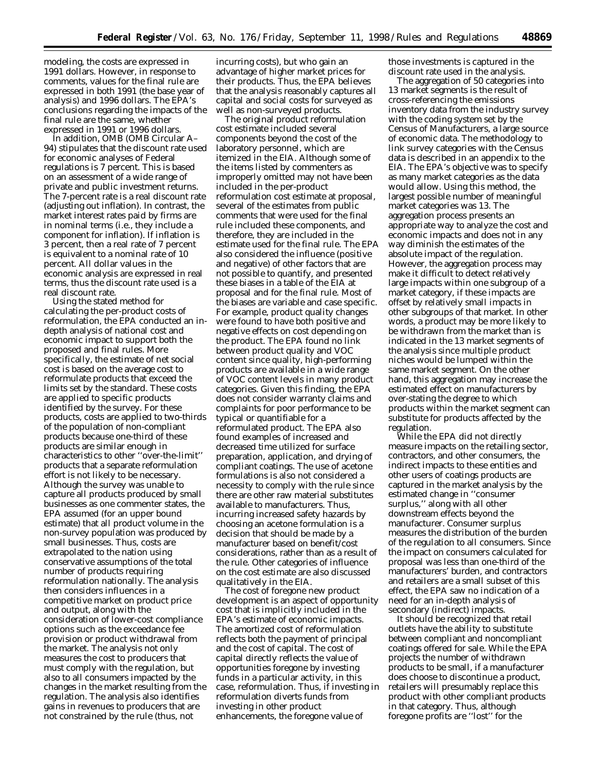modeling, the costs are expressed in 1991 dollars. However, in response to comments, values for the final rule are expressed in both 1991 (the base year of analysis) and 1996 dollars. The EPA's conclusions regarding the impacts of the final rule are the same, whether expressed in 1991 or 1996 dollars.

In addition, OMB (OMB Circular A–94) stipulates that the discount rate used for economic analyses of Federal regulations is 7 percent. This is based on an assessment of a wide range of private and public investment returns. The 7-percent rate is a real discount rate (adjusting out inflation). In contrast, the market interest rates paid by firms are in nominal terms (i.e., they include a component for inflation). If inflation is 3 percent, then a real rate of 7 percent is equivalent to a nominal rate of 10 percent. All dollar values in the economic analysis are expressed in real terms, thus the discount rate used is a real discount rate.

Using the stated method for calculating the per-product costs of reformulation, the EPA conducted an in-depth analysis of national cost and economic impact to support both the proposed and final rules. More specifically, the estimate of net social cost is based on the average cost to reformulate products that exceed the limits set by the standard. These costs are applied to specific products identified by the survey. For these products, costs are applied to two-thirds of the population of non-compliant products because one-third of these products are similar enough in characteristics to other ''over-the-limit'' products that a separate reformulation effort is not likely to be necessary. Although the survey was unable to capture all products produced by small businesses as one commenter states, the EPA assumed (for an upper bound estimate) that all product volume in the non-survey population was produced by small businesses. Thus, costs are extrapolated to the nation using conservative assumptions of the total number of products requiring reformulation nationally. The analysis then considers influences in a competitive market on product price and output, along with the consideration of lower-cost compliance options such as the exceedance fee provision or product withdrawal from the market. The analysis not only measures the cost to producers that must comply with the regulation, but also to all consumers impacted by the changes in the market resulting from the regulation. The analysis also identifies gains in revenues to producers that are not constrained by the rule (thus, not incurring costs), but who gain an advantage of higher market prices for their products. Thus, the EPA believes that the analysis reasonably captures all capital and social costs for surveyed as well as non-surveyed products.

The original product reformulation cost estimate included several components beyond the cost of the laboratory personnel, which are itemized in the EIA. Although some of the items listed by commenters as improperly omitted may not have been included in the per-product reformulation cost estimate at proposal, several of the estimates from public comments that were used for the final rule included these components, and therefore, they are included in the estimate used for the final rule. The EPA also considered the influence (positive and negative) of other factors that are not possible to quantify, and presented these biases in a table of the EIA at proposal and for the final rule. Most of the biases are variable and case specific. For example, product quality changes were found to have both positive and negative effects on cost depending on the product. The EPA found no link between product quality and VOC content since quality, high-performing products are available in a wide range of VOC content levels in many product categories. Given this finding, the EPA does not consider warranty claims and complaints for poor performance to be typical or quantifiable for a reformulated product. The EPA also found examples of increased and decreased time utilized for surface preparation, application, and drying of compliant coatings. The use of acetone formulations is also not considered a necessity to comply with the rule since there are other raw material substitutes available to manufacturers. Thus, incurring increased safety hazards by choosing an acetone formulation is a decision that should be made by a manufacturer based on benefit/cost considerations, rather than as a result of the rule. Other categories of influence on the cost estimate are also discussed qualitatively in the EIA.

The cost of foregone new product development is an aspect of opportunity cost that is implicitly included in the EPA's estimate of economic impacts. The amortized cost of reformulation reflects both the payment of principal and the cost of capital. The cost of capital directly reflects the value of opportunities foregone by investing funds in a particular activity, in this case, reformulation. Thus, if investing in reformulation diverts funds from investing in other product enhancements, the foregone value of those investments is captured in the discount rate used in the analysis.

The aggregation of 50 categories into 13 market segments is the result of cross-referencing the emissions inventory data from the industry survey with the coding system set by the Census of Manufacturers, a large source of economic data. The methodology to link survey categories with the Census data is described in an appendix to the EIA. The EPA's objective was to specify as many market categories as the data would allow. Using this method, the largest possible number of meaningful market categories was 13. The aggregation process presents an appropriate way to analyze the cost and economic impacts and does not in any way diminish the estimates of the absolute impact of the regulation. However, the aggregation process may make it difficult to detect relatively large impacts within one subgroup of a market category, if these impacts are offset by relatively small impacts in other subgroups of that market. In other words, a product may be more likely to be withdrawn from the market than is indicated in the 13 market segments of the analysis since multiple product niches would be lumped within the same market segment. On the other hand, this aggregation may increase the estimated effect on manufacturers by over-stating the degree to which products within the market segment can substitute for products affected by the regulation.

While the EPA did not directly measure impacts on the retailing sector, contractors, and other consumers, the indirect impacts to these entities and other users of coatings products are captured in the market analysis by the estimated change in ''consumer surplus,'' along with all other downstream effects beyond the manufacturer. Consumer surplus measures the distribution of the burden of the regulation to all consumers. Since the impact on consumers calculated for proposal was less than one-third of the manufacturers' burden, and contractors and retailers are a small subset of this effect, the EPA saw no indication of a need for an in-depth analysis of secondary (indirect) impacts.

It should be recognized that retail outlets have the ability to substitute between compliant and noncompliant coatings offered for sale. While the EPA projects the number of withdrawn products to be small, if a manufacturer does choose to discontinue a product, retailers will presumably replace this product with other compliant products in that category. Thus, although foregone profits are ''lost'' for the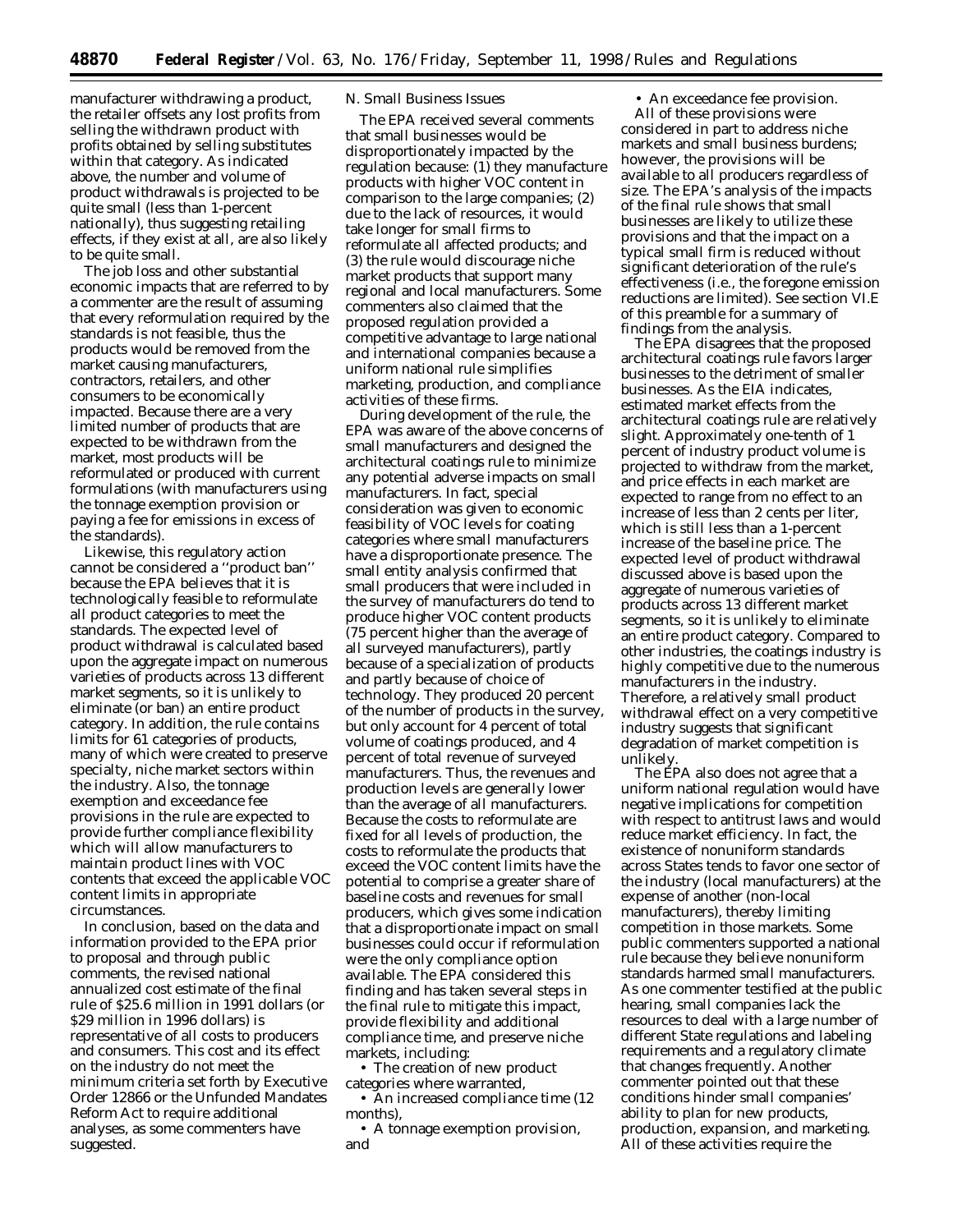manufacturer withdrawing a product, the retailer offsets any lost profits from selling the withdrawn product with profits obtained by selling substitutes within that category. As indicated above, the number and volume of product withdrawals is projected to be quite small (less than 1-percent nationally), thus suggesting retailing effects, if they exist at all, are also likely to be quite small.

The job loss and other substantial economic impacts that are referred to by a commenter are the result of assuming that every reformulation required by the standards is not feasible, thus the products would be removed from the market causing manufacturers, contractors, retailers, and other consumers to be economically impacted. Because there are a very limited number of products that are expected to be withdrawn from the market, most products will be reformulated or produced with current formulations (with manufacturers using the tonnage exemption provision or paying a fee for emissions in excess of the standards).

Likewise, this regulatory action cannot be considered a ''product ban'' because the EPA believes that it is technologically feasible to reformulate all product categories to meet the standards. The expected level of product withdrawal is calculated based upon the aggregate impact on numerous varieties of products across 13 different market segments, so it is unlikely to eliminate (or ban) an entire product category. In addition, the rule contains limits for 61 categories of products, many of which were created to preserve specialty, niche market sectors within the industry. Also, the tonnage exemption and exceedance fee provisions in the rule are expected to provide further compliance flexibility which will allow manufacturers to maintain product lines with VOC contents that exceed the applicable VOC content limits in appropriate circumstances.

In conclusion, based on the data and information provided to the EPA prior to proposal and through public comments, the revised national annualized cost estimate of the final rule of \$25.6 million in 1991 dollars (or \$29 million in 1996 dollars) is representative of all costs to producers and consumers. This cost and its effect on the industry do not meet the minimum criteria set forth by Executive Order 12866 or the Unfunded Mandates Reform Act to require additional analyses, as some commenters have suggested.

N. Small Business Issues

The EPA received several comments that small businesses would be disproportionately impacted by the regulation because: (1) they manufacture products with higher VOC content in comparison to the large companies; (2) due to the lack of resources, it would take longer for small firms to reformulate all affected products; and (3) the rule would discourage niche market products that support many regional and local manufacturers. Some commenters also claimed that the proposed regulation provided a competitive advantage to large national and international companies because a uniform national rule simplifies marketing, production, and compliance activities of these firms.

During development of the rule, the EPA was aware of the above concerns of small manufacturers and designed the architectural coatings rule to minimize any potential adverse impacts on small manufacturers. In fact, special consideration was given to economic feasibility of VOC levels for coating categories where small manufacturers have a disproportionate presence. The small entity analysis confirmed that small producers that were included in the survey of manufacturers do tend to produce higher VOC content products (75 percent higher than the average of all surveyed manufacturers), partly because of a specialization of products and partly because of choice of technology. They produced 20 percent of the number of products in the survey, but only account for 4 percent of total volume of coatings produced, and 4 percent of total revenue of surveyed manufacturers. Thus, the revenues and production levels are generally lower than the average of all manufacturers. Because the costs to reformulate are fixed for all levels of production, the costs to reformulate the products that exceed the VOC content limits have the potential to comprise a greater share of baseline costs and revenues for small producers, which gives some indication that a disproportionate impact on small businesses could occur if reformulation were the only compliance option available. The EPA considered this finding and has taken several steps in the final rule to mitigate this impact, provide flexibility and additional compliance time, and preserve niche markets, including:

- The creation of new product categories where warranted,
- An increased compliance time (12 months),
- A tonnage exemption provision, and
- An exceedance fee provision.

All of these provisions were considered in part to address niche markets and small business burdens; however, the provisions will be available to all producers regardless of size. The EPA's analysis of the impacts of the final rule shows that small businesses are likely to utilize these provisions and that the impact on a typical small firm is reduced without significant deterioration of the rule's effectiveness (i.e., the foregone emission reductions are limited). See section VI.E of this preamble for a summary of findings from the analysis.

The EPA disagrees that the proposed architectural coatings rule favors larger businesses to the detriment of smaller businesses. As the EIA indicates, estimated market effects from the architectural coatings rule are relatively slight. Approximately one-tenth of 1 percent of industry product volume is projected to withdraw from the market, and price effects in each market are expected to range from no effect to an increase of less than 2 cents per liter, which is still less than a 1-percent increase of the baseline price. The expected level of product withdrawal discussed above is based upon the aggregate of numerous varieties of products across 13 different market segments, so it is unlikely to eliminate an entire product category. Compared to other industries, the coatings industry is highly competitive due to the numerous manufacturers in the industry. Therefore, a relatively small product withdrawal effect on a very competitive industry suggests that significant degradation of market competition is unlikely.

The EPA also does not agree that a uniform national regulation would have negative implications for competition with respect to antitrust laws and would reduce market efficiency. In fact, the existence of nonuniform standards across States tends to favor one sector of the industry (local manufacturers) at the expense of another (non-local manufacturers), thereby limiting competition in those markets. Some public commenters supported a national rule because they believe nonuniform standards harmed small manufacturers. As one commenter testified at the public hearing, small companies lack the resources to deal with a large number of different State regulations and labeling requirements and a regulatory climate that changes frequently. Another commenter pointed out that these conditions hinder small companies' ability to plan for new products, production, expansion, and marketing. All of these activities require the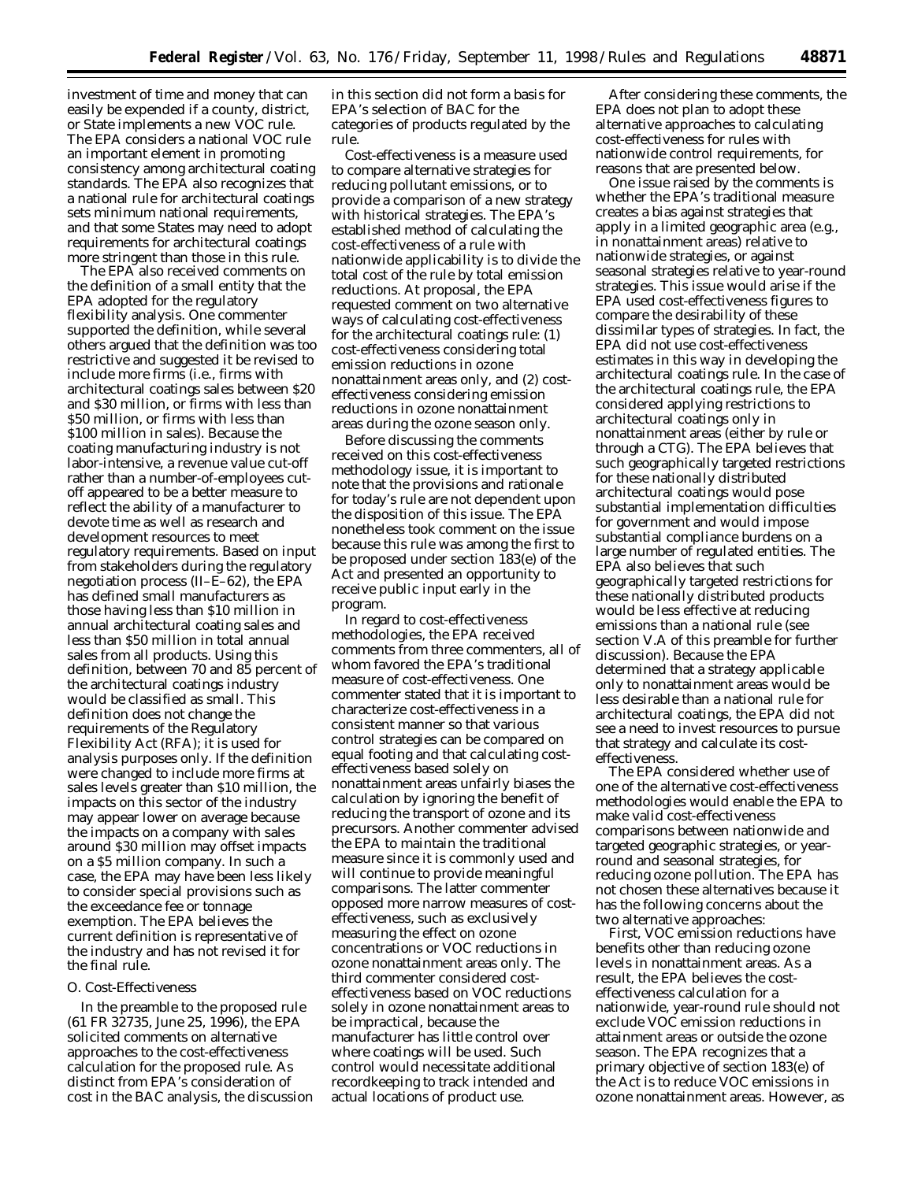investment of time and money that can easily be expended if a county, district, or State implements a new VOC rule. The EPA considers a national VOC rule an important element in promoting consistency among architectural coating standards. The EPA also recognizes that a national rule for architectural coatings sets minimum national requirements, and that some States may need to adopt requirements for architectural coatings more stringent than those in this rule.

The EPA also received comments on the definition of a small entity that the EPA adopted for the regulatory flexibility analysis. One commenter supported the definition, while several others argued that the definition was too restrictive and suggested it be revised to include more firms (i.e., firms with architectural coatings sales between $20 and $30 million, or firms with less than $50 million, or firms with less than $100 million in sales). Because the coating manufacturing industry is not labor-intensive, a revenue value cut-off rather than a number-of-employees cut-off appeared to be a better measure to reflect the ability of a manufacturer to devote time as well as research and development resources to meet regulatory requirements. Based on input from stakeholders during the regulatory negotiation process (II–E–62), the EPA has defined small manufacturers as those having less than $10 million in annual architectural coating sales and less than $50 million in total annual sales from all products. Using this definition, between 70 and 85 percent of the architectural coatings industry would be classified as small. This definition does not change the requirements of the Regulatory Flexibility Act (RFA); it is used for analysis purposes only. If the definition were changed to include more firms at sales levels greater than $10 million, the impacts on this sector of the industry may appear lower on average because the impacts on a company with sales around $30 million may offset impacts on a $5 million company. In such a case, the EPA may have been less likely to consider special provisions such as the exceedance fee or tonnage exemption. The EPA believes the current definition is representative of the industry and has not revised it for the final rule.

### *O. Cost-Effectiveness*

In the preamble to the proposed rule (61 FR 32735, June 25, 1996), the EPA solicited comments on alternative approaches to the cost-effectiveness calculation for the proposed rule. As distinct from EPA's consideration of cost in the BAC analysis, the discussion in this section did not form a basis for EPA's selection of BAC for the categories of products regulated by the rule.

Cost-effectiveness is a measure used to compare alternative strategies for reducing pollutant emissions, or to provide a comparison of a new strategy with historical strategies. The EPA's established method of calculating the cost-effectiveness of a rule with nationwide applicability is to divide the total cost of the rule by total emission reductions. At proposal, the EPA requested comment on two alternative ways of calculating cost-effectiveness for the architectural coatings rule: (1) cost-effectiveness considering total emission reductions in ozone nonattainment areas only, and (2) cost-effectiveness considering emission reductions in ozone nonattainment areas during the ozone season only.

Before discussing the comments received on this cost-effectiveness methodology issue, it is important to note that the provisions and rationale for today's rule are not dependent upon the disposition of this issue. The EPA nonetheless took comment on the issue because this rule was among the first to be proposed under section 183(e) of the Act and presented an opportunity to receive public input early in the program.

In regard to cost-effectiveness methodologies, the EPA received comments from three commenters, all of whom favored the EPA's traditional measure of cost-effectiveness. One commenter stated that it is important to characterize cost-effectiveness in a consistent manner so that various control strategies can be compared on equal footing and that calculating cost-effectiveness based solely on nonattainment areas unfairly biases the calculation by ignoring the benefit of reducing the transport of ozone and its precursors. Another commenter advised the EPA to maintain the traditional measure since it is commonly used and will continue to provide meaningful comparisons. The latter commenter opposed more narrow measures of cost-effectiveness, such as exclusively measuring the effect on ozone concentrations or VOC reductions in ozone nonattainment areas only. The third commenter considered cost-effectiveness based on VOC reductions solely in ozone nonattainment areas to be impractical, because the manufacturer has little control over where coatings will be used. Such control would necessitate additional recordkeeping to track intended and actual locations of product use.

After considering these comments, the EPA does not plan to adopt these alternative approaches to calculating cost-effectiveness for rules with nationwide control requirements, for reasons that are presented below.

One issue raised by the comments is whether the EPA's traditional measure creates a bias against strategies that apply in a limited geographic area (e.g., in nonattainment areas) relative to nationwide strategies, or against seasonal strategies relative to year-round strategies. This issue would arise if the EPA used cost-effectiveness figures to compare the desirability of these dissimilar types of strategies. In fact, the EPA did not use cost-effectiveness estimates in this way in developing the architectural coatings rule. In the case of the architectural coatings rule, the EPA considered applying restrictions to architectural coatings only in nonattainment areas (either by rule or through a CTG). The EPA believes that such geographically targeted restrictions for these nationally distributed architectural coatings would pose substantial implementation difficulties for government and would impose substantial compliance burdens on a large number of regulated entities. The EPA also believes that such geographically targeted restrictions for these nationally distributed products would be less effective at reducing emissions than a national rule (see section V.A of this preamble for further discussion). Because the EPA determined that a strategy applicable only to nonattainment areas would be less desirable than a national rule for architectural coatings, the EPA did not see a need to invest resources to pursue that strategy and calculate its cost-effectiveness.

The EPA considered whether use of one of the alternative cost-effectiveness methodologies would enable the EPA to make valid cost-effectiveness comparisons between nationwide and targeted geographic strategies, or year-round and seasonal strategies, for reducing ozone pollution. The EPA has not chosen these alternatives because it has the following concerns about the two alternative approaches:

First, VOC emission reductions have benefits other than reducing ozone levels in nonattainment areas. As a result, the EPA believes the cost-effectiveness calculation for a nationwide, year-round rule should not exclude VOC emission reductions in attainment areas or outside the ozone season. The EPA recognizes that a primary objective of section 183(e) of the Act is to reduce VOC emissions in ozone nonattainment areas. However, as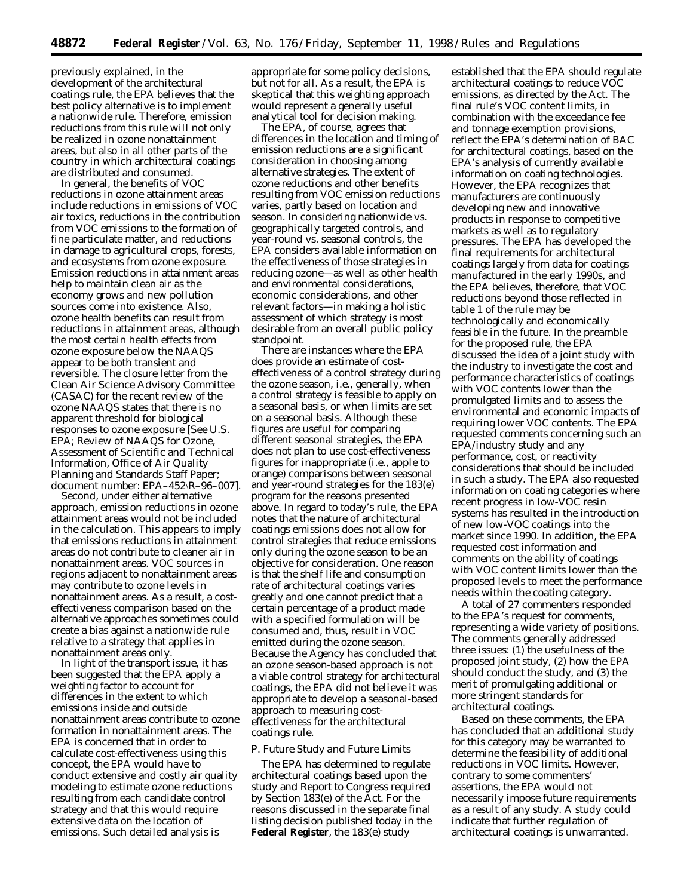previously explained, in the development of the architectural coatings rule, the EPA believes that the best policy alternative is to implement a nationwide rule. Therefore, emission reductions from this rule will not only be realized in ozone nonattainment areas, but also in all other parts of the country in which architectural coatings are distributed and consumed.

In general, the benefits of VOC reductions in ozone attainment areas include reductions in emissions of VOC air toxics, reductions in the contribution from VOC emissions to the formation of fine particulate matter, and reductions in damage to agricultural crops, forests, and ecosystems from ozone exposure. Emission reductions in attainment areas help to maintain clean air as the economy grows and new pollution sources come into existence. Also, ozone health benefits can result from reductions in attainment areas, although the most certain health effects from ozone exposure below the NAAQS appear to be both transient and reversible. The closure letter from the Clean Air Science Advisory Committee (CASAC) for the recent review of the ozone NAAQS states that there is no apparent threshold for biological responses to ozone exposure [See U.S. EPA; Review of NAAQS for Ozone, Assessment of Scientific and Technical Information, Office of Air Quality Planning and Standards Staff Paper; document number: EPA–452\R–96–007].

Second, under either alternative approach, emission reductions in ozone attainment areas would not be included in the calculation. This appears to imply that emissions reductions in attainment areas do not contribute to cleaner air in nonattainment areas. VOC sources in regions adjacent to nonattainment areas may contribute to ozone levels in nonattainment areas. As a result, a cost-effectiveness comparison based on the alternative approaches sometimes could create a bias against a nationwide rule relative to a strategy that applies in nonattainment areas only.

In light of the transport issue, it has been suggested that the EPA apply a weighting factor to account for differences in the extent to which emissions inside and outside nonattainment areas contribute to ozone formation in nonattainment areas. The EPA is concerned that in order to calculate cost-effectiveness using this concept, the EPA would have to conduct extensive and costly air quality modeling to estimate ozone reductions resulting from each candidate control strategy and that this would require extensive data on the location of emissions. Such detailed analysis is appropriate for some policy decisions, but not for all. As a result, the EPA is skeptical that this weighting approach would represent a generally useful analytical tool for decision making.

The EPA, of course, agrees that differences in the location and timing of emission reductions are a significant consideration in choosing among alternative strategies. The extent of ozone reductions and other benefits resulting from VOC emission reductions varies, partly based on location and season. In considering nationwide vs. geographically targeted controls, and year-round vs. seasonal controls, the EPA considers available information on the effectiveness of those strategies in reducing ozone—as well as other health and environmental considerations, economic considerations, and other relevant factors—in making a holistic assessment of which strategy is most desirable from an overall public policy standpoint.

There are instances where the EPA does provide an estimate of cost-effectiveness of a control strategy during the ozone season, i.e., generally, when a control strategy is feasible to apply on a seasonal basis, or when limits are set on a seasonal basis. Although these figures are useful for comparing different seasonal strategies, the EPA does not plan to use cost-effectiveness figures for inappropriate (i.e., apple to orange) comparisons between seasonal and year-round strategies for the 183(e) program for the reasons presented above. In regard to today's rule, the EPA notes that the nature of architectural coatings emissions does not allow for control strategies that reduce emissions only during the ozone season to be an objective for consideration. One reason is that the shelf life and consumption rate of architectural coatings varies greatly and one cannot predict that a certain percentage of a product made with a specified formulation will be consumed and, thus, result in VOC emitted during the ozone season. Because the Agency has concluded that an ozone season-based approach is not a viable control strategy for architectural coatings, the EPA did not believe it was appropriate to develop a seasonal-based approach to measuring cost-effectiveness for the architectural coatings rule.

*P. Future Study and Future Limits*

The EPA has determined to regulate architectural coatings based upon the study and Report to Congress required by Section 183(e) of the Act. For the reasons discussed in the separate final listing decision published today in the **Federal Register**, the 183(e) study established that the EPA should regulate architectural coatings to reduce VOC emissions, as directed by the Act. The final rule's VOC content limits, in combination with the exceedance fee and tonnage exemption provisions, reflect the EPA's determination of BAC for architectural coatings, based on the EPA's analysis of currently available information on coating technologies. However, the EPA recognizes that manufacturers are continuously developing new and innovative products in response to competitive markets as well as to regulatory pressures. The EPA has developed the final requirements for architectural coatings largely from data for coatings manufactured in the early 1990s, and the EPA believes, therefore, that VOC reductions beyond those reflected in table 1 of the rule may be technologically and economically feasible in the future. In the preamble for the proposed rule, the EPA discussed the idea of a joint study with the industry to investigate the cost and performance characteristics of coatings with VOC contents lower than the promulgated limits and to assess the environmental and economic impacts of requiring lower VOC contents. The EPA requested comments concerning such an EPA/industry study and any performance, cost, or reactivity considerations that should be included in such a study. The EPA also requested information on coating categories where recent progress in low-VOC resin systems has resulted in the introduction of new low-VOC coatings into the market since 1990. In addition, the EPA requested cost information and comments on the ability of coatings with VOC content limits lower than the proposed levels to meet the performance needs within the coating category.

A total of 27 commenters responded to the EPA's request for comments, representing a wide variety of positions. The comments generally addressed three issues: (1) the usefulness of the proposed joint study, (2) how the EPA should conduct the study, and (3) the merit of promulgating additional or more stringent standards for architectural coatings.

Based on these comments, the EPA has concluded that an additional study for this category may be warranted to determine the feasibility of additional reductions in VOC limits. However, contrary to some commenters' assertions, the EPA would not necessarily impose future requirements as a result of any study. A study could indicate that further regulation of architectural coatings is unwarranted.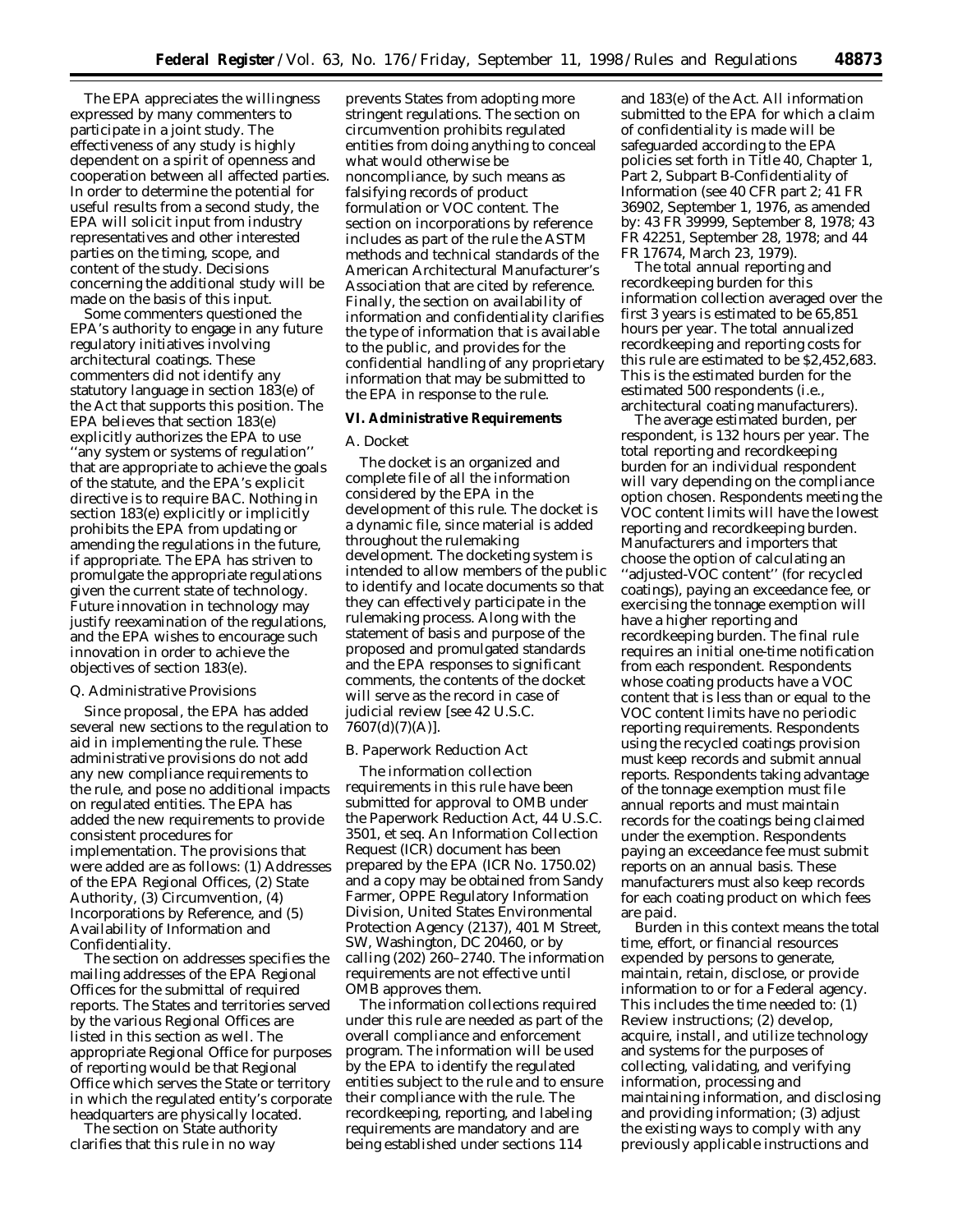The EPA appreciates the willingness expressed by many commenters to participate in a joint study. The effectiveness of any study is highly dependent on a spirit of openness and cooperation between all affected parties. In order to determine the potential for useful results from a second study, the EPA will solicit input from industry representatives and other interested parties on the timing, scope, and content of the study. Decisions concerning the additional study will be made on the basis of this input.

Some commenters questioned the EPA's authority to engage in any future regulatory initiatives involving architectural coatings. These commenters did not identify any statutory language in section 183(e) of the Act that supports this position. The EPA believes that section 183(e) explicitly authorizes the EPA to use ''any system or systems of regulation'' that are appropriate to achieve the goals of the statute, and the EPA's explicit directive is to require BAC. Nothing in section 183(e) explicitly or implicitly prohibits the EPA from updating or amending the regulations in the future, if appropriate. The EPA has striven to promulgate the appropriate regulations given the current state of technology. Future innovation in technology may justify reexamination of the regulations, and the EPA wishes to encourage such innovation in order to achieve the objectives of section 183(e).

### Q. Administrative Provisions

Since proposal, the EPA has added several new sections to the regulation to aid in implementing the rule. These administrative provisions do not add any new compliance requirements to the rule, and pose no additional impacts on regulated entities. The EPA has added the new requirements to provide consistent procedures for implementation. The provisions that were added are as follows: (1) Addresses of the EPA Regional Offices, (2) State Authority, (3) Circumvention, (4) Incorporations by Reference, and (5) Availability of Information and Confidentiality.

The section on addresses specifies the mailing addresses of the EPA Regional Offices for the submittal of required reports. The States and territories served by the various Regional Offices are listed in this section as well. The appropriate Regional Office for purposes of reporting would be that Regional Office which serves the State or territory in which the regulated entity's corporate headquarters are physically located.

The section on State authority clarifies that this rule in no way prevents States from adopting more stringent regulations. The section on circumvention prohibits regulated entities from doing anything to conceal what would otherwise be noncompliance, by such means as falsifying records of product formulation or VOC content. The section on incorporations by reference includes as part of the rule the ASTM methods and technical standards of the American Architectural Manufacturer's Association that are cited by reference. Finally, the section on availability of information and confidentiality clarifies the type of information that is available to the public, and provides for the confidential handling of any proprietary information that may be submitted to the EPA in response to the rule.

## VI. Administrative Requirements

### A. Docket

The docket is an organized and complete file of all the information considered by the EPA in the development of this rule. The docket is a dynamic file, since material is added throughout the rulemaking development. The docketing system is intended to allow members of the public to identify and locate documents so that they can effectively participate in the rulemaking process. Along with the statement of basis and purpose of the proposed and promulgated standards and the EPA responses to significant comments, the contents of the docket will serve as the record in case of judicial review [see 42 U.S.C. 7607(d)(7)(A)].

### B. Paperwork Reduction Act

The information collection requirements in this rule have been submitted for approval to OMB under the Paperwork Reduction Act, 44 U.S.C. 3501, et seq. An Information Collection Request (ICR) document has been prepared by the EPA (ICR No. 1750.02) and a copy may be obtained from Sandy Farmer, OPPE Regulatory Information Division, United States Environmental Protection Agency (2137), 401 M Street, SW, Washington, DC 20460, or by calling (202) 260–2740. The information requirements are not effective until OMB approves them.

The information collections required under this rule are needed as part of the overall compliance and enforcement program. The information will be used by the EPA to identify the regulated entities subject to the rule and to ensure their compliance with the rule. The recordkeeping, reporting, and labeling requirements are mandatory and are being established under sections 114 and 183(e) of the Act. All information submitted to the EPA for which a claim of confidentiality is made will be safeguarded according to the EPA policies set forth in Title 40, Chapter 1, Part 2, Subpart B-Confidentiality of Information (see 40 CFR part 2; 41 FR 36902, September 1, 1976, as amended by: 43 FR 39999, September 8, 1978; 43 FR 42251, September 28, 1978; and 44 FR 17674, March 23, 1979).

The total annual reporting and recordkeeping burden for this information collection averaged over the first 3 years is estimated to be 65,851 hours per year. The total annualized recordkeeping and reporting costs for this rule are estimated to be $2,452,683. This is the estimated burden for the estimated 500 respondents (i.e., architectural coating manufacturers).

The average estimated burden, per respondent, is 132 hours per year. The total reporting and recordkeeping burden for an individual respondent will vary depending on the compliance option chosen. Respondents meeting the VOC content limits will have the lowest reporting and recordkeeping burden. Manufacturers and importers that choose the option of calculating an ''adjusted-VOC content'' (for recycled coatings), paying an exceedance fee, or exercising the tonnage exemption will have a higher reporting and recordkeeping burden. The final rule requires an initial one-time notification from each respondent. Respondents whose coating products have a VOC content that is less than or equal to the VOC content limits have no periodic reporting requirements. Respondents using the recycled coatings provision must keep records and submit annual reports. Respondents taking advantage of the tonnage exemption must file annual reports and must maintain records for the coatings being claimed under the exemption. Respondents paying an exceedance fee must submit reports on an annual basis. These manufacturers must also keep records for each coating product on which fees are paid.

Burden in this context means the total time, effort, or financial resources expended by persons to generate, maintain, retain, disclose, or provide information to or for a Federal agency. This includes the time needed to: (1) Review instructions; (2) develop, acquire, install, and utilize technology and systems for the purposes of collecting, validating, and verifying information, processing and maintaining information, and disclosing and providing information; (3) adjust the existing ways to comply with any previously applicable instructions and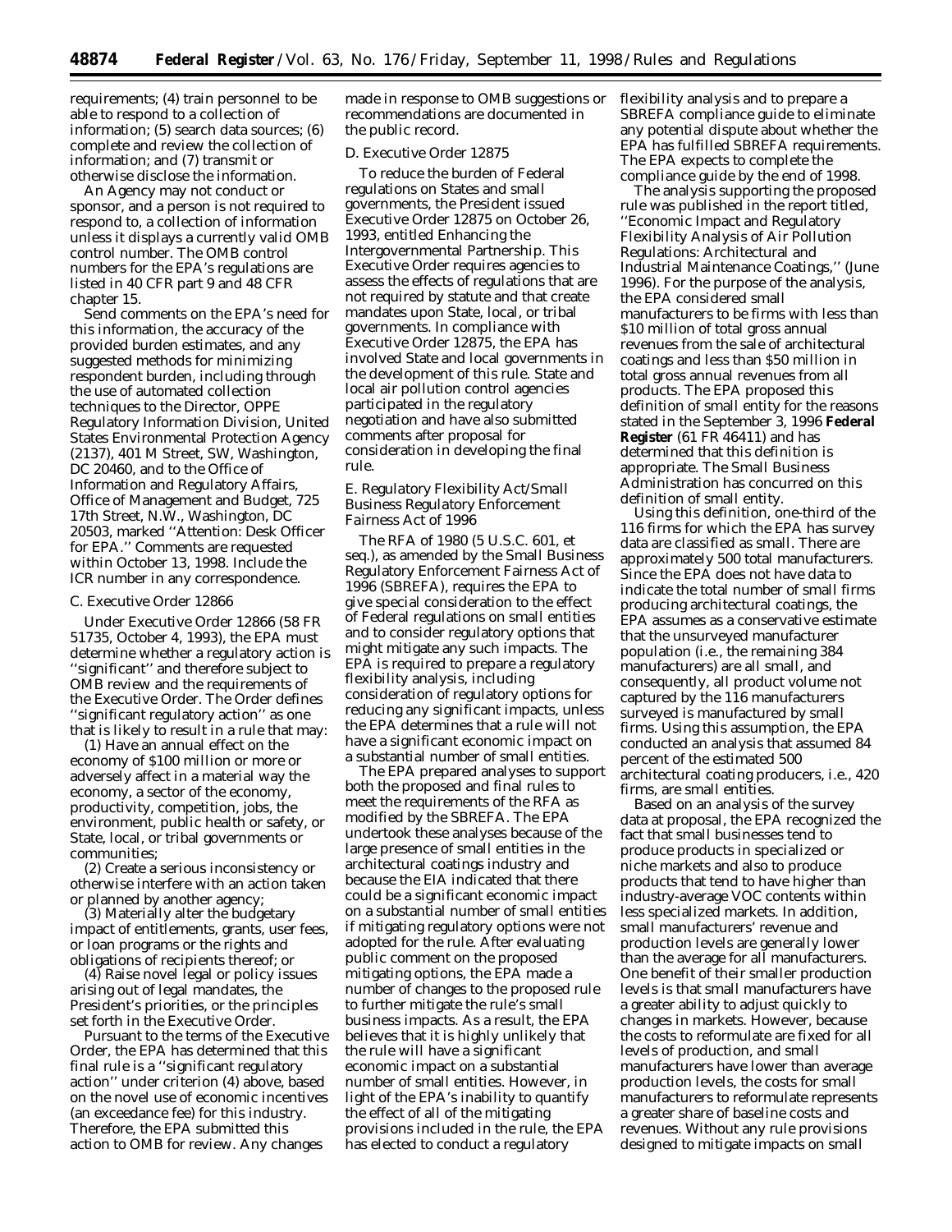requirements; (4) train personnel to be able to respond to a collection of information; (5) search data sources; (6) complete and review the collection of information; and (7) transmit or otherwise disclose the information.

An Agency may not conduct or sponsor, and a person is not required to respond to, a collection of information unless it displays a currently valid OMB control number. The OMB control numbers for the EPA's regulations are listed in 40 CFR part 9 and 48 CFR chapter 15.

Send comments on the EPA's need for this information, the accuracy of the provided burden estimates, and any suggested methods for minimizing respondent burden, including through the use of automated collection techniques to the Director, OPPE Regulatory Information Division, United States Environmental Protection Agency (2137), 401 M Street, SW, Washington, DC 20460, and to the Office of Information and Regulatory Affairs, Office of Management and Budget, 725 17th Street, N.W., Washington, DC 20503, marked ''Attention: Desk Officer for EPA.'' Comments are requested within October 13, 1998. Include the ICR number in any correspondence.

### C. Executive Order 12866

Under Executive Order 12866 (58 FR 51735, October 4, 1993), the EPA must determine whether a regulatory action is ''significant'' and therefore subject to OMB review and the requirements of the Executive Order. The Order defines ''significant regulatory action'' as one that is likely to result in a rule that may:

(1) Have an annual effect on the economy of $100 million or more or adversely affect in a material way the economy, a sector of the economy, productivity, competition, jobs, the environment, public health or safety, or State, local, or tribal governments or communities;

(2) Create a serious inconsistency or otherwise interfere with an action taken or planned by another agency;

(3) Materially alter the budgetary impact of entitlements, grants, user fees, or loan programs or the rights and obligations of recipients thereof; or

(4) Raise novel legal or policy issues arising out of legal mandates, the President's priorities, or the principles set forth in the Executive Order.

Pursuant to the terms of the Executive Order, the EPA has determined that this final rule is a ''significant regulatory action'' under criterion (4) above, based on the novel use of economic incentives (an exceedance fee) for this industry. Therefore, the EPA submitted this action to OMB for review. Any changes made in response to OMB suggestions or recommendations are documented in the public record.

### D. Executive Order 12875

To reduce the burden of Federal regulations on States and small governments, the President issued Executive Order 12875 on October 26, 1993, entitled Enhancing the Intergovernmental Partnership. This Executive Order requires agencies to assess the effects of regulations that are not required by statute and that create mandates upon State, local, or tribal governments. In compliance with Executive Order 12875, the EPA has involved State and local governments in the development of this rule. State and local air pollution control agencies participated in the regulatory negotiation and have also submitted comments after proposal for consideration in developing the final rule.

### E. Regulatory Flexibility Act/Small Business Regulatory Enforcement Fairness Act of 1996

The RFA of 1980 (5 U.S.C. 601, et seq.), as amended by the Small Business Regulatory Enforcement Fairness Act of 1996 (SBREFA), requires the EPA to give special consideration to the effect of Federal regulations on small entities and to consider regulatory options that might mitigate any such impacts. The EPA is required to prepare a regulatory flexibility analysis, including consideration of regulatory options for reducing any significant impacts, unless the EPA determines that a rule will not have a significant economic impact on a substantial number of small entities.

The EPA prepared analyses to support both the proposed and final rules to meet the requirements of the RFA as modified by the SBREFA. The EPA undertook these analyses because of the large presence of small entities in the architectural coatings industry and because the EIA indicated that there could be a significant economic impact on a substantial number of small entities if mitigating regulatory options were not adopted for the rule. After evaluating public comment on the proposed mitigating options, the EPA made a number of changes to the proposed rule to further mitigate the rule's small business impacts. As a result, the EPA believes that it is highly unlikely that the rule will have a significant economic impact on a substantial number of small entities. However, in light of the EPA's inability to quantify the effect of all of the mitigating provisions included in the rule, the EPA has elected to conduct a regulatory flexibility analysis and to prepare a SBREFA compliance guide to eliminate any potential dispute about whether the EPA has fulfilled SBREFA requirements. The EPA expects to complete the compliance guide by the end of 1998.

The analysis supporting the proposed rule was published in the report titled, ''Economic Impact and Regulatory Flexibility Analysis of Air Pollution Regulations: Architectural and Industrial Maintenance Coatings,'' (June 1996). For the purpose of the analysis, the EPA considered small manufacturers to be firms with less than $10 million of total gross annual revenues from the sale of architectural coatings and less than $50 million in total gross annual revenues from all products. The EPA proposed this definition of small entity for the reasons stated in the September 3, 1996 **Federal Register** (61 FR 46411) and has determined that this definition is appropriate. The Small Business Administration has concurred on this definition of small entity.

Using this definition, one-third of the 116 firms for which the EPA has survey data are classified as small. There are approximately 500 total manufacturers. Since the EPA does not have data to indicate the total number of small firms producing architectural coatings, the EPA assumes as a conservative estimate that the unsurveyed manufacturer population (i.e., the remaining 384 manufacturers) are all small, and consequently, all product volume not captured by the 116 manufacturers surveyed is manufactured by small firms. Using this assumption, the EPA conducted an analysis that assumed 84 percent of the estimated 500 architectural coating producers, i.e., 420 firms, are small entities.

Based on an analysis of the survey data at proposal, the EPA recognized the fact that small businesses tend to produce products in specialized or niche markets and also to produce products that tend to have higher than industry-average VOC contents within less specialized markets. In addition, small manufacturers' revenue and production levels are generally lower than the average for all manufacturers. One benefit of their smaller production levels is that small manufacturers have a greater ability to adjust quickly to changes in markets. However, because the costs to reformulate are fixed for all levels of production, and small manufacturers have lower than average production levels, the costs for small manufacturers to reformulate represents a greater share of baseline costs and revenues. Without any rule provisions designed to mitigate impacts on small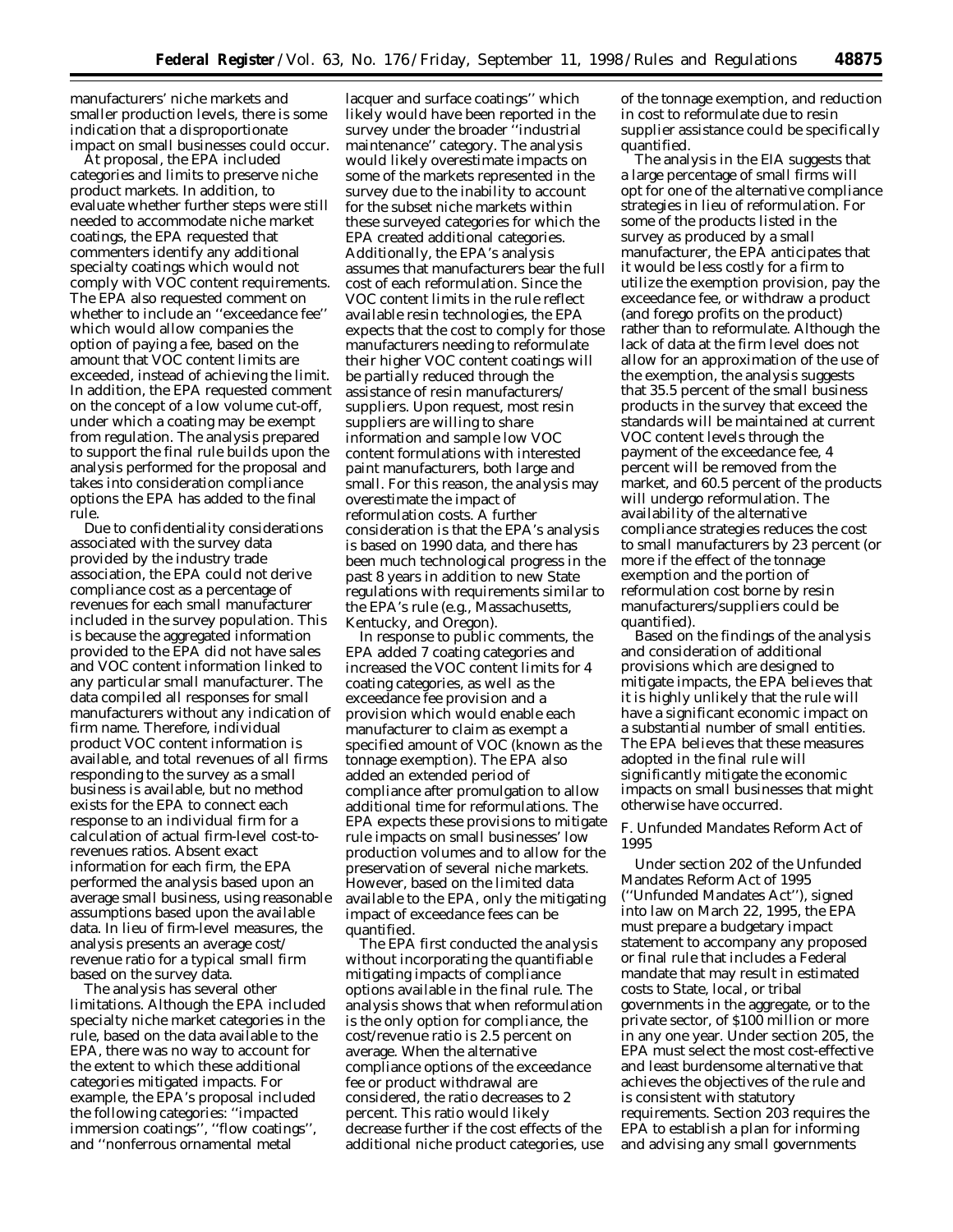manufacturers' niche markets and smaller production levels, there is some indication that a disproportionate impact on small businesses could occur.

At proposal, the EPA included categories and limits to preserve niche product markets. In addition, to evaluate whether further steps were still needed to accommodate niche market coatings, the EPA requested that commenters identify any additional specialty coatings which would not comply with VOC content requirements. The EPA also requested comment on whether to include an ''exceedance fee'' which would allow companies the option of paying a fee, based on the amount that VOC content limits are exceeded, instead of achieving the limit. In addition, the EPA requested comment on the concept of a low volume cut-off, under which a coating may be exempt from regulation. The analysis prepared to support the final rule builds upon the analysis performed for the proposal and takes into consideration compliance options the EPA has added to the final rule.

Due to confidentiality considerations associated with the survey data provided by the industry trade association, the EPA could not derive compliance cost as a percentage of revenues for each small manufacturer included in the survey population. This is because the aggregated information provided to the EPA did not have sales and VOC content information linked to any particular small manufacturer. The data compiled all responses for small manufacturers without any indication of firm name. Therefore, individual product VOC content information is available, and total revenues of all firms responding to the survey as a small business is available, but no method exists for the EPA to connect each response to an individual firm for a calculation of actual firm-level cost-to-revenues ratios. Absent exact information for each firm, the EPA performed the analysis based upon an average small business, using reasonable assumptions based upon the available data. In lieu of firm-level measures, the analysis presents an average cost/revenue ratio for a typical small firm based on the survey data.

The analysis has several other limitations. Although the EPA included specialty niche market categories in the rule, based on the data available to the EPA, there was no way to account for the extent to which these additional categories mitigated impacts. For example, the EPA's proposal included the following categories: ''impacted immersion coatings'', ''flow coatings'', and ''nonferrous ornamental metal lacquer and surface coatings'' which likely would have been reported in the survey under the broader ''industrial maintenance'' category. The analysis would likely overestimate impacts on some of the markets represented in the survey due to the inability to account for the subset niche markets within these surveyed categories for which the EPA created additional categories. Additionally, the EPA's analysis assumes that manufacturers bear the full cost of each reformulation. Since the VOC content limits in the rule reflect available resin technologies, the EPA expects that the cost to comply for those manufacturers needing to reformulate their higher VOC content coatings will be partially reduced through the assistance of resin manufacturers/suppliers. Upon request, most resin suppliers are willing to share information and sample low VOC content formulations with interested paint manufacturers, both large and small. For this reason, the analysis may overestimate the impact of reformulation costs. A further consideration is that the EPA's analysis is based on 1990 data, and there has been much technological progress in the past 8 years in addition to new State regulations with requirements similar to the EPA's rule (e.g., Massachusetts, Kentucky, and Oregon).

In response to public comments, the EPA added 7 coating categories and increased the VOC content limits for 4 coating categories, as well as the exceedance fee provision and a provision which would enable each manufacturer to claim as exempt a specified amount of VOC (known as the tonnage exemption). The EPA also added an extended period of compliance after promulgation to allow additional time for reformulations. The EPA expects these provisions to mitigate rule impacts on small businesses' low production volumes and to allow for the preservation of several niche markets. However, based on the limited data available to the EPA, only the mitigating impact of exceedance fees can be quantified.

The EPA first conducted the analysis without incorporating the quantifiable mitigating impacts of compliance options available in the final rule. The analysis shows that when reformulation is the only option for compliance, the cost/revenue ratio is 2.5 percent on average. When the alternative compliance options of the exceedance fee or product withdrawal are considered, the ratio decreases to 2 percent. This ratio would likely decrease further if the cost effects of the additional niche product categories, use of the tonnage exemption, and reduction in cost to reformulate due to resin supplier assistance could be specifically quantified.

The analysis in the EIA suggests that a large percentage of small firms will opt for one of the alternative compliance strategies in lieu of reformulation. For some of the products listed in the survey as produced by a small manufacturer, the EPA anticipates that it would be less costly for a firm to utilize the exemption provision, pay the exceedance fee, or withdraw a product (and forego profits on the product) rather than to reformulate. Although the lack of data at the firm level does not allow for an approximation of the use of the exemption, the analysis suggests that 35.5 percent of the small business products in the survey that exceed the standards will be maintained at current VOC content levels through the payment of the exceedance fee, 4 percent will be removed from the market, and 60.5 percent of the products will undergo reformulation. The availability of the alternative compliance strategies reduces the cost to small manufacturers by 23 percent (or more if the effect of the tonnage exemption and the portion of reformulation cost borne by resin manufacturers/suppliers could be quantified).

Based on the findings of the analysis and consideration of additional provisions which are designed to mitigate impacts, the EPA believes that it is highly unlikely that the rule will have a significant economic impact on a substantial number of small entities. The EPA believes that these measures adopted in the final rule will significantly mitigate the economic impacts on small businesses that might otherwise have occurred.

### *F. Unfunded Mandates Reform Act of 1995*

Under section 202 of the Unfunded Mandates Reform Act of 1995 (''Unfunded Mandates Act''), signed into law on March 22, 1995, the EPA must prepare a budgetary impact statement to accompany any proposed or final rule that includes a Federal mandate that may result in estimated costs to State, local, or tribal governments in the aggregate, or to the private sector, of $100 million or more in any one year. Under section 205, the EPA must select the most cost-effective and least burdensome alternative that achieves the objectives of the rule and is consistent with statutory requirements. Section 203 requires the EPA to establish a plan for informing and advising any small governments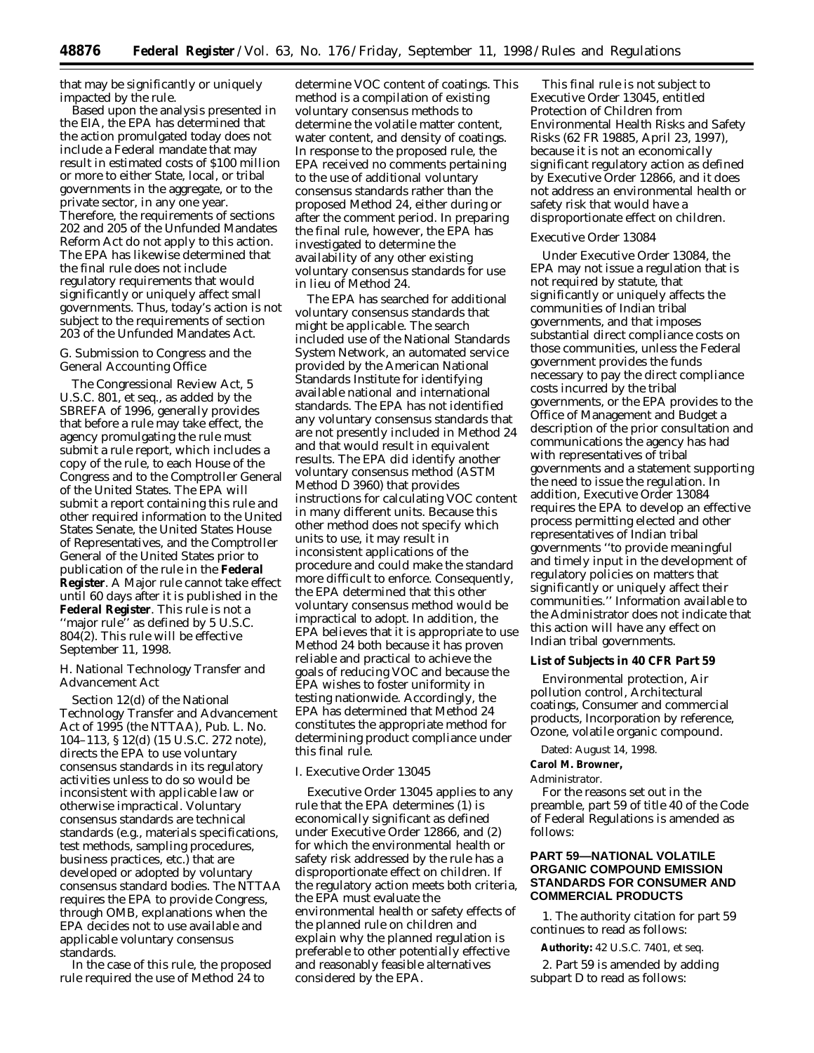that may be significantly or uniquely impacted by the rule.

Based upon the analysis presented in the EIA, the EPA has determined that the action promulgated today does not include a Federal mandate that may result in estimated costs of $100 million or more to either State, local, or tribal governments in the aggregate, or to the private sector, in any one year. Therefore, the requirements of sections 202 and 205 of the Unfunded Mandates Reform Act do not apply to this action. The EPA has likewise determined that the final rule does not include regulatory requirements that would significantly or uniquely affect small governments. Thus, today's action is not subject to the requirements of section 203 of the Unfunded Mandates Act.

### *G. Submission to Congress and the General Accounting Office*

The Congressional Review Act, 5 U.S.C. 801, *et seq.*, as added by the SBREFA of 1996, generally provides that before a rule may take effect, the agency promulgating the rule must submit a rule report, which includes a copy of the rule, to each House of the Congress and to the Comptroller General of the United States. The EPA will submit a report containing this rule and other required information to the United States Senate, the United States House of Representatives, and the Comptroller General of the United States prior to publication of the rule in the **Federal Register**. A Major rule cannot take effect until 60 days after it is published in the **Federal Register**. This rule is not a ''major rule'' as defined by 5 U.S.C. 804(2). This rule will be effective September 11, 1998.

### *H. National Technology Transfer and Advancement Act*

Section 12(d) of the National Technology Transfer and Advancement Act of 1995 (the NTTAA), Pub. L. No. 104–113, § 12(d) (15 U.S.C. 272 note), directs the EPA to use voluntary consensus standards in its regulatory activities unless to do so would be inconsistent with applicable law or otherwise impractical. Voluntary consensus standards are technical standards (e.g., materials specifications, test methods, sampling procedures, business practices, etc.) that are developed or adopted by voluntary consensus standard bodies. The NTTAA requires the EPA to provide Congress, through OMB, explanations when the EPA decides not to use available and applicable voluntary consensus standards.

In the case of this rule, the proposed rule required the use of Method 24 to determine VOC content of coatings. This method is a compilation of existing voluntary consensus methods to determine the volatile matter content, water content, and density of coatings. In response to the proposed rule, the EPA received no comments pertaining to the use of additional voluntary consensus standards rather than the proposed Method 24, either during or after the comment period. In preparing the final rule, however, the EPA has investigated to determine the availability of any other existing voluntary consensus standards for use in lieu of Method 24.

The EPA has searched for additional voluntary consensus standards that might be applicable. The search included use of the National Standards System Network, an automated service provided by the American National Standards Institute for identifying available national and international standards. The EPA has not identified any voluntary consensus standards that are not presently included in Method 24 and that would result in equivalent results. The EPA did identify another voluntary consensus method (ASTM Method D 3960) that provides instructions for calculating VOC content in many different units. Because this other method does not specify which units to use, it may result in inconsistent applications of the procedure and could make the standard more difficult to enforce. Consequently, the EPA determined that this other voluntary consensus method would be impractical to adopt. In addition, the EPA believes that it is appropriate to use Method 24 both because it has proven reliable and practical to achieve the goals of reducing VOC and because the EPA wishes to foster uniformity in testing nationwide. Accordingly, the EPA has determined that Method 24 constitutes the appropriate method for determining product compliance under this final rule.

### *I. Executive Order 13045*

Executive Order 13045 applies to any rule that the EPA determines (1) is economically significant as defined under Executive Order 12866, and (2) for which the environmental health or safety risk addressed by the rule has a disproportionate effect on children. If the regulatory action meets both criteria, the EPA must evaluate the environmental health or safety effects of the planned rule on children and explain why the planned regulation is preferable to other potentially effective and reasonably feasible alternatives considered by the EPA.

This final rule is not subject to Executive Order 13045, entitled Protection of Children from Environmental Health Risks and Safety Risks (62 FR 19885, April 23, 1997), because it is not an economically significant regulatory action as defined by Executive Order 12866, and it does not address an environmental health or safety risk that would have a disproportionate effect on children.

### *Executive Order 13084*

Under Executive Order 13084, the EPA may not issue a regulation that is not required by statute, that significantly or uniquely affects the communities of Indian tribal governments, and that imposes substantial direct compliance costs on those communities, unless the Federal government provides the funds necessary to pay the direct compliance costs incurred by the tribal governments, or the EPA provides to the Office of Management and Budget a description of the prior consultation and communications the agency has had with representatives of tribal governments and a statement supporting the need to issue the regulation. In addition, Executive Order 13084 requires the EPA to develop an effective process permitting elected and other representatives of Indian tribal governments ''to provide meaningful and timely input in the development of regulatory policies on matters that significantly or uniquely affect their communities.'' Information available to the Administrator does not indicate that this action will have any effect on Indian tribal governments.

**List of Subjects in 40 CFR Part 59**

Environmental protection, Air pollution control, Architectural coatings, Consumer and commercial products, Incorporation by reference, Ozone, volatile organic compound.

Dated: August 14, 1998.

**Carol M. Browner,**

*Administrator.*

For the reasons set out in the preamble, part 59 of title 40 of the Code of Federal Regulations is amended as follows:

## PART 59—NATIONAL VOLATILE ORGANIC COMPOUND EMISSION STANDARDS FOR CONSUMER AND COMMERCIAL PRODUCTS

1. The authority citation for part 59 continues to read as follows:

**Authority:** 42 U.S.C. 7401, *et seq.*

2. Part 59 is amended by adding subpart D to read as follows: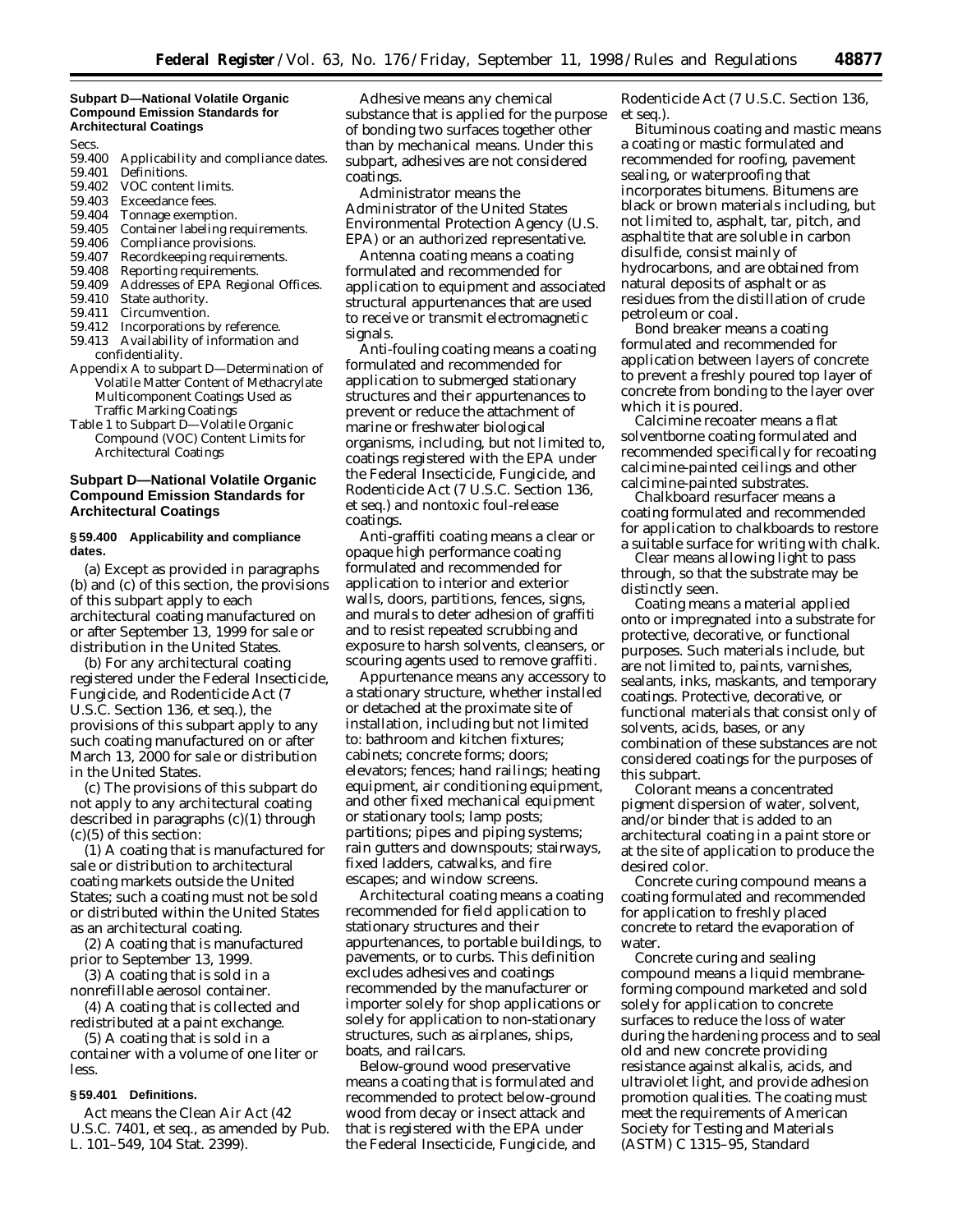## Subpart D—National Volatile Organic Compound Emission Standards for Architectural Coatings

Secs.

59.400 Applicability and compliance dates.
59.401 Definitions.
59.402 VOC content limits.
59.403 Exceedance fees.
59.404 Tonnage exemption.
59.405 Container labeling requirements.
59.406 Compliance provisions.
59.407 Recordkeeping requirements.
59.408 Reporting requirements.
59.409 Addresses of EPA Regional Offices.
59.410 State authority.
59.411 Circumvention.
59.412 Incorporations by reference.
59.413 Availability of information and confidentiality.

Appendix A to subpart D—Determination of Volatile Matter Content of Methacrylate Multicomponent Coatings Used as Traffic Marking Coatings

Table 1 to Subpart D—Volatile Organic Compound (VOC) Content Limits for Architectural Coatings

## Subpart D—National Volatile Organic Compound Emission Standards for Architectural Coatings

### § 59.400 Applicability and compliance dates.

(a) Except as provided in paragraphs (b) and (c) of this section, the provisions of this subpart apply to each architectural coating manufactured on or after September 13, 1999 for sale or distribution in the United States.

(b) For any architectural coating registered under the Federal Insecticide, Fungicide, and Rodenticide Act (7 U.S.C. Section 136, et seq.), the provisions of this subpart apply to any such coating manufactured on or after March 13, 2000 for sale or distribution in the United States.

(c) The provisions of this subpart do not apply to any architectural coating described in paragraphs (c)(1) through (c)(5) of this section:

(1) A coating that is manufactured for sale or distribution to architectural coating markets outside the United States; such a coating must not be sold or distributed within the United States as an architectural coating.

(2) A coating that is manufactured prior to September 13, 1999.

(3) A coating that is sold in a nonrefillable aerosol container.

(4) A coating that is collected and redistributed at a paint exchange.

(5) A coating that is sold in a container with a volume of one liter or less.

### § 59.401 Definitions.

*Act* means the Clean Air Act (42 U.S.C. 7401, et seq., as amended by Pub. L. 101–549, 104 Stat. 2399).

*Adhesive* means any chemical substance that is applied for the purpose of bonding two surfaces together other than by mechanical means. Under this subpart, adhesives are not considered coatings.

*Administrator* means the Administrator of the United States Environmental Protection Agency (U.S. EPA) or an authorized representative.

*Antenna coating* means a coating formulated and recommended for application to equipment and associated structural appurtenances that are used to receive or transmit electromagnetic signals.

*Anti-fouling coating* means a coating formulated and recommended for application to submerged stationary structures and their appurtenances to prevent or reduce the attachment of marine or freshwater biological organisms, including, but not limited to, coatings registered with the EPA under the Federal Insecticide, Fungicide, and Rodenticide Act (7 U.S.C. Section 136, et seq.) and nontoxic foul-release coatings.

*Anti-graffiti coating* means a clear or opaque high performance coating formulated and recommended for application to interior and exterior walls, doors, partitions, fences, signs, and murals to deter adhesion of graffiti and to resist repeated scrubbing and exposure to harsh solvents, cleansers, or scouring agents used to remove graffiti.

*Appurtenance* means any accessory to a stationary structure, whether installed or detached at the proximate site of installation, including but not limited to: bathroom and kitchen fixtures; cabinets; concrete forms; doors; elevators; fences; hand railings; heating equipment, air conditioning equipment, and other fixed mechanical equipment or stationary tools; lamp posts; partitions; pipes and piping systems; rain gutters and downspouts; stairways, fixed ladders, catwalks, and fire escapes; and window screens.

*Architectural coating* means a coating recommended for field application to stationary structures and their appurtenances, to portable buildings, to pavements, or to curbs. This definition excludes adhesives and coatings recommended by the manufacturer or importer solely for shop applications or solely for application to non-stationary structures, such as airplanes, ships, boats, and railcars.

*Below-ground wood preservative* means a coating that is formulated and recommended to protect below-ground wood from decay or insect attack and that is registered with the EPA under the Federal Insecticide, Fungicide, and Rodenticide Act (7 U.S.C. Section 136, et seq.).

*Bituminous coating and mastic* means a coating or mastic formulated and recommended for roofing, pavement sealing, or waterproofing that incorporates bitumens. Bitumens are black or brown materials including, but not limited to, asphalt, tar, pitch, and asphaltite that are soluble in carbon disulfide, consist mainly of hydrocarbons, and are obtained from natural deposits of asphalt or as residues from the distillation of crude petroleum or coal.

*Bond breaker* means a coating formulated and recommended for application between layers of concrete to prevent a freshly poured top layer of concrete from bonding to the layer over which it is poured.

*Calcimine recoater* means a flat solventborne coating formulated and recommended specifically for recoating calcimine-painted ceilings and other calcimine-painted substrates.

*Chalkboard resurfacer* means a coating formulated and recommended for application to chalkboards to restore a suitable surface for writing with chalk.

*Clear* means allowing light to pass through, so that the substrate may be distinctly seen.

*Coating* means a material applied onto or impregnated into a substrate for protective, decorative, or functional purposes. Such materials include, but are not limited to, paints, varnishes, sealants, inks, maskants, and temporary coatings. Protective, decorative, or functional materials that consist only of solvents, acids, bases, or any combination of these substances are not considered coatings for the purposes of this subpart.

*Colorant* means a concentrated pigment dispersion of water, solvent, and/or binder that is added to an architectural coating in a paint store or at the site of application to produce the desired color.

*Concrete curing compound* means a coating formulated and recommended for application to freshly placed concrete to retard the evaporation of water.

*Concrete curing and sealing compound* means a liquid membrane-forming compound marketed and sold solely for application to concrete surfaces to reduce the loss of water during the hardening process and to seal old and new concrete providing resistance against alkalis, acids, and ultraviolet light, and provide adhesion promotion qualities. The coating must meet the requirements of American Society for Testing and Materials (ASTM) C 1315–95, Standard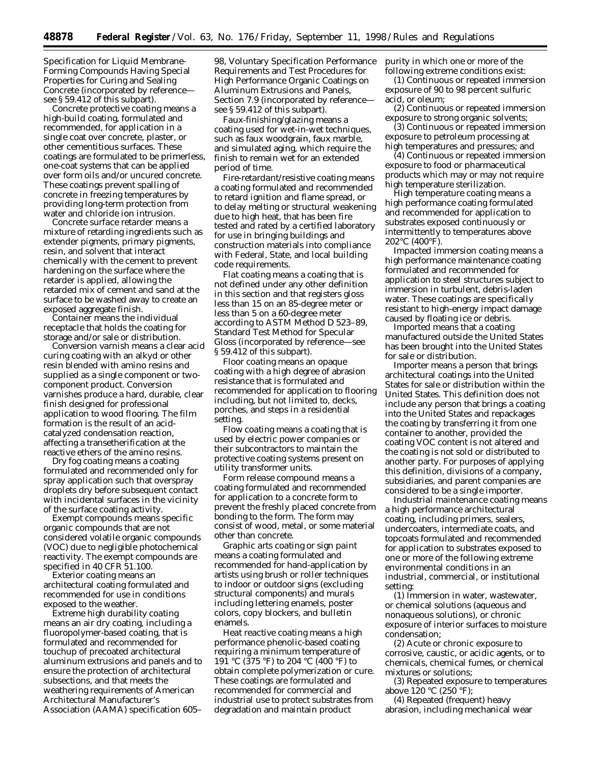Specification for Liquid Membrane-Forming Compounds Having Special Properties for Curing and Sealing Concrete (incorporated by reference—see § 59.412 of this subpart).

*Concrete protective coating* means a high-build coating, formulated and recommended, for application in a single coat over concrete, plaster, or other cementitious surfaces. These coatings are formulated to be primerless, one-coat systems that can be applied over form oils and/or uncured concrete. These coatings prevent spalling of concrete in freezing temperatures by providing long-term protection from water and chloride ion intrusion.

*Concrete surface retarder* means a mixture of retarding ingredients such as extender pigments, primary pigments, resin, and solvent that interact chemically with the cement to prevent hardening on the surface where the retarder is applied, allowing the retarded mix of cement and sand at the surface to be washed away to create an exposed aggregate finish.

*Container* means the individual receptacle that holds the coating for storage and/or sale or distribution.

*Conversion varnish* means a clear acid curing coating with an alkyd or other resin blended with amino resins and supplied as a single component or two-component product. Conversion varnishes produce a hard, durable, clear finish designed for professional application to wood flooring. The film formation is the result of an acid-catalyzed condensation reaction, affecting a transetherification at the reactive ethers of the amino resins.

*Dry fog coating* means a coating formulated and recommended only for spray application such that overspray droplets dry before subsequent contact with incidental surfaces in the vicinity of the surface coating activity.

*Exempt compounds* means specific organic compounds that are not considered volatile organic compounds (VOC) due to negligible photochemical reactivity. The exempt compounds are specified in 40 CFR 51.100.

*Exterior coating* means an architectural coating formulated and recommended for use in conditions exposed to the weather.

*Extreme high durability coating* means an air dry coating, including a fluoropolymer-based coating, that is formulated and recommended for touchup of precoated architectural aluminum extrusions and panels and to ensure the protection of architectural subsections, and that meets the weathering requirements of American Architectural Manufacturer's Association (AAMA) specification 605–98, Voluntary Specification Performance Requirements and Test Procedures for High Performance Organic Coatings on Aluminum Extrusions and Panels, Section 7.9 (incorporated by reference—see § 59.412 of this subpart).

*Faux-finishing/glazing* means a coating used for wet-in-wet techniques, such as faux woodgrain, faux marble, and simulated aging, which require the finish to remain wet for an extended period of time.

*Fire-retardant/resistive coating* means a coating formulated and recommended to retard ignition and flame spread, or to delay melting or structural weakening due to high heat, that has been fire tested and rated by a certified laboratory for use in bringing buildings and construction materials into compliance with Federal, State, and local building code requirements.

*Flat coating* means a coating that is not defined under any other definition in this section and that registers gloss less than 15 on an 85-degree meter or less than 5 on a 60-degree meter according to ASTM Method D 523–89, Standard Test Method for Specular Gloss (incorporated by reference—see § 59.412 of this subpart).

*Floor coating* means an opaque coating with a high degree of abrasion resistance that is formulated and recommended for application to flooring including, but not limited to, decks, porches, and steps in a residential setting.

*Flow coating* means a coating that is used by electric power companies or their subcontractors to maintain the protective coating systems present on utility transformer units.

*Form release compound* means a coating formulated and recommended for application to a concrete form to prevent the freshly placed concrete from bonding to the form. The form may consist of wood, metal, or some material other than concrete.

*Graphic arts coating or sign paint* means a coating formulated and recommended for hand-application by artists using brush or roller techniques to indoor or outdoor signs (excluding structural components) and murals including lettering enamels, poster colors, copy blockers, and bulletin enamels.

*Heat reactive coating* means a high performance phenolic-based coating requiring a minimum temperature of 191 °C (375 °F) to 204 °C (400 °F) to obtain complete polymerization or cure. These coatings are formulated and recommended for commercial and industrial use to protect substrates from degradation and maintain product purity in which one or more of the following extreme conditions exist:

(1) Continuous or repeated immersion exposure of 90 to 98 percent sulfuric acid, or oleum;

(2) Continuous or repeated immersion exposure to strong organic solvents;

(3) Continuous or repeated immersion exposure to petroleum processing at high temperatures and pressures; and

(4) Continuous or repeated immersion exposure to food or pharmaceutical products which may or may not require high temperature sterilization.

*High temperature coating* means a high performance coating formulated and recommended for application to substrates exposed continuously or intermittently to temperatures above 202°C (400°F).

*Impacted immersion coating* means a high performance maintenance coating formulated and recommended for application to steel structures subject to immersion in turbulent, debris-laden water. These coatings are specifically resistant to high-energy impact damage caused by floating ice or debris.

*Imported* means that a coating manufactured outside the United States has been brought into the United States for sale or distribution.

*Importer* means a person that brings architectural coatings into the United States for sale or distribution within the United States. This definition does not include any person that brings a coating into the United States and repackages the coating by transferring it from one container to another, provided the coating VOC content is not altered and the coating is not sold or distributed to another party. For purposes of applying this definition, divisions of a company, subsidiaries, and parent companies are considered to be a single importer.

*Industrial maintenance coating* means a high performance architectural coating, including primers, sealers, undercoaters, intermediate coats, and topcoats formulated and recommended for application to substrates exposed to one or more of the following extreme environmental conditions in an industrial, commercial, or institutional setting:

(1) Immersion in water, wastewater, or chemical solutions (aqueous and nonaqueous solutions), or chronic exposure of interior surfaces to moisture condensation;

(2) Acute or chronic exposure to corrosive, caustic, or acidic agents, or to chemicals, chemical fumes, or chemical mixtures or solutions;

(3) Repeated exposure to temperatures above 120 °C (250 °F);

(4) Repeated (frequent) heavy abrasion, including mechanical wear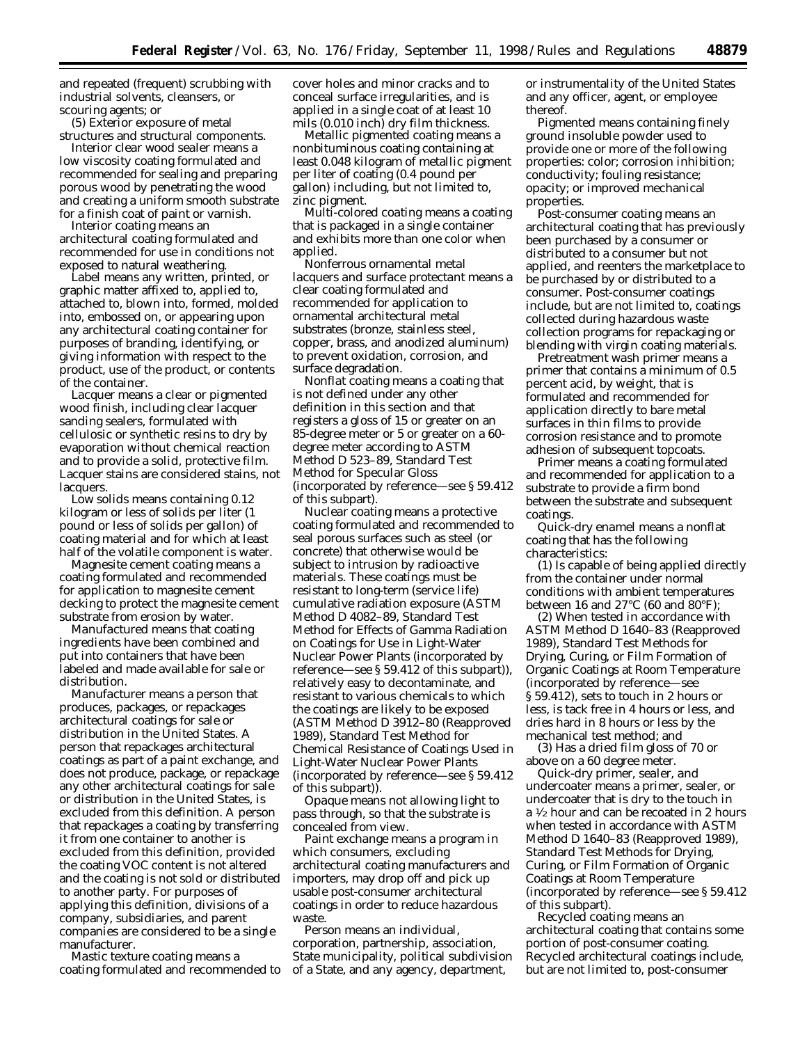and repeated (frequent) scrubbing with industrial solvents, cleansers, or scouring agents; or

(5) Exterior exposure of metal structures and structural components.

*Interior clear wood sealer* means a low viscosity coating formulated and recommended for sealing and preparing porous wood by penetrating the wood and creating a uniform smooth substrate for a finish coat of paint or varnish.

*Interior coating* means an architectural coating formulated and recommended for use in conditions not exposed to natural weathering.

*Label* means any written, printed, or graphic matter affixed to, applied to, attached to, blown into, formed, molded into, embossed on, or appearing upon any architectural coating container for purposes of branding, identifying, or giving information with respect to the product, use of the product, or contents of the container.

*Lacquer* means a clear or pigmented wood finish, including clear lacquer sanding sealers, formulated with cellulosic or synthetic resins to dry by evaporation without chemical reaction and to provide a solid, protective film. Lacquer stains are considered stains, not lacquers.

*Low solids* means containing 0.12 kilogram or less of solids per liter (1 pound or less of solids per gallon) of coating material and for which at least half of the volatile component is water.

*Magnesite cement coating* means a coating formulated and recommended for application to magnesite cement decking to protect the magnesite cement substrate from erosion by water.

*Manufactured* means that coating ingredients have been combined and put into containers that have been labeled and made available for sale or distribution.

*Manufacturer* means a person that produces, packages, or repackages architectural coatings for sale or distribution in the United States. A person that repackages architectural coatings as part of a paint exchange, and does not produce, package, or repackage any other architectural coatings for sale or distribution in the United States, is excluded from this definition. A person that repackages a coating by transferring it from one container to another is excluded from this definition, provided the coating VOC content is not altered and the coating is not sold or distributed to another party. For purposes of applying this definition, divisions of a company, subsidiaries, and parent companies are considered to be a single manufacturer.

*Mastic texture coating* means a coating formulated and recommended to cover holes and minor cracks and to conceal surface irregularities, and is applied in a single coat of at least 10 mils (0.010 inch) dry film thickness.

*Metallic pigmented coating* means a nonbituminous coating containing at least 0.048 kilogram of metallic pigment per liter of coating (0.4 pound per gallon) including, but not limited to, zinc pigment.

*Multi-colored coating* means a coating that is packaged in a single container and exhibits more than one color when applied.

*Nonferrous ornamental metal lacquers and surface protectant* means a clear coating formulated and recommended for application to ornamental architectural metal substrates (bronze, stainless steel, copper, brass, and anodized aluminum) to prevent oxidation, corrosion, and surface degradation.

*Nonflat coating* means a coating that is not defined under any other definition in this section and that registers a gloss of 15 or greater on an 85-degree meter or 5 or greater on a 60-degree meter according to ASTM Method D 523–89, Standard Test Method for Specular Gloss (incorporated by reference—see § 59.412 of this subpart).

*Nuclear coating* means a protective coating formulated and recommended to seal porous surfaces such as steel (or concrete) that otherwise would be subject to intrusion by radioactive materials. These coatings must be resistant to long-term (service life) cumulative radiation exposure (ASTM Method D 4082–89, Standard Test Method for Effects of Gamma Radiation on Coatings for Use in Light-Water Nuclear Power Plants (incorporated by reference—see § 59.412 of this subpart)), relatively easy to decontaminate, and resistant to various chemicals to which the coatings are likely to be exposed (ASTM Method D 3912–80 (Reapproved 1989), Standard Test Method for Chemical Resistance of Coatings Used in Light-Water Nuclear Power Plants (incorporated by reference—see § 59.412 of this subpart)).

*Opaque* means not allowing light to pass through, so that the substrate is concealed from view.

*Paint exchange* means a program in which consumers, excluding architectural coating manufacturers and importers, may drop off and pick up usable post-consumer architectural coatings in order to reduce hazardous waste.

*Person* means an individual, corporation, partnership, association, State municipality, political subdivision of a State, and any agency, department, or instrumentality of the United States and any officer, agent, or employee thereof.

*Pigmented* means containing finely ground insoluble powder used to provide one or more of the following properties: color; corrosion inhibition; conductivity; fouling resistance; opacity; or improved mechanical properties.

*Post-consumer coating* means an architectural coating that has previously been purchased by a consumer or distributed to a consumer but not applied, and reenters the marketplace to be purchased by or distributed to a consumer. Post-consumer coatings include, but are not limited to, coatings collected during hazardous waste collection programs for repackaging or blending with virgin coating materials.

*Pretreatment wash primer* means a primer that contains a minimum of 0.5 percent acid, by weight, that is formulated and recommended for application directly to bare metal surfaces in thin films to provide corrosion resistance and to promote adhesion of subsequent topcoats.

*Primer* means a coating formulated and recommended for application to a substrate to provide a firm bond between the substrate and subsequent coatings.

*Quick-dry enamel* means a nonflat coating that has the following characteristics:

(1) Is capable of being applied directly from the container under normal conditions with ambient temperatures between 16 and 27°C (60 and 80°F);

(2) When tested in accordance with ASTM Method D 1640–83 (Reapproved 1989), Standard Test Methods for Drying, Curing, or Film Formation of Organic Coatings at Room Temperature (incorporated by reference—see § 59.412), sets to touch in 2 hours or less, is tack free in 4 hours or less, and dries hard in 8 hours or less by the mechanical test method; and

(3) Has a dried film gloss of 70 or above on a 60 degree meter.

*Quick-dry primer, sealer, and undercoater* means a primer, sealer, or undercoater that is dry to the touch in a ½ hour and can be recoated in 2 hours when tested in accordance with ASTM Method D 1640–83 (Reapproved 1989), Standard Test Methods for Drying, Curing, or Film Formation of Organic Coatings at Room Temperature (incorporated by reference—see § 59.412 of this subpart).

*Recycled coating* means an architectural coating that contains some portion of post-consumer coating. Recycled architectural coatings include, but are not limited to, post-consumer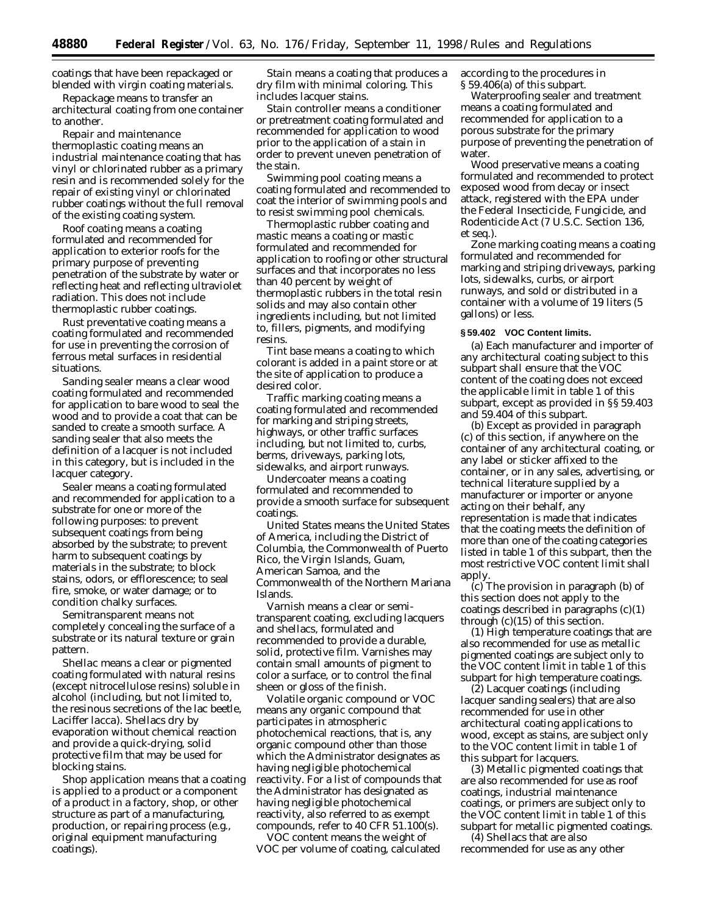coatings that have been repackaged or blended with virgin coating materials.

*Repackage* means to transfer an architectural coating from one container to another.

*Repair and maintenance thermoplastic coating* means an industrial maintenance coating that has vinyl or chlorinated rubber as a primary resin and is recommended solely for the repair of existing vinyl or chlorinated rubber coatings without the full removal of the existing coating system.

*Roof coating* means a coating formulated and recommended for application to exterior roofs for the primary purpose of preventing penetration of the substrate by water or reflecting heat and reflecting ultraviolet radiation. This does not include thermoplastic rubber coatings.

*Rust preventative coating* means a coating formulated and recommended for use in preventing the corrosion of ferrous metal surfaces in residential situations.

*Sanding sealer* means a clear wood coating formulated and recommended for application to bare wood to seal the wood and to provide a coat that can be sanded to create a smooth surface. A sanding sealer that also meets the definition of a lacquer is not included in this category, but is included in the lacquer category.

*Sealer* means a coating formulated and recommended for application to a substrate for one or more of the following purposes: to prevent subsequent coatings from being absorbed by the substrate; to prevent harm to subsequent coatings by materials in the substrate; to block stains, odors, or efflorescence; to seal fire, smoke, or water damage; or to condition chalky surfaces.

*Semitransparent* means not completely concealing the surface of a substrate or its natural texture or grain pattern.

*Shellac* means a clear or pigmented coating formulated with natural resins (except nitrocellulose resins) soluble in alcohol (including, but not limited to, the resinous secretions of the lac beetle, *Laciffer lacca*). Shellacs dry by evaporation without chemical reaction and provide a quick-drying, solid protective film that may be used for blocking stains.

*Shop application* means that a coating is applied to a product or a component of a product in a factory, shop, or other structure as part of a manufacturing, production, or repairing process (e.g., original equipment manufacturing coatings).

*Stain* means a coating that produces a dry film with minimal coloring. This includes lacquer stains.

*Stain controller* means a conditioner or pretreatment coating formulated and recommended for application to wood prior to the application of a stain in order to prevent uneven penetration of the stain.

*Swimming pool coating* means a coating formulated and recommended to coat the interior of swimming pools and to resist swimming pool chemicals.

*Thermoplastic rubber coating and mastic* means a coating or mastic formulated and recommended for application to roofing or other structural surfaces and that incorporates no less than 40 percent by weight of thermoplastic rubbers in the total resin solids and may also contain other ingredients including, but not limited to, fillers, pigments, and modifying resins.

*Tint base* means a coating to which colorant is added in a paint store or at the site of application to produce a desired color.

*Traffic marking coating* means a coating formulated and recommended for marking and striping streets, highways, or other traffic surfaces including, but not limited to, curbs, berms, driveways, parking lots, sidewalks, and airport runways.

*Undercoater* means a coating formulated and recommended to provide a smooth surface for subsequent coatings.

*United States* means the United States of America, including the District of Columbia, the Commonwealth of Puerto Rico, the Virgin Islands, Guam, American Samoa, and the Commonwealth of the Northern Mariana Islands.

*Varnish* means a clear or semi-transparent coating, excluding lacquers and shellacs, formulated and recommended to provide a durable, solid, protective film. Varnishes may contain small amounts of pigment to color a surface, or to control the final sheen or gloss of the finish.

*Volatile organic compound or VOC* means any organic compound that participates in atmospheric photochemical reactions, that is, any organic compound other than those which the Administrator designates as having negligible photochemical reactivity. For a list of compounds that the Administrator has designated as having negligible photochemical reactivity, also referred to as exempt compounds, refer to 40 CFR 51.100(s).

*VOC content* means the weight of VOC per volume of coating, calculated according to the procedures in § 59.406(a) of this subpart.

*Waterproofing sealer and treatment* means a coating formulated and recommended for application to a porous substrate for the primary purpose of preventing the penetration of water.

*Wood preservative* means a coating formulated and recommended to protect exposed wood from decay or insect attack, registered with the EPA under the Federal Insecticide, Fungicide, and Rodenticide Act (7 U.S.C. Section 136, et seq.).

*Zone marking coating* means a coating formulated and recommended for marking and striping driveways, parking lots, sidewalks, curbs, or airport runways, and sold or distributed in a container with a volume of 19 liters (5 gallons) or less.

### § 59.402 VOC Content limits.

(a) Each manufacturer and importer of any architectural coating subject to this subpart shall ensure that the VOC content of the coating does not exceed the applicable limit in table 1 of this subpart, except as provided in §§ 59.403 and 59.404 of this subpart.

(b) Except as provided in paragraph (c) of this section, if anywhere on the container of any architectural coating, or any label or sticker affixed to the container, or in any sales, advertising, or technical literature supplied by a manufacturer or importer or anyone acting on their behalf, any representation is made that indicates that the coating meets the definition of more than one of the coating categories listed in table 1 of this subpart, then the most restrictive VOC content limit shall apply.

(c) The provision in paragraph (b) of this section does not apply to the coatings described in paragraphs (c)(1) through (c)(15) of this section.

(1) High temperature coatings that are also recommended for use as metallic pigmented coatings are subject only to the VOC content limit in table 1 of this subpart for high temperature coatings.

(2) Lacquer coatings (including lacquer sanding sealers) that are also recommended for use in other architectural coating applications to wood, except as stains, are subject only to the VOC content limit in table 1 of this subpart for lacquers.

(3) Metallic pigmented coatings that are also recommended for use as roof coatings, industrial maintenance coatings, or primers are subject only to the VOC content limit in table 1 of this subpart for metallic pigmented coatings.

(4) Shellacs that are also recommended for use as any other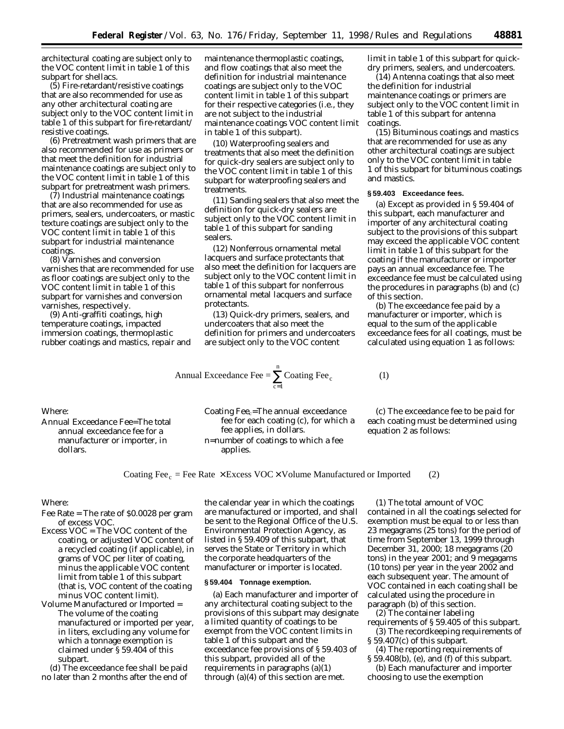architectural coating are subject only to the VOC content limit in table 1 of this subpart for shellacs.

(5) Fire-retardant/resistive coatings that are also recommended for use as any other architectural coating are subject only to the VOC content limit in table 1 of this subpart for fire-retardant/resistive coatings.

(6) Pretreatment wash primers that are also recommended for use as primers or that meet the definition for industrial maintenance coatings are subject only to the VOC content limit in table 1 of this subpart for pretreatment wash primers.

(7) Industrial maintenance coatings that are also recommended for use as primers, sealers, undercoaters, or mastic texture coatings are subject only to the VOC content limit in table 1 of this subpart for industrial maintenance coatings.

(8) Varnishes and conversion varnishes that are recommended for use as floor coatings are subject only to the VOC content limit in table 1 of this subpart for varnishes and conversion varnishes, respectively.

(9) Anti-graffiti coatings, high temperature coatings, impacted immersion coatings, thermoplastic rubber coatings and mastics, repair and maintenance thermoplastic coatings, and flow coatings that also meet the definition for industrial maintenance coatings are subject only to the VOC content limit in table 1 of this subpart for their respective categories (i.e., they are not subject to the industrial maintenance coatings VOC content limit in table 1 of this subpart).

(10) Waterproofing sealers and treatments that also meet the definition for quick-dry sealers are subject only to the VOC content limit in table 1 of this subpart for waterproofing sealers and treatments.

(11) Sanding sealers that also meet the definition for quick-dry sealers are subject only to the VOC content limit in table 1 of this subpart for sanding sealers.

(12) Nonferrous ornamental metal lacquers and surface protectants that also meet the definition for lacquers are subject only to the VOC content limit in table 1 of this subpart for nonferrous ornamental metal lacquers and surface protectants.

(13) Quick-dry primers, sealers, and undercoaters that also meet the definition for primers and undercoaters are subject only to the VOC content limit in table 1 of this subpart for quick-dry primers, sealers, and undercoaters.

(14) Antenna coatings that also meet the definition for industrial maintenance coatings or primers are subject only to the VOC content limit in table 1 of this subpart for antenna coatings.

(15) Bituminous coatings and mastics that are recommended for use as any other architectural coatings are subject only to the VOC content limit in table 1 of this subpart for bituminous coatings and mastics.

**§ 59.403 Exceedance fees.**

(a) Except as provided in § 59.404 of this subpart, each manufacturer and importer of any architectural coating subject to the provisions of this subpart may exceed the applicable VOC content limit in table 1 of this subpart for the coating if the manufacturer or importer pays an annual exceedance fee. The exceedance fee must be calculated using the procedures in paragraphs (b) and (c) of this section.

(b) The exceedance fee paid by a manufacturer or importer, which is equal to the sum of the applicable exceedance fees for all coatings, must be calculated using equation 1 as follows:

$$\text{Annual Exceedance Fee} = \sum_{c=1}^{n} \text{Coating Fee}_c \qquad (1)$$

Where:

Annual Exceedance Fee=The total annual exceedance fee for a manufacturer or importer, in dollars.

$\text{Coating Fee}_c$=The annual exceedance fee for each coating (c), for which a fee applies, in dollars.

n=number of coatings to which a fee applies.

(c) The exceedance fee to be paid for each coating must be determined using equation 2 as follows:

$$\text{Coating Fee}_c = \text{Fee Rate} \times \text{Excess VOC} \times \text{Volume Manufactured or Imported} \qquad (2)$$

Where:

Fee Rate = The rate of $0.0028 per gram of excess VOC.

Excess VOC = The VOC content of the coating, or adjusted VOC content of a recycled coating (if applicable), in grams of VOC per liter of coating, minus the applicable VOC content limit from table 1 of this subpart (that is, VOC content of the coating minus VOC content limit).

Volume Manufactured or Imported = The volume of the coating manufactured or imported per year, in liters, excluding any volume for which a tonnage exemption is claimed under § 59.404 of this subpart.

(d) The exceedance fee shall be paid no later than 2 months after the end of the calendar year in which the coatings are manufactured or imported, and shall be sent to the Regional Office of the U.S. Environmental Protection Agency, as listed in § 59.409 of this subpart, that serves the State or Territory in which the corporate headquarters of the manufacturer or importer is located.

**§ 59.404 Tonnage exemption.**

(a) Each manufacturer and importer of any architectural coating subject to the provisions of this subpart may designate a limited quantity of coatings to be exempt from the VOC content limits in table 1 of this subpart and the exceedance fee provisions of § 59.403 of this subpart, provided all of the requirements in paragraphs (a)(1) through (a)(4) of this section are met.

(1) The total amount of VOC contained in all the coatings selected for exemption must be equal to or less than 23 megagrams (25 tons) for the period of time from September 13, 1999 through December 31, 2000; 18 megagrams (20 tons) in the year 2001; and 9 megagrams (10 tons) per year in the year 2002 and each subsequent year. The amount of VOC contained in each coating shall be calculated using the procedure in paragraph (b) of this section.

(2) The container labeling requirements of § 59.405 of this subpart.

(3) The recordkeeping requirements of § 59.407(c) of this subpart.

(4) The reporting requirements of § 59.408(b), (e), and (f) of this subpart.

(b) Each manufacturer and importer choosing to use the exemption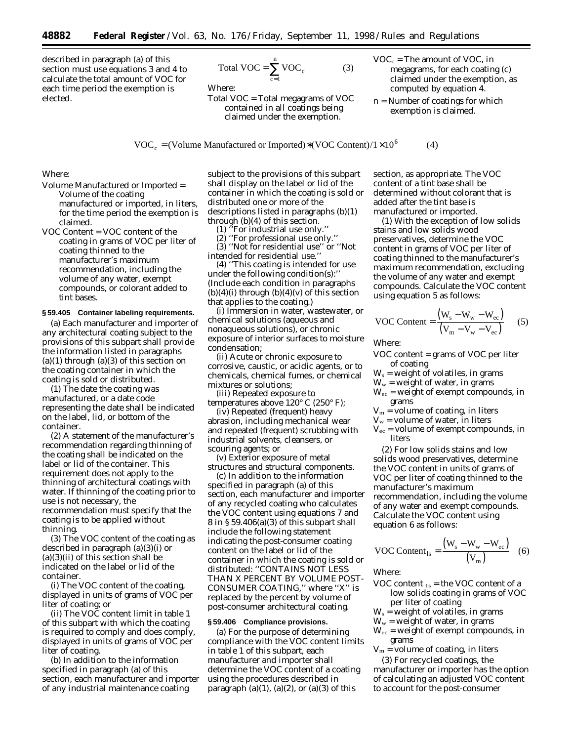described in paragraph (a) of this section must use equations 3 and 4 to calculate the total amount of VOC for each time period the exemption is elected.

$$\text{Total VOC} = \sum_{c=1}^{n} \text{VOC}_c \qquad (3)$$

Where:

Total VOC = Total megagrams of VOC contained in all coatings being claimed under the exemption.

$VOC_c$ = The amount of VOC, in megagrams, for each coating (c) claimed under the exemption, as computed by equation 4.

n = Number of coatings for which exemption is claimed.

$$\text{VOC}_c = (\text{Volume Manufactured or Imported}) * (\text{VOC Content}) / 1 \times 10^6 \qquad (4)$$

Where:

Volume Manufactured or Imported = Volume of the coating manufactured or imported, in liters, for the time period the exemption is claimed.

VOC Content = VOC content of the coating in grams of VOC per liter of coating thinned to the manufacturer's maximum recommendation, including the volume of any water, exempt compounds, or colorant added to tint bases.

### § 59.405 Container labeling requirements.

(a) Each manufacturer and importer of any architectural coating subject to the provisions of this subpart shall provide the information listed in paragraphs (a)(1) through (a)(3) of this section on the coating container in which the coating is sold or distributed.

(1) The date the coating was manufactured, or a date code representing the date shall be indicated on the label, lid, or bottom of the container.

(2) A statement of the manufacturer's recommendation regarding thinning of the coating shall be indicated on the label or lid of the container. This requirement does not apply to the thinning of architectural coatings with water. If thinning of the coating prior to use is not necessary, the recommendation must specify that the coating is to be applied without thinning.

(3) The VOC content of the coating as described in paragraph (a)(3)(i) or (a)(3)(ii) of this section shall be indicated on the label or lid of the container.

(i) The VOC content of the coating, displayed in units of grams of VOC per liter of coating; or

(ii) The VOC content limit in table 1 of this subpart with which the coating is required to comply and does comply, displayed in units of grams of VOC per liter of coating.

(b) In addition to the information specified in paragraph (a) of this section, each manufacturer and importer of any industrial maintenance coating subject to the provisions of this subpart shall display on the label or lid of the container in which the coating is sold or distributed one or more of the descriptions listed in paragraphs (b)(1) through (b)(4) of this section.

(1) ''For industrial use only.''

(2) ''For professional use only.''

(3) ''Not for residential use'' or ''Not intended for residential use.''

(4) ''This coating is intended for use under the following condition(s):'' (Include each condition in paragraphs (b)(4)(i) through (b)(4)(v) of this section that applies to the coating.)

(i) Immersion in water, wastewater, or chemical solutions (aqueous and nonaqueous solutions), or chronic exposure of interior surfaces to moisture condensation;

(ii) Acute or chronic exposure to corrosive, caustic, or acidic agents, or to chemicals, chemical fumes, or chemical mixtures or solutions;

(iii) Repeated exposure to temperatures above 120° C (250° F);

(iv) Repeated (frequent) heavy abrasion, including mechanical wear and repeated (frequent) scrubbing with industrial solvents, cleansers, or scouring agents; or

(v) Exterior exposure of metal structures and structural components.

(c) In addition to the information specified in paragraph (a) of this section, each manufacturer and importer of any recycled coating who calculates the VOC content using equations 7 and 8 in § 59.406(a)(3) of this subpart shall include the following statement indicating the post-consumer coating content on the label or lid of the container in which the coating is sold or distributed: ''CONTAINS NOT LESS THAN X PERCENT BY VOLUME POST-CONSUMER COATING,'' where ''X'' is replaced by the percent by volume of post-consumer architectural coating.

### § 59.406 Compliance provisions.

(a) For the purpose of determining compliance with the VOC content limits in table 1 of this subpart, each manufacturer and importer shall determine the VOC content of a coating using the procedures described in paragraph (a)(1), (a)(2), or (a)(3) of this section, as appropriate. The VOC content of a tint base shall be determined without colorant that is added after the tint base is manufactured or imported.

(1) With the exception of low solids stains and low solids wood preservatives, determine the VOC content in grams of VOC per liter of coating thinned to the manufacturer's maximum recommendation, excluding the volume of any water and exempt compounds. Calculate the VOC content using equation 5 as follows:

$$\text{VOC Content} = \frac{(W_s - W_w - W_{ec})}{(V_m - V_w - V_{ec})} \qquad (5)$$

Where:

VOC content = grams of VOC per liter of coating

$W_s$ = weight of volatiles, in grams

$W_w$ = weight of water, in grams

$W_{ec}$ = weight of exempt compounds, in grams

$V_m$ = volume of coating, in liters

$V_w$ = volume of water, in liters

$V_{ec}$ = volume of exempt compounds, in liters

(2) For low solids stains and low solids wood preservatives, determine the VOC content in units of grams of VOC per liter of coating thinned to the manufacturer's maximum recommendation, including the volume of any water and exempt compounds. Calculate the VOC content using equation 6 as follows:

$$\text{VOC Content}_{ls} = \frac{(W_s - W_w - W_{ec})}{(V_m)} \qquad (6)$$

Where:

VOC content $_{ls}$ = the VOC content of a low solids coating in grams of VOC per liter of coating

$W_s$ = weight of volatiles, in grams

$W_w$ = weight of water, in grams

$W_{ec}$ = weight of exempt compounds, in grams

$V_m$ = volume of coating, in liters

(3) For recycled coatings, the manufacturer or importer has the option of calculating an adjusted VOC content to account for the post-consumer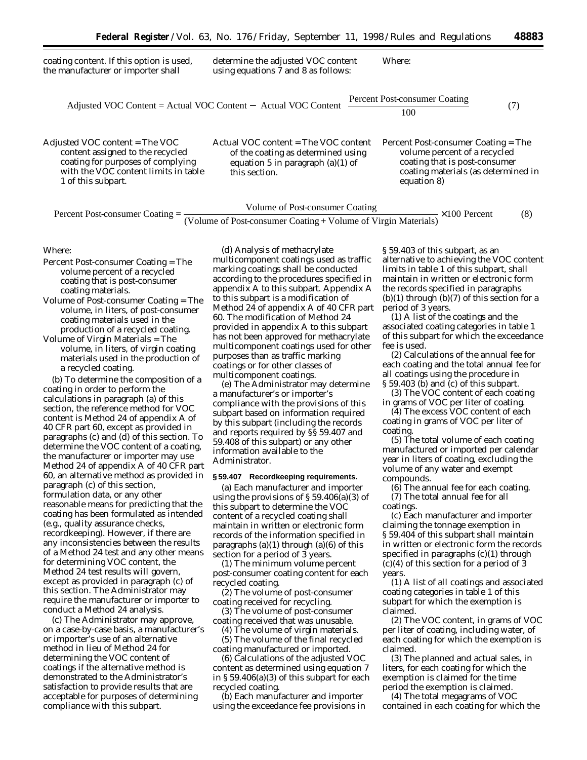coating content. If this option is used, the manufacturer or importer shall determine the adjusted VOC content using equations 7 and 8 as follows:

$$\text{Adjusted VOC Content} = \text{Actual VOC Content} - \text{Actual VOC Content}\left(\frac{\text{Percent Post-consumer Coating}}{100}\right) \quad (7)$$

Where:

Adjusted VOC content = The VOC content assigned to the recycled coating for purposes of complying with the VOC content limits in table 1 of this subpart.

Actual VOC content = The VOC content of the coating as determined using equation 5 in paragraph (a)(1) of this section.

Percent Post-consumer Coating = The volume percent of a recycled coating that is post-consumer coating materials (as determined in equation 8)

$$\text{Percent Post-consumer Coating} = \frac{\text{Volume of Post-consumer Coating}}{(\text{Volume of Post-consumer Coating} + \text{Volume of Virgin Materials})} \times 100 \text{ Percent} \quad (8)$$

Where:

Percent Post-consumer Coating = The volume percent of a recycled coating that is post-consumer coating materials.

Volume of Post-consumer Coating = The volume, in liters, of post-consumer coating materials used in the production of a recycled coating.

Volume of Virgin Materials = The volume, in liters, of virgin coating materials used in the production of a recycled coating.

(b) To determine the composition of a coating in order to perform the calculations in paragraph (a) of this section, the reference method for VOC content is Method 24 of appendix A of 40 CFR part 60, except as provided in paragraphs (c) and (d) of this section. To determine the VOC content of a coating, the manufacturer or importer may use Method 24 of appendix A of 40 CFR part 60, an alternative method as provided in paragraph (c) of this section, formulation data, or any other reasonable means for predicting that the coating has been formulated as intended (e.g., quality assurance checks, recordkeeping). However, if there are any inconsistencies between the results of a Method 24 test and any other means for determining VOC content, the Method 24 test results will govern, except as provided in paragraph (c) of this section. The Administrator may require the manufacturer or importer to conduct a Method 24 analysis.

(c) The Administrator may approve, on a case-by-case basis, a manufacturer's or importer's use of an alternative method in lieu of Method 24 for determining the VOC content of coatings if the alternative method is demonstrated to the Administrator's satisfaction to provide results that are acceptable for purposes of determining compliance with this subpart.

(d) Analysis of methacrylate multicomponent coatings used as traffic marking coatings shall be conducted according to the procedures specified in appendix A to this subpart. Appendix A to this subpart is a modification of Method 24 of appendix A of 40 CFR part 60. The modification of Method 24 provided in appendix A to this subpart has not been approved for methacrylate multicomponent coatings used for other purposes than as traffic marking coatings or for other classes of multicomponent coatings.

(e) The Administrator may determine a manufacturer's or importer's compliance with the provisions of this subpart based on information required by this subpart (including the records and reports required by §§ 59.407 and 59.408 of this subpart) or any other information available to the Administrator.

**§ 59.407 Recordkeeping requirements.**

(a) Each manufacturer and importer using the provisions of § 59.406(a)(3) of this subpart to determine the VOC content of a recycled coating shall maintain in written or electronic form records of the information specified in paragraphs (a)(1) through (a)(6) of this section for a period of 3 years.

(1) The minimum volume percent post-consumer coating content for each recycled coating.

(2) The volume of post-consumer coating received for recycling.

(3) The volume of post-consumer coating received that was unusable.

(4) The volume of virgin materials.

(5) The volume of the final recycled coating manufactured or imported.

(6) Calculations of the adjusted VOC content as determined using equation 7 in § 59.406(a)(3) of this subpart for each recycled coating.

(b) Each manufacturer and importer using the exceedance fee provisions in § 59.403 of this subpart, as an alternative to achieving the VOC content limits in table 1 of this subpart, shall maintain in written or electronic form the records specified in paragraphs (b)(1) through (b)(7) of this section for a period of 3 years.

(1) A list of the coatings and the associated coating categories in table 1 of this subpart for which the exceedance fee is used.

(2) Calculations of the annual fee for each coating and the total annual fee for all coatings using the procedure in § 59.403 (b) and (c) of this subpart.

(3) The VOC content of each coating in grams of VOC per liter of coating.

(4) The excess VOC content of each coating in grams of VOC per liter of coating.

(5) The total volume of each coating manufactured or imported per calendar year in liters of coating, excluding the volume of any water and exempt compounds.

(6) The annual fee for each coating.

(7) The total annual fee for all coatings.

(c) Each manufacturer and importer claiming the tonnage exemption in § 59.404 of this subpart shall maintain in written or electronic form the records specified in paragraphs (c)(1) through (c)(4) of this section for a period of 3 years.

(1) A list of all coatings and associated coating categories in table 1 of this subpart for which the exemption is claimed.

(2) The VOC content, in grams of VOC per liter of coating, including water, of each coating for which the exemption is claimed.

(3) The planned and actual sales, in liters, for each coating for which the exemption is claimed for the time period the exemption is claimed.

(4) The total megagrams of VOC contained in each coating for which the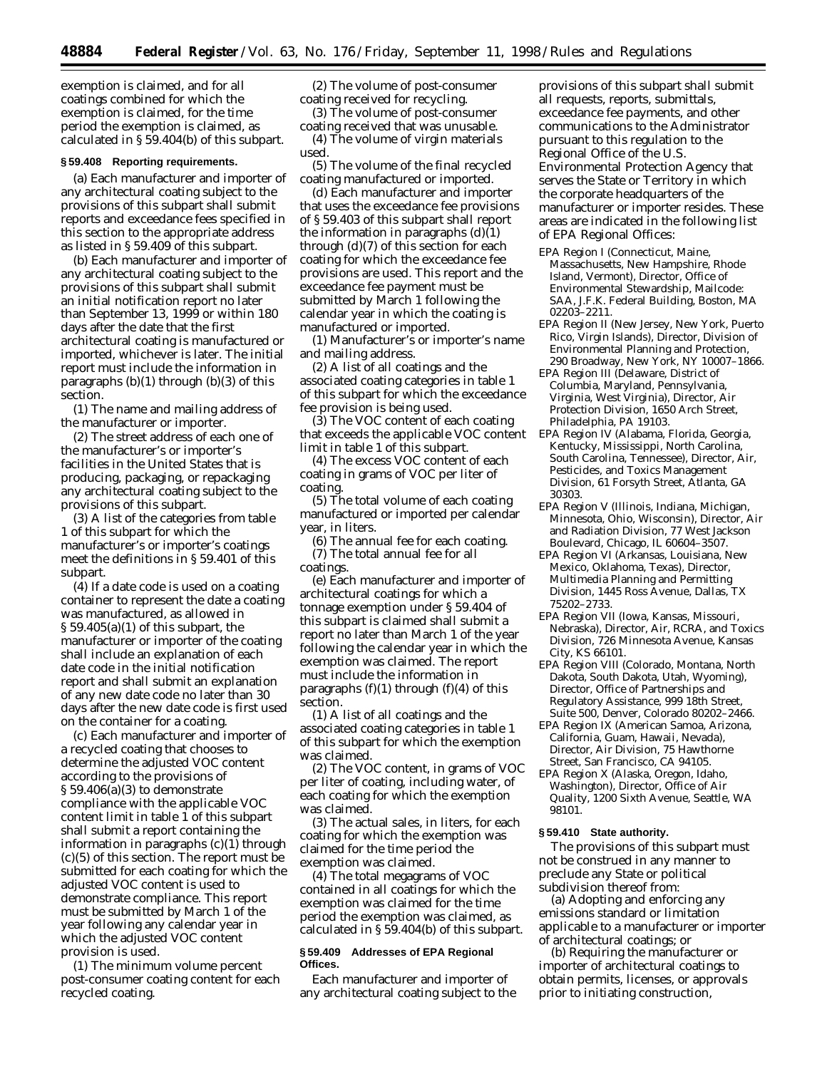exemption is claimed, and for all coatings combined for which the exemption is claimed, for the time period the exemption is claimed, as calculated in § 59.404(b) of this subpart.

**§ 59.408 Reporting requirements.**

(a) Each manufacturer and importer of any architectural coating subject to the provisions of this subpart shall submit reports and exceedance fees specified in this section to the appropriate address as listed in § 59.409 of this subpart.

(b) Each manufacturer and importer of any architectural coating subject to the provisions of this subpart shall submit an initial notification report no later than September 13, 1999 or within 180 days after the date that the first architectural coating is manufactured or imported, whichever is later. The initial report must include the information in paragraphs (b)(1) through (b)(3) of this section.

(1) The name and mailing address of the manufacturer or importer.

(2) The street address of each one of the manufacturer's or importer's facilities in the United States that is producing, packaging, or repackaging any architectural coating subject to the provisions of this subpart.

(3) A list of the categories from table 1 of this subpart for which the manufacturer's or importer's coatings meet the definitions in § 59.401 of this subpart.

(4) If a date code is used on a coating container to represent the date a coating was manufactured, as allowed in § 59.405(a)(1) of this subpart, the manufacturer or importer of the coating shall include an explanation of each date code in the initial notification report and shall submit an explanation of any new date code no later than 30 days after the new date code is first used on the container for a coating.

(c) Each manufacturer and importer of a recycled coating that chooses to determine the adjusted VOC content according to the provisions of § 59.406(a)(3) to demonstrate compliance with the applicable VOC content limit in table 1 of this subpart shall submit a report containing the information in paragraphs (c)(1) through (c)(5) of this section. The report must be submitted for each coating for which the adjusted VOC content is used to demonstrate compliance. This report must be submitted by March 1 of the year following any calendar year in which the adjusted VOC content provision is used.

(1) The minimum volume percent post-consumer coating content for each recycled coating.

(2) The volume of post-consumer coating received for recycling.

(3) The volume of post-consumer coating received that was unusable.

(4) The volume of virgin materials used.

(5) The volume of the final recycled coating manufactured or imported.

(d) Each manufacturer and importer that uses the exceedance fee provisions of § 59.403 of this subpart shall report the information in paragraphs (d)(1) through (d)(7) of this section for each coating for which the exceedance fee provisions are used. This report and the exceedance fee payment must be submitted by March 1 following the calendar year in which the coating is manufactured or imported.

(1) Manufacturer's or importer's name and mailing address.

(2) A list of all coatings and the associated coating categories in table 1 of this subpart for which the exceedance fee provision is being used.

(3) The VOC content of each coating that exceeds the applicable VOC content limit in table 1 of this subpart.

(4) The excess VOC content of each coating in grams of VOC per liter of coating.

(5) The total volume of each coating manufactured or imported per calendar year, in liters.

(6) The annual fee for each coating.

(7) The total annual fee for all coatings.

(e) Each manufacturer and importer of architectural coatings for which a tonnage exemption under § 59.404 of this subpart is claimed shall submit a report no later than March 1 of the year following the calendar year in which the exemption was claimed. The report must include the information in paragraphs (f)(1) through (f)(4) of this section.

(1) A list of all coatings and the associated coating categories in table 1 of this subpart for which the exemption was claimed.

(2) The VOC content, in grams of VOC per liter of coating, including water, of each coating for which the exemption was claimed.

(3) The actual sales, in liters, for each coating for which the exemption was claimed for the time period the exemption was claimed.

(4) The total megagrams of VOC contained in all coatings for which the exemption was claimed for the time period the exemption was claimed, as calculated in § 59.404(b) of this subpart.

**§ 59.409 Addresses of EPA Regional Offices.**

Each manufacturer and importer of any architectural coating subject to the provisions of this subpart shall submit all requests, reports, submittals, exceedance fee payments, and other communications to the Administrator pursuant to this regulation to the Regional Office of the U.S. Environmental Protection Agency that serves the State or Territory in which the corporate headquarters of the manufacturer or importer resides. These areas are indicated in the following list of EPA Regional Offices:

EPA Region I (Connecticut, Maine, Massachusetts, New Hampshire, Rhode Island, Vermont), Director, Office of Environmental Stewardship, Mailcode: SAA, J.F.K. Federal Building, Boston, MA 02203–2211.

EPA Region II (New Jersey, New York, Puerto Rico, Virgin Islands), Director, Division of Environmental Planning and Protection, 290 Broadway, New York, NY 10007–1866.

EPA Region III (Delaware, District of Columbia, Maryland, Pennsylvania, Virginia, West Virginia), Director, Air Protection Division, 1650 Arch Street, Philadelphia, PA 19103.

EPA Region IV (Alabama, Florida, Georgia, Kentucky, Mississippi, North Carolina, South Carolina, Tennessee), Director, Air, Pesticides, and Toxics Management Division, 61 Forsyth Street, Atlanta, GA 30303.

EPA Region V (Illinois, Indiana, Michigan, Minnesota, Ohio, Wisconsin), Director, Air and Radiation Division, 77 West Jackson Boulevard, Chicago, IL 60604–3507.

EPA Region VI (Arkansas, Louisiana, New Mexico, Oklahoma, Texas), Director, Multimedia Planning and Permitting Division, 1445 Ross Avenue, Dallas, TX 75202–2733.

EPA Region VII (Iowa, Kansas, Missouri, Nebraska), Director, Air, RCRA, and Toxics Division, 726 Minnesota Avenue, Kansas City, KS 66101.

EPA Region VIII (Colorado, Montana, North Dakota, South Dakota, Utah, Wyoming), Director, Office of Partnerships and Regulatory Assistance, 999 18th Street, Suite 500, Denver, Colorado 80202–2466.

EPA Region IX (American Samoa, Arizona, California, Guam, Hawaii, Nevada), Director, Air Division, 75 Hawthorne Street, San Francisco, CA 94105.

EPA Region X (Alaska, Oregon, Idaho, Washington), Director, Office of Air Quality, 1200 Sixth Avenue, Seattle, WA 98101.

**§ 59.410 State authority.**

The provisions of this subpart must not be construed in any manner to preclude any State or political subdivision thereof from:

(a) Adopting and enforcing any emissions standard or limitation applicable to a manufacturer or importer of architectural coatings; or

(b) Requiring the manufacturer or importer of architectural coatings to obtain permits, licenses, or approvals prior to initiating construction,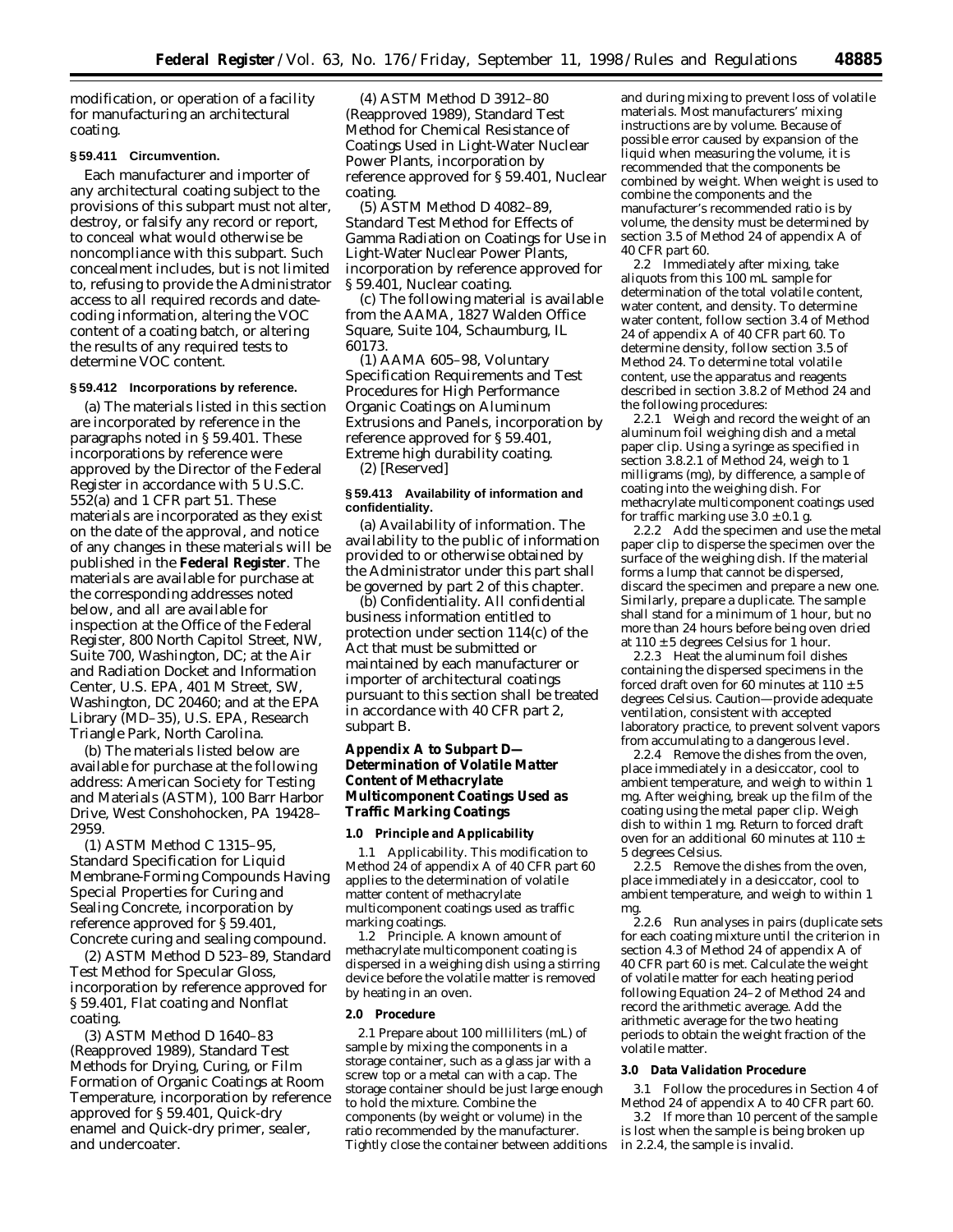modification, or operation of a facility for manufacturing an architectural coating.

### § 59.411 Circumvention.

Each manufacturer and importer of any architectural coating subject to the provisions of this subpart must not alter, destroy, or falsify any record or report, to conceal what would otherwise be noncompliance with this subpart. Such concealment includes, but is not limited to, refusing to provide the Administrator access to all required records and date-coding information, altering the VOC content of a coating batch, or altering the results of any required tests to determine VOC content.

### § 59.412 Incorporations by reference.

(a) The materials listed in this section are incorporated by reference in the paragraphs noted in § 59.401. These incorporations by reference were approved by the Director of the Federal Register in accordance with 5 U.S.C. 552(a) and 1 CFR part 51. These materials are incorporated as they exist on the date of the approval, and notice of any changes in these materials will be published in the **Federal Register**. The materials are available for purchase at the corresponding addresses noted below, and all are available for inspection at the Office of the Federal Register, 800 North Capitol Street, NW, Suite 700, Washington, DC; at the Air and Radiation Docket and Information Center, U.S. EPA, 401 M Street, SW, Washington, DC 20460; and at the EPA Library (MD–35), U.S. EPA, Research Triangle Park, North Carolina.

(b) The materials listed below are available for purchase at the following address: American Society for Testing and Materials (ASTM), 100 Barr Harbor Drive, West Conshohocken, PA 19428–2959.

(1) ASTM Method C 1315–95, Standard Specification for Liquid Membrane-Forming Compounds Having Special Properties for Curing and Sealing Concrete, incorporation by reference approved for § 59.401, Concrete curing and sealing compound.

(2) ASTM Method D 523–89, Standard Test Method for Specular Gloss, incorporation by reference approved for § 59.401, Flat coating and Nonflat coating.

(3) ASTM Method D 1640–83 (Reapproved 1989), Standard Test Methods for Drying, Curing, or Film Formation of Organic Coatings at Room Temperature, incorporation by reference approved for § 59.401, Quick-dry enamel and Quick-dry primer, sealer, and undercoater.

(4) ASTM Method D 3912–80 (Reapproved 1989), Standard Test Method for Chemical Resistance of Coatings Used in Light-Water Nuclear Power Plants, incorporation by reference approved for § 59.401, Nuclear coating.

(5) ASTM Method D 4082–89, Standard Test Method for Effects of Gamma Radiation on Coatings for Use in Light-Water Nuclear Power Plants, incorporation by reference approved for § 59.401, Nuclear coating.

(c) The following material is available from the AAMA, 1827 Walden Office Square, Suite 104, Schaumburg, IL 60173.

(1) AAMA 605–98, Voluntary Specification Requirements and Test Procedures for High Performance Organic Coatings on Aluminum Extrusions and Panels, incorporation by reference approved for § 59.401, Extreme high durability coating.

(2) [Reserved]

### § 59.413 Availability of information and confidentiality.

(a) *Availability of information.* The availability to the public of information provided to or otherwise obtained by the Administrator under this part shall be governed by part 2 of this chapter.

(b) *Confidentiality.* All confidential business information entitled to protection under section 114(c) of the Act that must be submitted or maintained by each manufacturer or importer of architectural coatings pursuant to this section shall be treated in accordance with 40 CFR part 2, subpart B.

## Appendix A to Subpart D—Determination of Volatile Matter Content of Methacrylate Multicomponent Coatings Used as Traffic Marking Coatings

### 1.0 Principle and Applicability

1.1 Applicability. This modification to Method 24 of appendix A of 40 CFR part 60 applies to the determination of volatile matter content of methacrylate multicomponent coatings used as traffic marking coatings.

1.2 Principle. A known amount of methacrylate multicomponent coating is dispersed in a weighing dish using a stirring device before the volatile matter is removed by heating in an oven.

### 2.0 Procedure

2.1 Prepare about 100 milliliters (mL) of sample by mixing the components in a storage container, such as a glass jar with a screw top or a metal can with a cap. The storage container should be just large enough to hold the mixture. Combine the components (by weight or volume) in the ratio recommended by the manufacturer. Tightly close the container between additions and during mixing to prevent loss of volatile materials. Most manufacturers' mixing instructions are by volume. Because of possible error caused by expansion of the liquid when measuring the volume, it is recommended that the components be combined by weight. When weight is used to combine the components and the manufacturer's recommended ratio is by volume, the density must be determined by section 3.5 of Method 24 of appendix A of 40 CFR part 60.

2.2 Immediately after mixing, take aliquots from this 100 mL sample for determination of the total volatile content, water content, and density. To determine water content, follow section 3.4 of Method 24 of appendix A of 40 CFR part 60. To determine density, follow section 3.5 of Method 24. To determine total volatile content, use the apparatus and reagents described in section 3.8.2 of Method 24 and the following procedures:

2.2.1 Weigh and record the weight of an aluminum foil weighing dish and a metal paper clip. Using a syringe as specified in section 3.8.2.1 of Method 24, weigh to 1 milligrams (mg), by difference, a sample of coating into the weighing dish. For methacrylate multicomponent coatings used for traffic marking use $3.0 \pm 0.1$ g.

2.2.2 Add the specimen and use the metal paper clip to disperse the specimen over the surface of the weighing dish. If the material forms a lump that cannot be dispersed, discard the specimen and prepare a new one. Similarly, prepare a duplicate. The sample shall stand for a minimum of 1 hour, but no more than 24 hours before being oven dried at $110 \pm 5$ degrees Celsius for 1 hour.

2.2.3 Heat the aluminum foil dishes containing the dispersed specimens in the forced draft oven for 60 minutes at $110 \pm 5$ degrees Celsius. Caution—provide adequate ventilation, consistent with accepted laboratory practice, to prevent solvent vapors from accumulating to a dangerous level.

2.2.4 Remove the dishes from the oven, place immediately in a desiccator, cool to ambient temperature, and weigh to within 1 mg. After weighing, break up the film of the coating using the metal paper clip. Weigh dish to within 1 mg. Return to forced draft oven for an additional 60 minutes at $110 \pm 5$ degrees Celsius.

2.2.5 Remove the dishes from the oven, place immediately in a desiccator, cool to ambient temperature, and weigh to within 1 mg.

2.2.6 Run analyses in pairs (duplicate sets for each coating mixture until the criterion in section 4.3 of Method 24 of appendix A of 40 CFR part 60 is met. Calculate the weight of volatile matter for each heating period following Equation 24–2 of Method 24 and record the arithmetic average. Add the arithmetic average for the two heating periods to obtain the weight fraction of the volatile matter.

### 3.0 Data Validation Procedure

3.1 Follow the procedures in Section 4 of Method 24 of appendix A to 40 CFR part 60.

3.2 If more than 10 percent of the sample is lost when the sample is being broken up in 2.2.4, the sample is invalid.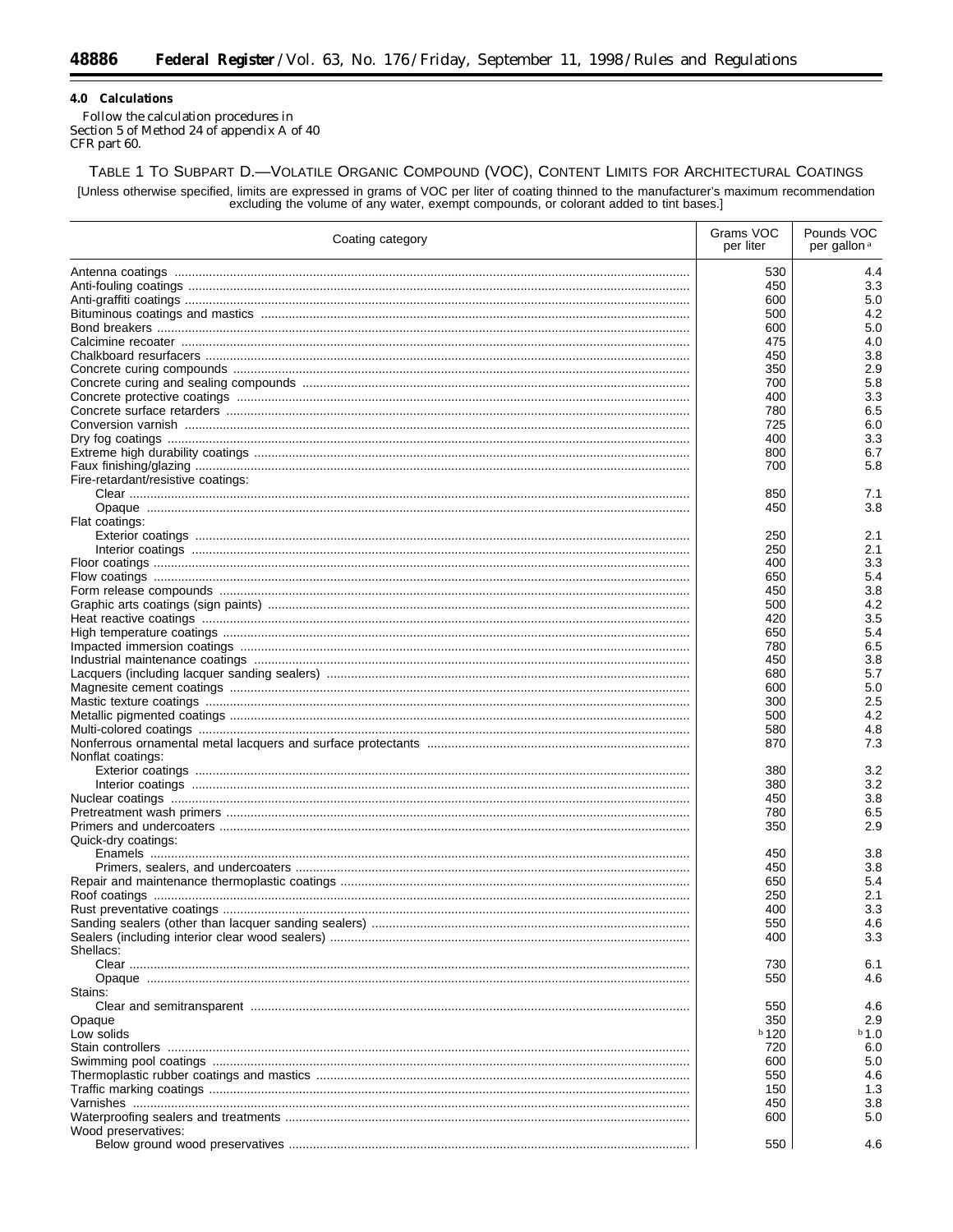### 4.0 Calculations

Follow the calculation procedures in Section 5 of Method 24 of appendix A of 40 CFR part 60.

TABLE 1 TO SUBPART D.—VOLATILE ORGANIC COMPOUND (VOC), CONTENT LIMITS FOR ARCHITECTURAL COATINGS

[Unless otherwise specified, limits are expressed in grams of VOC per liter of coating thinned to the manufacturer's maximum recommendation excluding the volume of any water, exempt compounds, or colorant added to tint bases.]

| Coating category | Grams VOC per liter | Pounds VOC per gallon [a] |
|---|---|---|
| Antenna coatings | 530 | 4.4 |
| Anti-fouling coatings | 450 | 3.3 |
| Anti-graffiti coatings | 600 | 5.0 |
| Bituminous coatings and mastics | 500 | 4.2 |
| Bond breakers | 600 | 5.0 |
| Calcimine recoater | 475 | 4.0 |
| Chalkboard resurfacers | 450 | 3.8 |
| Concrete curing compounds | 350 | 2.9 |
| Concrete curing and sealing compounds | 700 | 5.8 |
| Concrete protective coatings | 400 | 3.3 |
| Concrete surface retarders | 780 | 6.5 |
| Conversion varnish | 725 | 6.0 |
| Dry fog coatings | 400 | 3.3 |
| Extreme high durability coatings | 800 | 6.7 |
| Faux finishing/glazing | 700 | 5.8 |
| Fire-retardant/resistive coatings: | | |
| Clear | 850 | 7.1 |
| Opaque | 450 | 3.8 |
| Flat coatings: | | |
| Exterior coatings | 250 | 2.1 |
| Interior coatings | 250 | 2.1 |
| Floor coatings | 400 | 3.3 |
| Flow coatings | 650 | 5.4 |
| Form release compounds | 450 | 3.8 |
| Graphic arts coatings (sign paints) | 500 | 4.2 |
| Heat reactive coatings | 420 | 3.5 |
| High temperature coatings | 650 | 5.4 |
| Impacted immersion coatings | 780 | 6.5 |
| Industrial maintenance coatings | 450 | 3.8 |
| Lacquers (including lacquer sanding sealers) | 680 | 5.7 |
| Magnesite cement coatings | 600 | 5.0 |
| Mastic texture coatings | 300 | 2.5 |
| Metallic pigmented coatings | 500 | 4.2 |
| Multi-colored coatings | 580 | 4.8 |
| Nonferrous ornamental metal lacquers and surface protectants | 870 | 7.3 |
| Nonflat coatings: | | |
| Exterior coatings | 380 | 3.2 |
| Interior coatings | 380 | 3.2 |
| Nuclear coatings | 450 | 3.8 |
| Pretreatment wash primers | 780 | 6.5 |
| Primers and undercoaters | 350 | 2.9 |
| Quick-dry coatings: | | |
| Enamels | 450 | 3.8 |
| Primers, sealers, and undercoaters | 450 | 3.8 |
| Repair and maintenance thermoplastic coatings | 650 | 5.4 |
| Roof coatings | 250 | 2.1 |
| Rust preventative coatings | 400 | 3.3 |
| Sanding sealers (other than lacquer sanding sealers) | 550 | 4.6 |
| Sealers (including interior clear wood sealers) | 400 | 3.3 |
| Shellacs: | | |
| Clear | 730 | 6.1 |
| Opaque | 550 | 4.6 |
| Stains: | | |
| Clear and semitransparent | 550 | 4.6 |
| Opaque | 350 | 2.9 |
| Low solids | [b] 120 | [b] 1.0 |
| Stain controllers | 720 | 6.0 |
| Swimming pool coatings | 600 | 5.0 |
| Thermoplastic rubber coatings and mastics | 550 | 4.6 |
| Traffic marking coatings | 150 | 1.3 |
| Varnishes | 450 | 3.8 |
| Waterproofing sealers and treatments | 600 | 5.0 |
| Wood preservatives: | | |
| Below ground wood preservatives | 550 | 4.6 |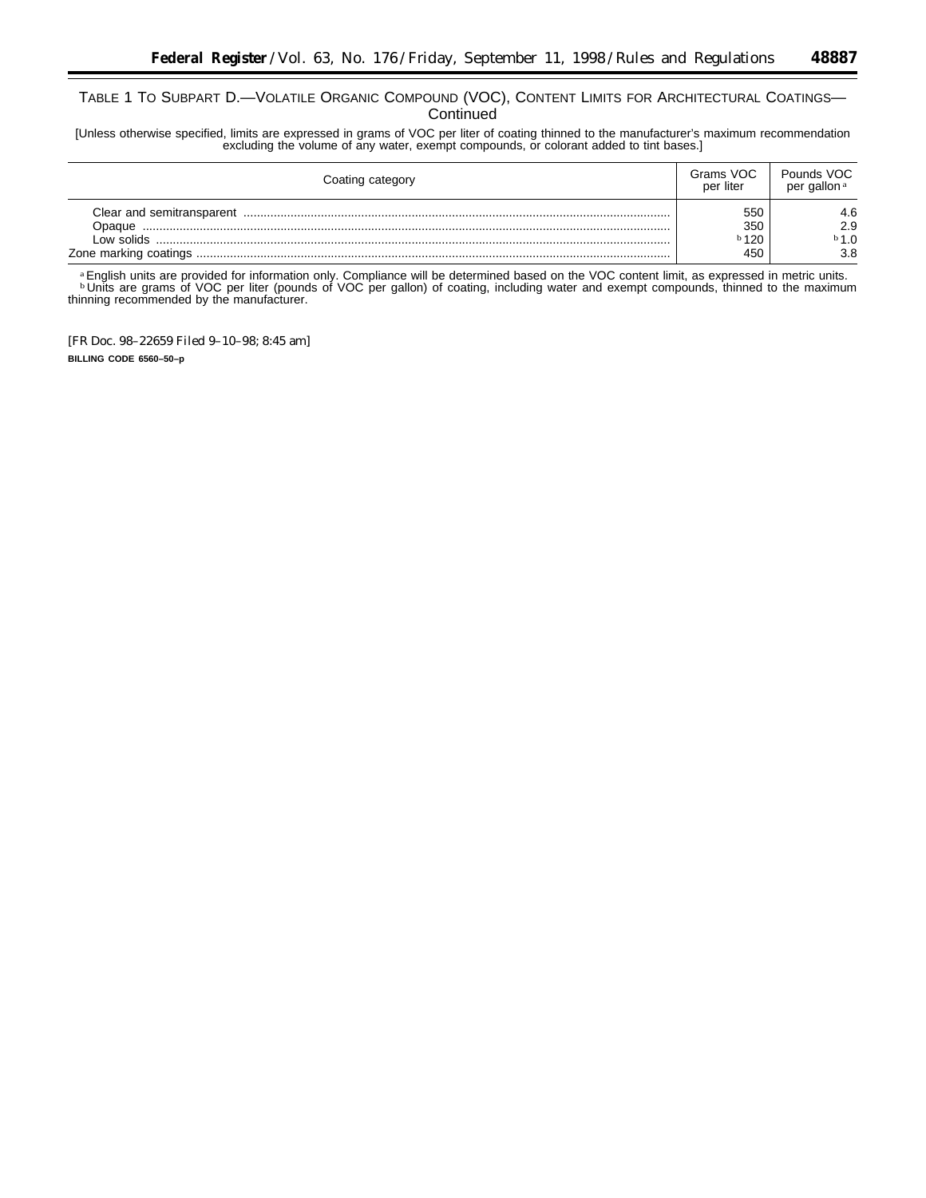TABLE 1 TO SUBPART D.—VOLATILE ORGANIC COMPOUND (VOC), CONTENT LIMITS FOR ARCHITECTURAL COATINGS—Continued

[Unless otherwise specified, limits are expressed in grams of VOC per liter of coating thinned to the manufacturer's maximum recommendation excluding the volume of any water, exempt compounds, or colorant added to tint bases.]

| Coating category | Grams VOC per liter | Pounds VOC per gallon [a] |
|---|---|---|
| Clear and semitransparent | 550 | 4.6 |
| Opaque | 350 | 2.9 |
| Low solids | [b] 120 | [b] 1.0 |
| Zone marking coatings | 450 | 3.8 |

[a] English units are provided for information only. Compliance will be determined based on the VOC content limit, as expressed in metric units.
[b] Units are grams of VOC per liter (pounds of VOC per gallon) of coating, including water and exempt compounds, thinned to the maximum thinning recommended by the manufacturer.

[FR Doc. 98–22659 Filed 9–10–98; 8:45 am]

BILLING CODE 6560–50–p